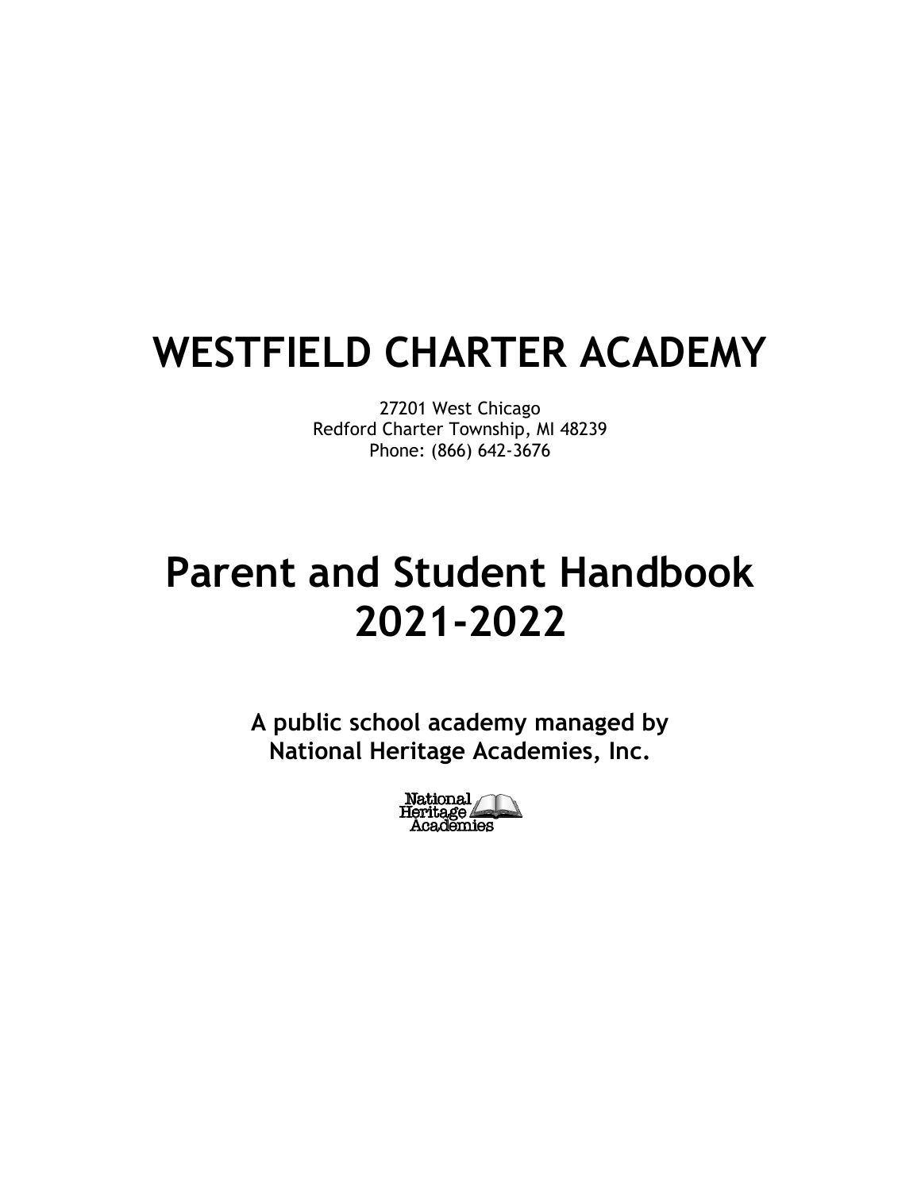# WESTFIELD CHARTER ACADEMY

27201 West Chicago
Redford Charter Township, MI 48239
Phone: (866) 642-3676

# Parent and Student Handbook 2021-2022

**A public school academy managed by National Heritage Academies, Inc.**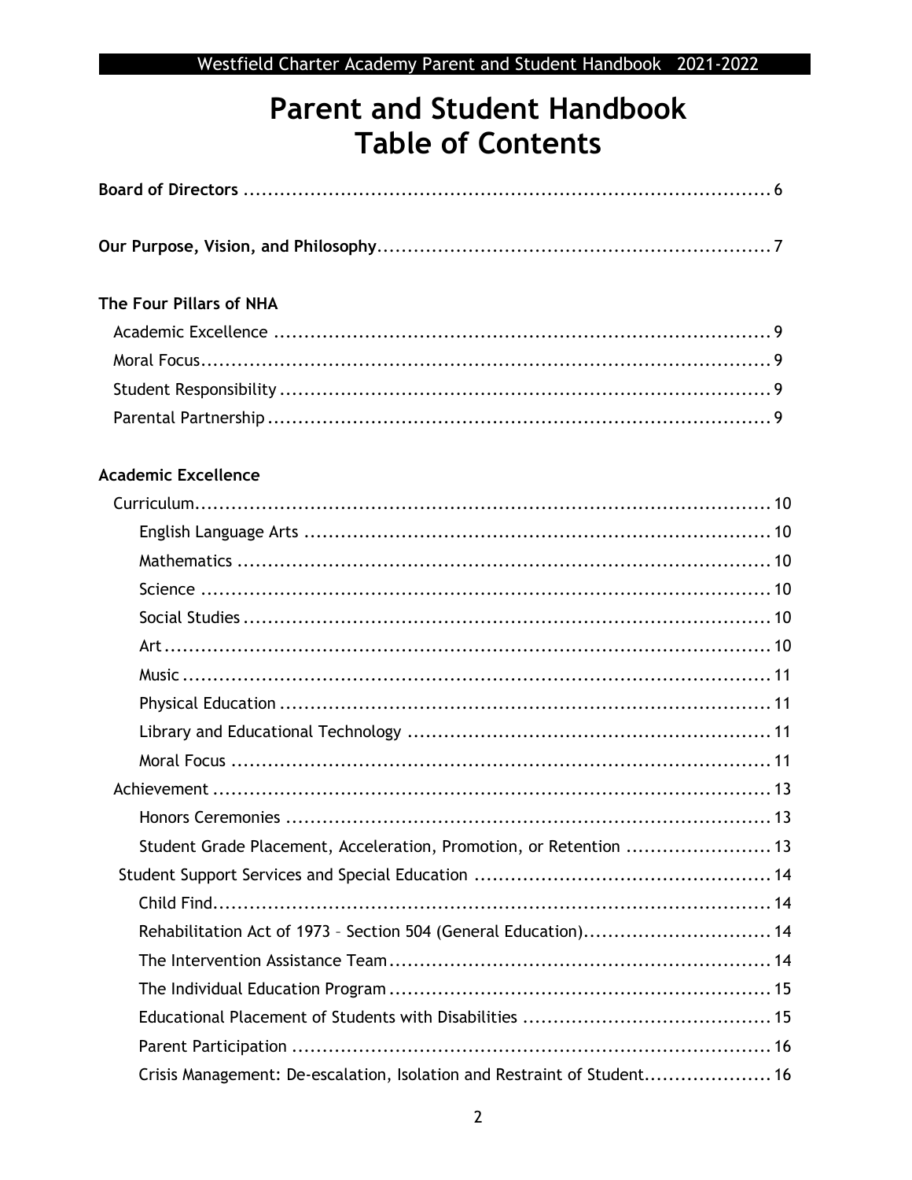# Parent and Student Handbook
# Table of Contents

**Board of Directors** ........................................................................................ 6

**Our Purpose, Vision, and Philosophy**................................................................ 7

**The Four Pillars of NHA**

- Academic Excellence .................................................................................. 9
- Moral Focus................................................................................................ 9
- Student Responsibility ................................................................................. 9
- Parental Partnership ................................................................................... 9

**Academic Excellence**

- Curriculum................................................................................................ 10
  - English Language Arts ............................................................................ 10
  - Mathematics ......................................................................................... 10
  - Science ................................................................................................ 10
  - Social Studies ........................................................................................ 10
  - Art ...................................................................................................... 10
  - Music ................................................................................................... 11
  - Physical Education ................................................................................. 11
  - Library and Educational Technology ........................................................... 11
  - Moral Focus .......................................................................................... 11
- Achievement ............................................................................................ 13
  - Honors Ceremonies ................................................................................ 13
  - Student Grade Placement, Acceleration, Promotion, or Retention ........................ 13
- Student Support Services and Special Education ................................................. 14
  - Child Find............................................................................................. 14
  - Rehabilitation Act of 1973 – Section 504 (General Education)............................... 14
  - The Intervention Assistance Team............................................................... 14
  - The Individual Education Program ............................................................... 15
  - Educational Placement of Students with Disabilities ......................................... 15
  - Parent Participation ............................................................................... 16
  - Crisis Management: De-escalation, Isolation and Restraint of Student..................... 16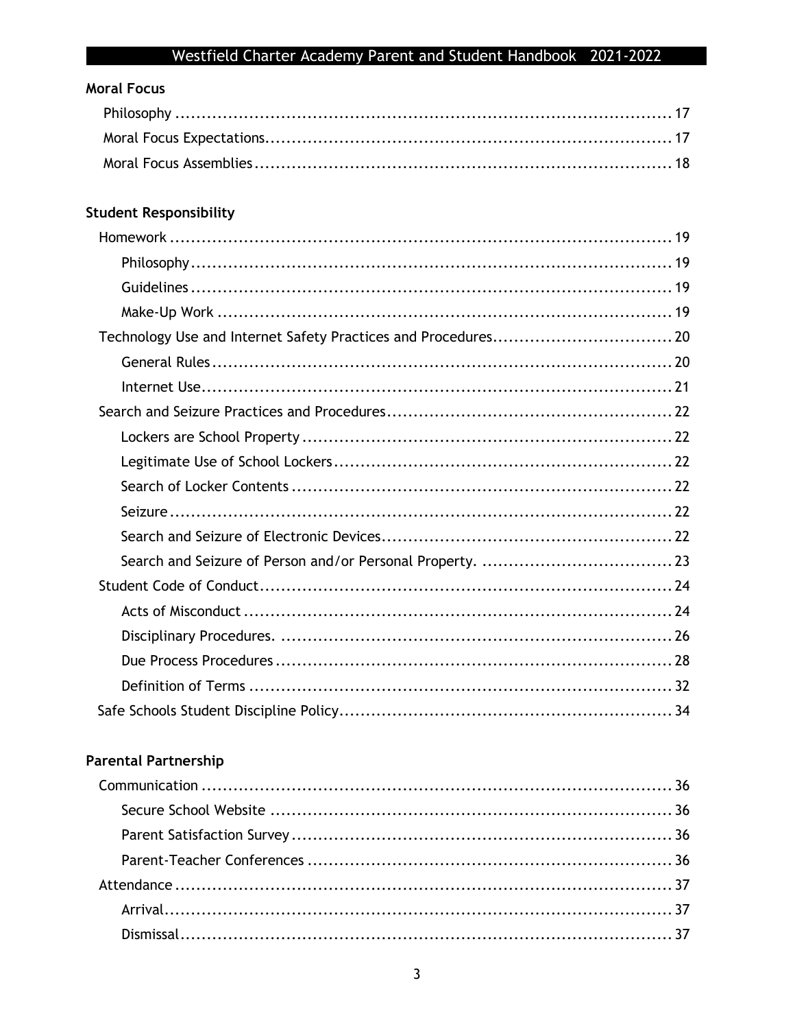**Moral Focus**

- Philosophy ........................................................................................ 17
- Moral Focus Expectations ..................................................................... 17
- Moral Focus Assemblies ....................................................................... 18

**Student Responsibility**

- Homework ........................................................................................ 19
  - Philosophy .................................................................................... 19
  - Guidelines .................................................................................... 19
  - Make-Up Work ............................................................................... 19
- Technology Use and Internet Safety Practices and Procedures ................................ 20
  - General Rules ................................................................................ 20
  - Internet Use .................................................................................. 21
- Search and Seizure Practices and Procedures .................................................... 22
  - Lockers are School Property .............................................................. 22
  - Legitimate Use of School Lockers ....................................................... 22
  - Search of Locker Contents ................................................................ 22
  - Seizure ........................................................................................ 22
  - Search and Seizure of Electronic Devices .............................................. 22
  - Search and Seizure of Person and/or Personal Property. ............................. 23
- Student Code of Conduct ....................................................................... 24
  - Acts of Misconduct ......................................................................... 24
  - Disciplinary Procedures. .................................................................. 26
  - Due Process Procedures ................................................................... 28
  - Definition of Terms ........................................................................ 32
- Safe Schools Student Discipline Policy ........................................................ 34

**Parental Partnership**

- Communication .................................................................................. 36
  - Secure School Website .................................................................... 36
  - Parent Satisfaction Survey ................................................................ 36
  - Parent-Teacher Conferences ............................................................. 36
- Attendance ....................................................................................... 37
  - Arrival ........................................................................................ 37
  - Dismissal ..................................................................................... 37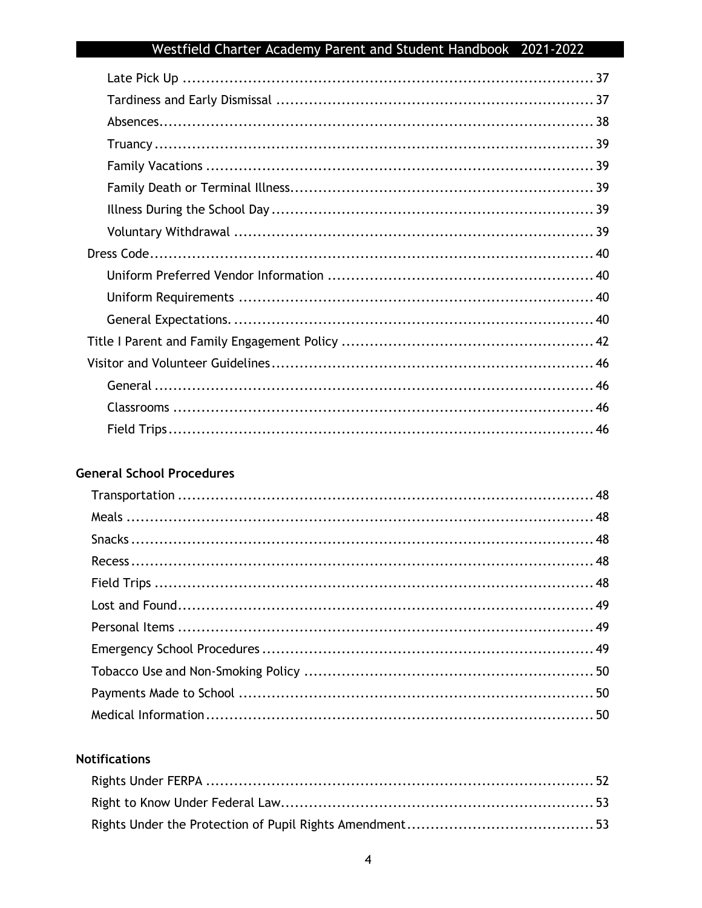- Late Pick Up ... 37
- Tardiness and Early Dismissal ... 37
- Absences ... 38
- Truancy ... 39
- Family Vacations ... 39
- Family Death or Terminal Illness ... 39
- Illness During the School Day ... 39
- Voluntary Withdrawal ... 39

Dress Code ... 40

- Uniform Preferred Vendor Information ... 40
- Uniform Requirements ... 40
- General Expectations. ... 40

Title I Parent and Family Engagement Policy ... 42

Visitor and Volunteer Guidelines ... 46

- General ... 46
- Classrooms ... 46
- Field Trips ... 46

**General School Procedures**

- Transportation ... 48
- Meals ... 48
- Snacks ... 48
- Recess ... 48
- Field Trips ... 48
- Lost and Found ... 49
- Personal Items ... 49
- Emergency School Procedures ... 49
- Tobacco Use and Non-Smoking Policy ... 50
- Payments Made to School ... 50
- Medical Information ... 50

**Notifications**

- Rights Under FERPA ... 52
- Right to Know Under Federal Law ... 53
- Rights Under the Protection of Pupil Rights Amendment ... 53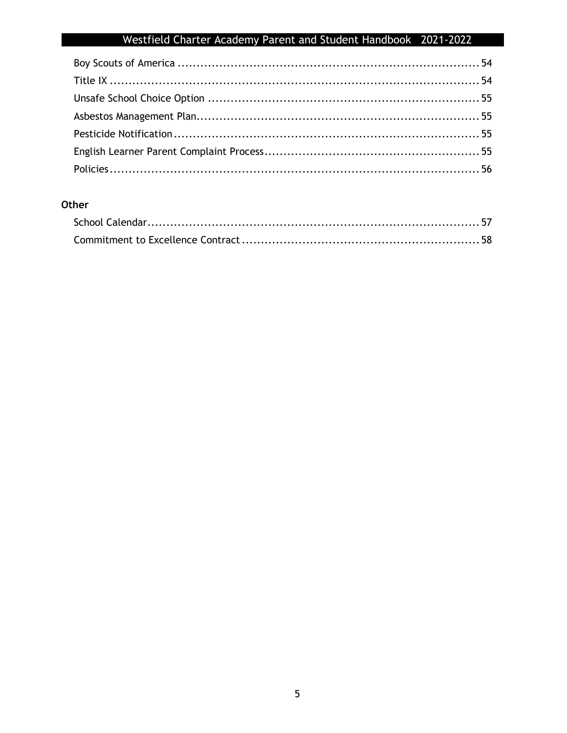Boy Scouts of America ..... 54
Title IX ..... 54
Unsafe School Choice Option ..... 55
Asbestos Management Plan ..... 55
Pesticide Notification ..... 55
English Learner Parent Complaint Process ..... 55
Policies ..... 56

**Other**

School Calendar ..... 57
Commitment to Excellence Contract ..... 58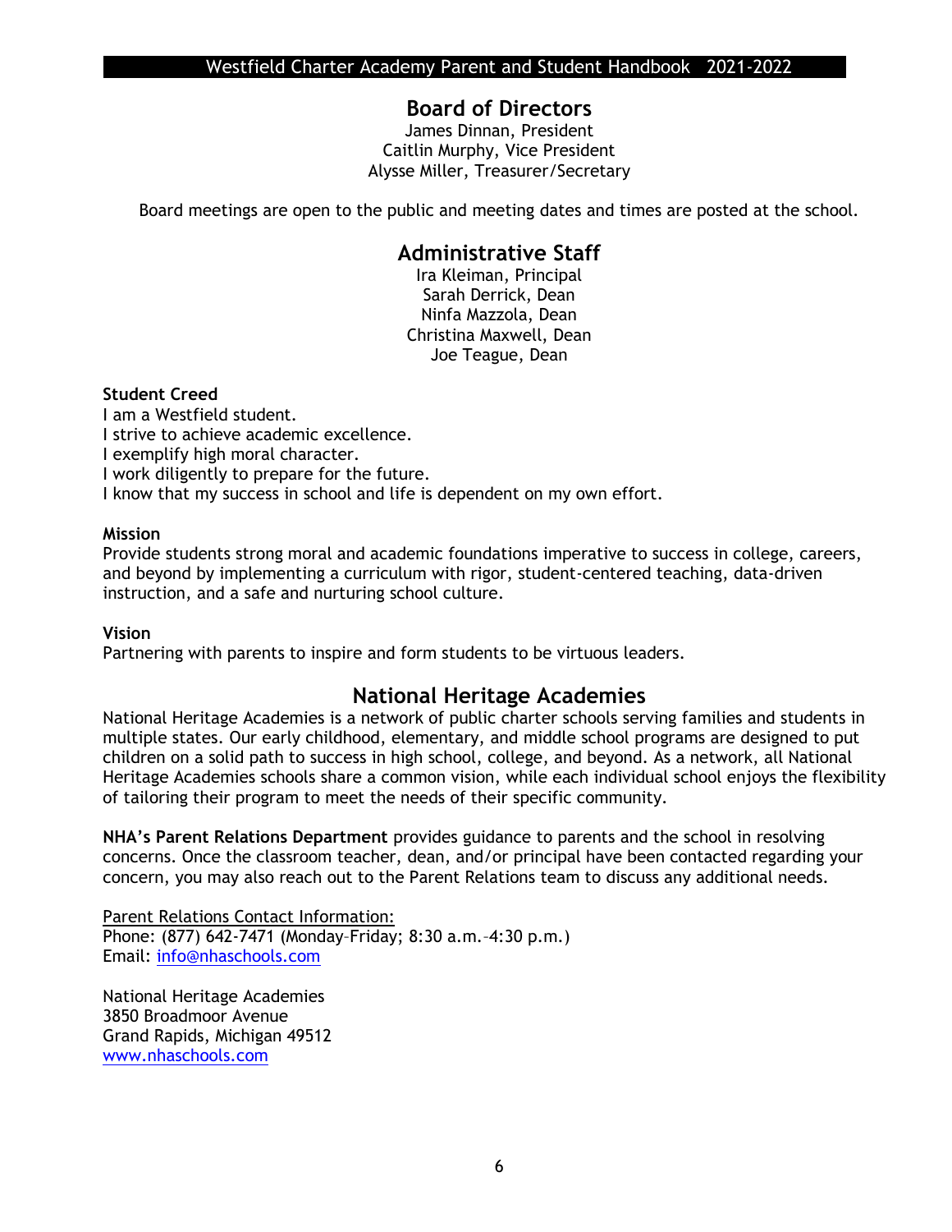## Board of Directors

James Dinnan, President
Caitlin Murphy, Vice President
Alysse Miller, Treasurer/Secretary

Board meetings are open to the public and meeting dates and times are posted at the school.

## Administrative Staff

Ira Kleiman, Principal
Sarah Derrick, Dean
Ninfa Mazzola, Dean
Christina Maxwell, Dean
Joe Teague, Dean

**Student Creed**

I am a Westfield student.
I strive to achieve academic excellence.
I exemplify high moral character.
I work diligently to prepare for the future.
I know that my success in school and life is dependent on my own effort.

**Mission**

Provide students strong moral and academic foundations imperative to success in college, careers, and beyond by implementing a curriculum with rigor, student-centered teaching, data-driven instruction, and a safe and nurturing school culture.

**Vision**

Partnering with parents to inspire and form students to be virtuous leaders.

## National Heritage Academies

National Heritage Academies is a network of public charter schools serving families and students in multiple states. Our early childhood, elementary, and middle school programs are designed to put children on a solid path to success in high school, college, and beyond. As a network, all National Heritage Academies schools share a common vision, while each individual school enjoys the flexibility of tailoring their program to meet the needs of their specific community.

**NHA's Parent Relations Department** provides guidance to parents and the school in resolving concerns. Once the classroom teacher, dean, and/or principal have been contacted regarding your concern, you may also reach out to the Parent Relations team to discuss any additional needs.

Parent Relations Contact Information:
Phone: (877) 642-7471 (Monday–Friday; 8:30 a.m.–4:30 p.m.)
Email: info@nhaschools.com

National Heritage Academies
3850 Broadmoor Avenue
Grand Rapids, Michigan 49512
www.nhaschools.com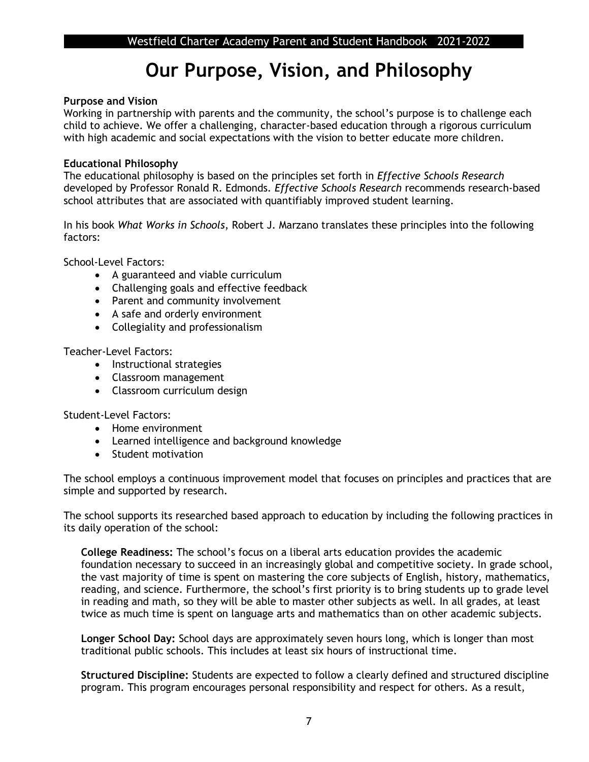# Our Purpose, Vision, and Philosophy

**Purpose and Vision**
Working in partnership with parents and the community, the school's purpose is to challenge each child to achieve. We offer a challenging, character-based education through a rigorous curriculum with high academic and social expectations with the vision to better educate more children.

**Educational Philosophy**
The educational philosophy is based on the principles set forth in *Effective Schools Research* developed by Professor Ronald R. Edmonds. *Effective Schools Research* recommends research-based school attributes that are associated with quantifiably improved student learning.

In his book *What Works in Schools*, Robert J. Marzano translates these principles into the following factors:

School-Level Factors:

- A guaranteed and viable curriculum
- Challenging goals and effective feedback
- Parent and community involvement
- A safe and orderly environment
- Collegiality and professionalism

Teacher-Level Factors:

- Instructional strategies
- Classroom management
- Classroom curriculum design

Student-Level Factors:

- Home environment
- Learned intelligence and background knowledge
- Student motivation

The school employs a continuous improvement model that focuses on principles and practices that are simple and supported by research.

The school supports its researched based approach to education by including the following practices in its daily operation of the school:

**College Readiness:** The school's focus on a liberal arts education provides the academic foundation necessary to succeed in an increasingly global and competitive society. In grade school, the vast majority of time is spent on mastering the core subjects of English, history, mathematics, reading, and science. Furthermore, the school's first priority is to bring students up to grade level in reading and math, so they will be able to master other subjects as well. In all grades, at least twice as much time is spent on language arts and mathematics than on other academic subjects.

**Longer School Day:** School days are approximately seven hours long, which is longer than most traditional public schools. This includes at least six hours of instructional time.

**Structured Discipline:** Students are expected to follow a clearly defined and structured discipline program. This program encourages personal responsibility and respect for others. As a result,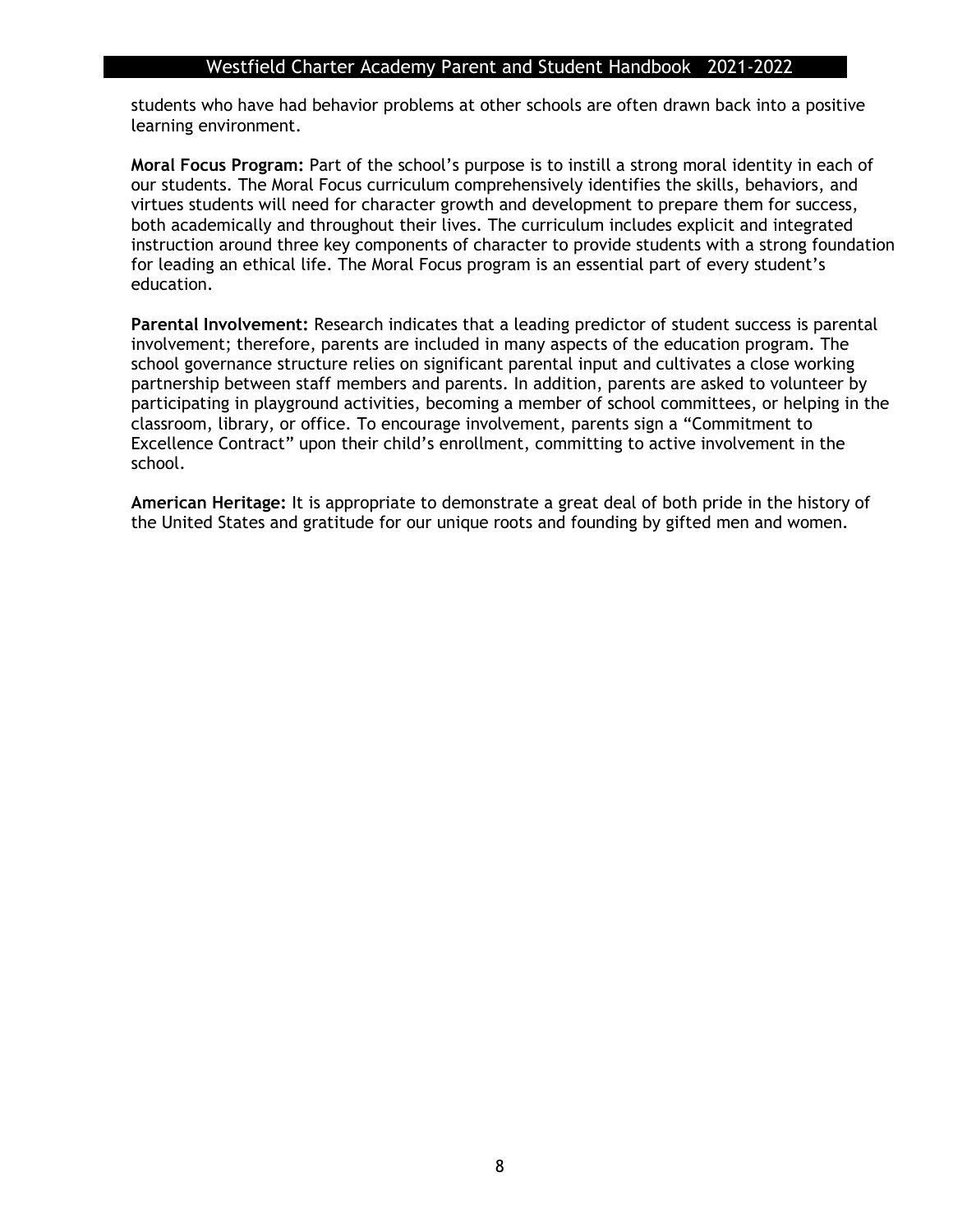students who have had behavior problems at other schools are often drawn back into a positive learning environment.

**Moral Focus Program:** Part of the school's purpose is to instill a strong moral identity in each of our students. The Moral Focus curriculum comprehensively identifies the skills, behaviors, and virtues students will need for character growth and development to prepare them for success, both academically and throughout their lives. The curriculum includes explicit and integrated instruction around three key components of character to provide students with a strong foundation for leading an ethical life. The Moral Focus program is an essential part of every student's education.

**Parental Involvement:** Research indicates that a leading predictor of student success is parental involvement; therefore, parents are included in many aspects of the education program. The school governance structure relies on significant parental input and cultivates a close working partnership between staff members and parents. In addition, parents are asked to volunteer by participating in playground activities, becoming a member of school committees, or helping in the classroom, library, or office. To encourage involvement, parents sign a "Commitment to Excellence Contract" upon their child's enrollment, committing to active involvement in the school.

**American Heritage:** It is appropriate to demonstrate a great deal of both pride in the history of the United States and gratitude for our unique roots and founding by gifted men and women.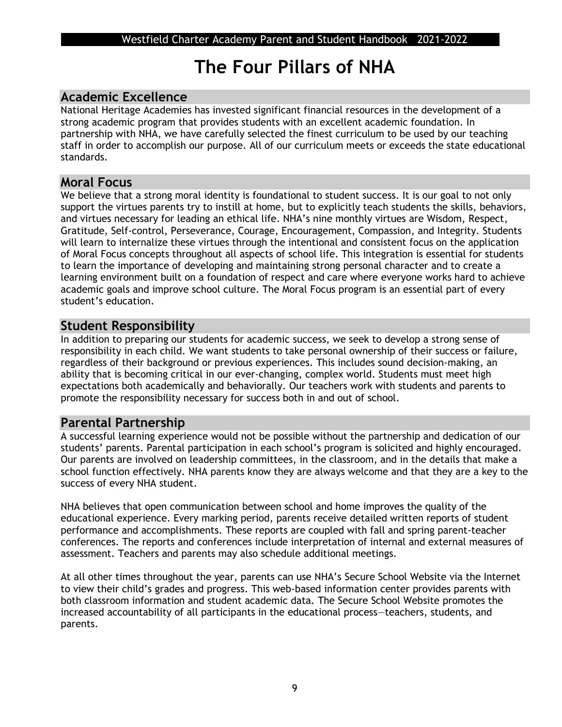# The Four Pillars of NHA

## Academic Excellence

National Heritage Academies has invested significant financial resources in the development of a strong academic program that provides students with an excellent academic foundation. In partnership with NHA, we have carefully selected the finest curriculum to be used by our teaching staff in order to accomplish our purpose. All of our curriculum meets or exceeds the state educational standards.

## Moral Focus

We believe that a strong moral identity is foundational to student success. It is our goal to not only support the virtues parents try to instill at home, but to explicitly teach students the skills, behaviors, and virtues necessary for leading an ethical life. NHA's nine monthly virtues are Wisdom, Respect, Gratitude, Self-control, Perseverance, Courage, Encouragement, Compassion, and Integrity. Students will learn to internalize these virtues through the intentional and consistent focus on the application of Moral Focus concepts throughout all aspects of school life. This integration is essential for students to learn the importance of developing and maintaining strong personal character and to create a learning environment built on a foundation of respect and care where everyone works hard to achieve academic goals and improve school culture. The Moral Focus program is an essential part of every student's education.

## Student Responsibility

In addition to preparing our students for academic success, we seek to develop a strong sense of responsibility in each child. We want students to take personal ownership of their success or failure, regardless of their background or previous experiences. This includes sound decision-making, an ability that is becoming critical in our ever-changing, complex world. Students must meet high expectations both academically and behaviorally. Our teachers work with students and parents to promote the responsibility necessary for success both in and out of school.

## Parental Partnership

A successful learning experience would not be possible without the partnership and dedication of our students' parents. Parental participation in each school's program is solicited and highly encouraged. Our parents are involved on leadership committees, in the classroom, and in the details that make a school function effectively. NHA parents know they are always welcome and that they are a key to the success of every NHA student.

NHA believes that open communication between school and home improves the quality of the educational experience. Every marking period, parents receive detailed written reports of student performance and accomplishments. These reports are coupled with fall and spring parent-teacher conferences. The reports and conferences include interpretation of internal and external measures of assessment. Teachers and parents may also schedule additional meetings.

At all other times throughout the year, parents can use NHA's Secure School Website via the Internet to view their child's grades and progress. This web-based information center provides parents with both classroom information and student academic data. The Secure School Website promotes the increased accountability of all participants in the educational process—teachers, students, and parents.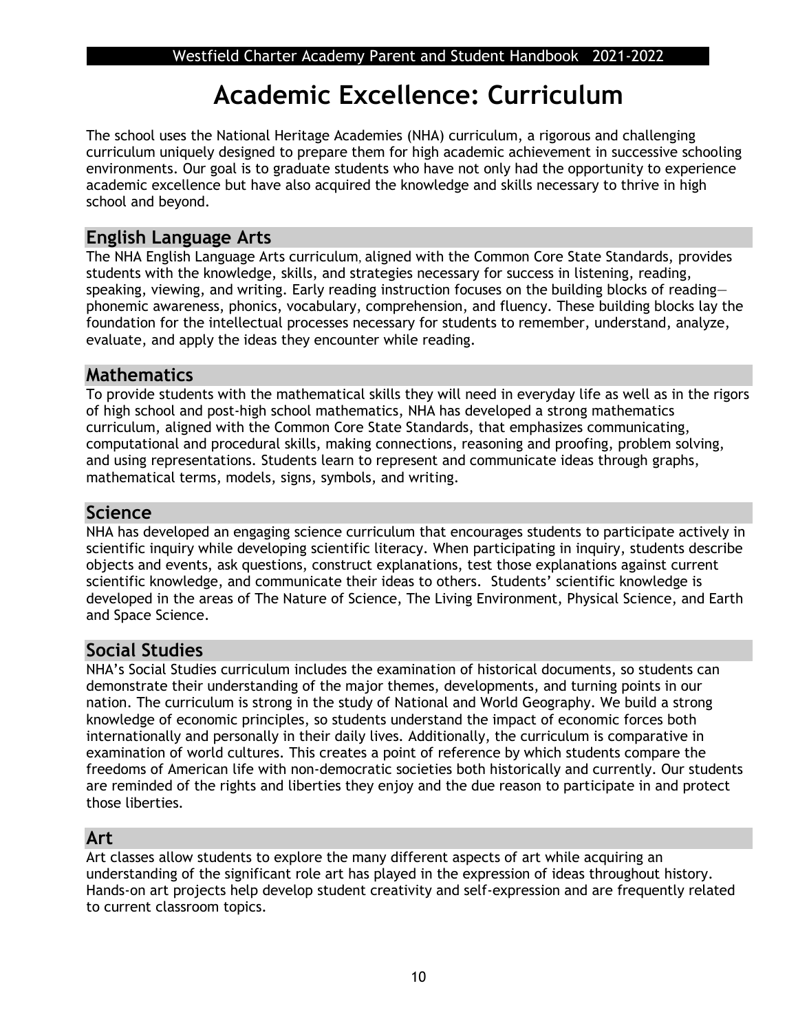# Academic Excellence: Curriculum

The school uses the National Heritage Academies (NHA) curriculum, a rigorous and challenging curriculum uniquely designed to prepare them for high academic achievement in successive schooling environments. Our goal is to graduate students who have not only had the opportunity to experience academic excellence but have also acquired the knowledge and skills necessary to thrive in high school and beyond.

## English Language Arts

The NHA English Language Arts curriculum, aligned with the Common Core State Standards, provides students with the knowledge, skills, and strategies necessary for success in listening, reading, speaking, viewing, and writing. Early reading instruction focuses on the building blocks of reading—phonemic awareness, phonics, vocabulary, comprehension, and fluency. These building blocks lay the foundation for the intellectual processes necessary for students to remember, understand, analyze, evaluate, and apply the ideas they encounter while reading.

## Mathematics

To provide students with the mathematical skills they will need in everyday life as well as in the rigors of high school and post-high school mathematics, NHA has developed a strong mathematics curriculum, aligned with the Common Core State Standards, that emphasizes communicating, computational and procedural skills, making connections, reasoning and proofing, problem solving, and using representations. Students learn to represent and communicate ideas through graphs, mathematical terms, models, signs, symbols, and writing.

## Science

NHA has developed an engaging science curriculum that encourages students to participate actively in scientific inquiry while developing scientific literacy. When participating in inquiry, students describe objects and events, ask questions, construct explanations, test those explanations against current scientific knowledge, and communicate their ideas to others. Students' scientific knowledge is developed in the areas of The Nature of Science, The Living Environment, Physical Science, and Earth and Space Science.

## Social Studies

NHA's Social Studies curriculum includes the examination of historical documents, so students can demonstrate their understanding of the major themes, developments, and turning points in our nation. The curriculum is strong in the study of National and World Geography. We build a strong knowledge of economic principles, so students understand the impact of economic forces both internationally and personally in their daily lives. Additionally, the curriculum is comparative in examination of world cultures. This creates a point of reference by which students compare the freedoms of American life with non-democratic societies both historically and currently. Our students are reminded of the rights and liberties they enjoy and the due reason to participate in and protect those liberties.

## Art

Art classes allow students to explore the many different aspects of art while acquiring an understanding of the significant role art has played in the expression of ideas throughout history. Hands-on art projects help develop student creativity and self-expression and are frequently related to current classroom topics.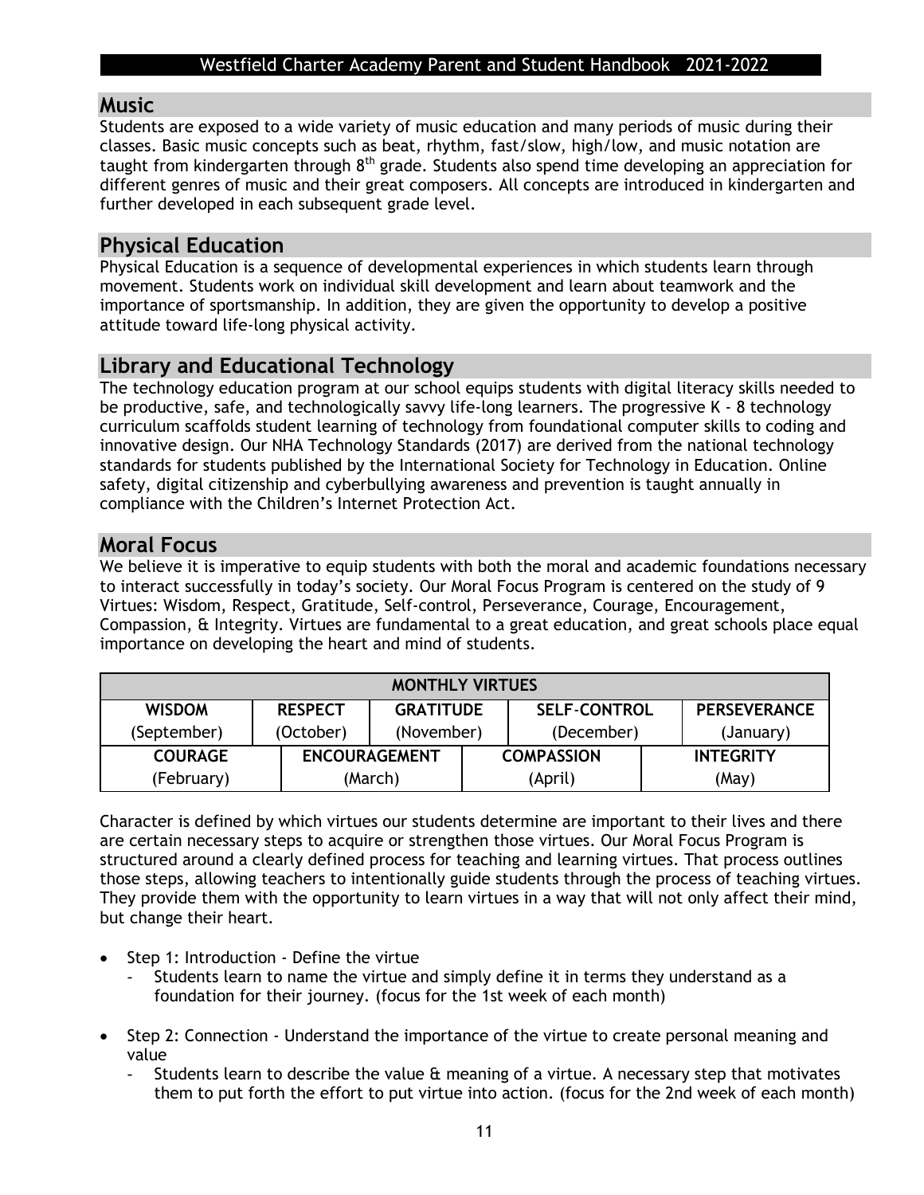## Music

Students are exposed to a wide variety of music education and many periods of music during their classes. Basic music concepts such as beat, rhythm, fast/slow, high/low, and music notation are taught from kindergarten through 8th grade. Students also spend time developing an appreciation for different genres of music and their great composers. All concepts are introduced in kindergarten and further developed in each subsequent grade level.

## Physical Education

Physical Education is a sequence of developmental experiences in which students learn through movement. Students work on individual skill development and learn about teamwork and the importance of sportsmanship. In addition, they are given the opportunity to develop a positive attitude toward life-long physical activity.

## Library and Educational Technology

The technology education program at our school equips students with digital literacy skills needed to be productive, safe, and technologically savvy life-long learners. The progressive K - 8 technology curriculum scaffolds student learning of technology from foundational computer skills to coding and innovative design. Our NHA Technology Standards (2017) are derived from the national technology standards for students published by the International Society for Technology in Education. Online safety, digital citizenship and cyberbullying awareness and prevention is taught annually in compliance with the Children's Internet Protection Act.

## Moral Focus

We believe it is imperative to equip students with both the moral and academic foundations necessary to interact successfully in today's society. Our Moral Focus Program is centered on the study of 9 Virtues: Wisdom, Respect, Gratitude, Self-control, Perseverance, Courage, Encouragement, Compassion, & Integrity. Virtues are fundamental to a great education, and great schools place equal importance on developing the heart and mind of students.

| MONTHLY VIRTUES | | | | |
|---|---|---|---|---|
| **WISDOM** (September) | **RESPECT** (October) | **GRATITUDE** (November) | **SELF-CONTROL** (December) | **PERSEVERANCE** (January) |
| **COURAGE** (February) | **ENCOURAGEMENT** (March) | **COMPASSION** (April) | **INTEGRITY** (May) | |

Character is defined by which virtues our students determine are important to their lives and there are certain necessary steps to acquire or strengthen those virtues. Our Moral Focus Program is structured around a clearly defined process for teaching and learning virtues. That process outlines those steps, allowing teachers to intentionally guide students through the process of teaching virtues. They provide them with the opportunity to learn virtues in a way that will not only affect their mind, but change their heart.

- Step 1: Introduction - Define the virtue
  - Students learn to name the virtue and simply define it in terms they understand as a foundation for their journey. (focus for the 1st week of each month)
- Step 2: Connection - Understand the importance of the virtue to create personal meaning and value
  - Students learn to describe the value & meaning of a virtue. A necessary step that motivates them to put forth the effort to put virtue into action. (focus for the 2nd week of each month)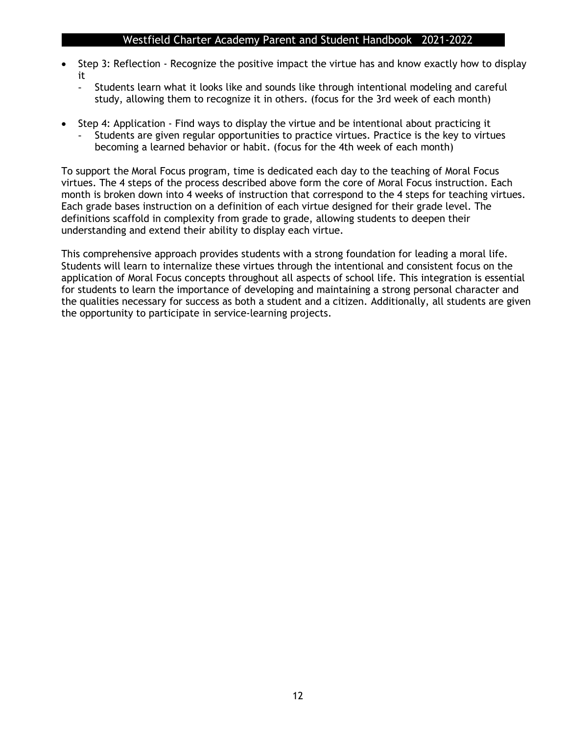- Step 3: Reflection - Recognize the positive impact the virtue has and know exactly how to display it
  - Students learn what it looks like and sounds like through intentional modeling and careful study, allowing them to recognize it in others. (focus for the 3rd week of each month)

- Step 4: Application - Find ways to display the virtue and be intentional about practicing it
  - Students are given regular opportunities to practice virtues. Practice is the key to virtues becoming a learned behavior or habit. (focus for the 4th week of each month)

To support the Moral Focus program, time is dedicated each day to the teaching of Moral Focus virtues. The 4 steps of the process described above form the core of Moral Focus instruction. Each month is broken down into 4 weeks of instruction that correspond to the 4 steps for teaching virtues. Each grade bases instruction on a definition of each virtue designed for their grade level. The definitions scaffold in complexity from grade to grade, allowing students to deepen their understanding and extend their ability to display each virtue.

This comprehensive approach provides students with a strong foundation for leading a moral life. Students will learn to internalize these virtues through the intentional and consistent focus on the application of Moral Focus concepts throughout all aspects of school life. This integration is essential for students to learn the importance of developing and maintaining a strong personal character and the qualities necessary for success as both a student and a citizen. Additionally, all students are given the opportunity to participate in service-learning projects.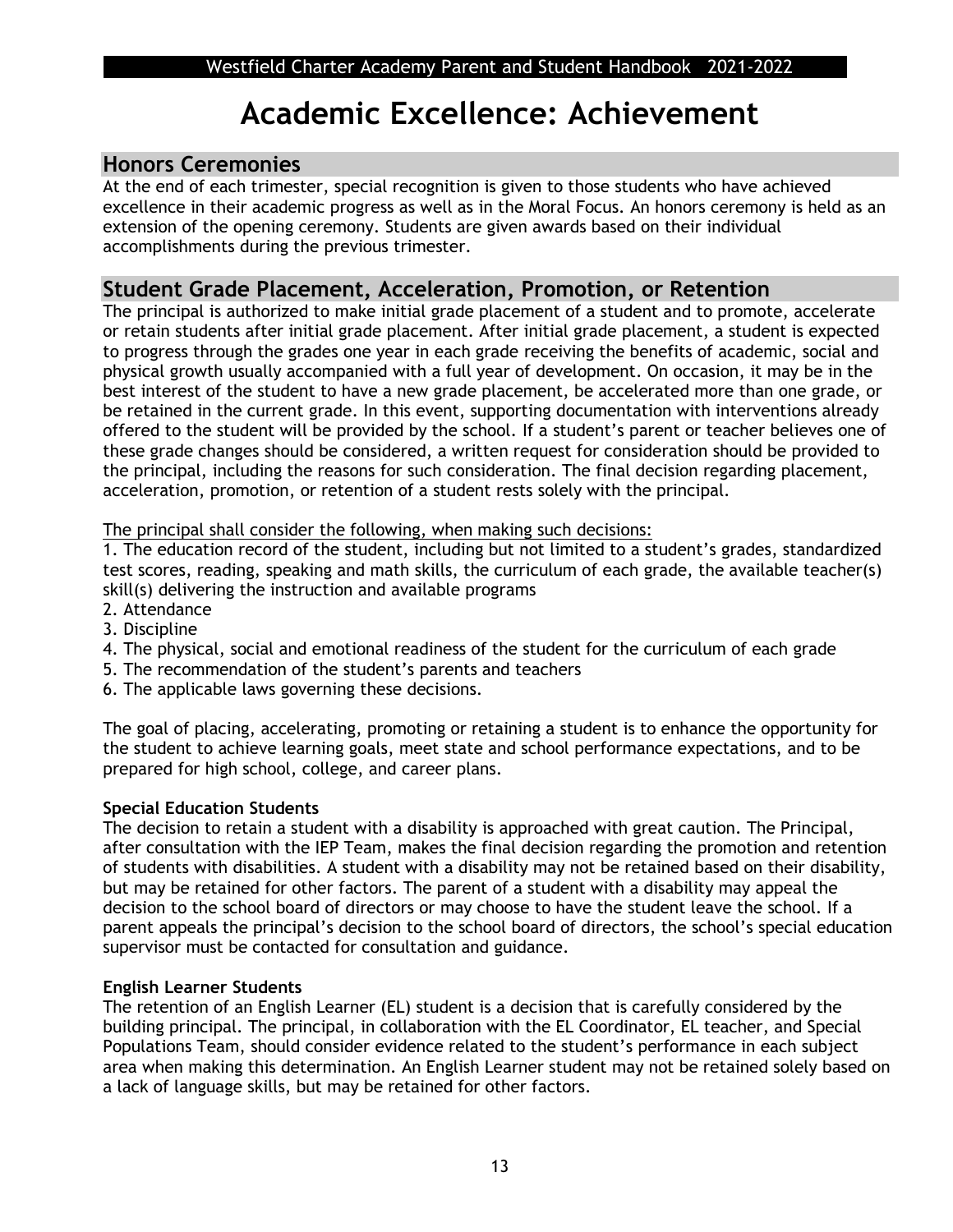# Academic Excellence: Achievement

## Honors Ceremonies

At the end of each trimester, special recognition is given to those students who have achieved excellence in their academic progress as well as in the Moral Focus. An honors ceremony is held as an extension of the opening ceremony. Students are given awards based on their individual accomplishments during the previous trimester.

## Student Grade Placement, Acceleration, Promotion, or Retention

The principal is authorized to make initial grade placement of a student and to promote, accelerate or retain students after initial grade placement. After initial grade placement, a student is expected to progress through the grades one year in each grade receiving the benefits of academic, social and physical growth usually accompanied with a full year of development. On occasion, it may be in the best interest of the student to have a new grade placement, be accelerated more than one grade, or be retained in the current grade. In this event, supporting documentation with interventions already offered to the student will be provided by the school. If a student's parent or teacher believes one of these grade changes should be considered, a written request for consideration should be provided to the principal, including the reasons for such consideration. The final decision regarding placement, acceleration, promotion, or retention of a student rests solely with the principal.

<u>The principal shall consider the following, when making such decisions:</u>

1. The education record of the student, including but not limited to a student's grades, standardized test scores, reading, speaking and math skills, the curriculum of each grade, the available teacher(s) skill(s) delivering the instruction and available programs
2. Attendance
3. Discipline
4. The physical, social and emotional readiness of the student for the curriculum of each grade
5. The recommendation of the student's parents and teachers
6. The applicable laws governing these decisions.

The goal of placing, accelerating, promoting or retaining a student is to enhance the opportunity for the student to achieve learning goals, meet state and school performance expectations, and to be prepared for high school, college, and career plans.

**Special Education Students**

The decision to retain a student with a disability is approached with great caution. The Principal, after consultation with the IEP Team, makes the final decision regarding the promotion and retention of students with disabilities. A student with a disability may not be retained based on their disability, but may be retained for other factors. The parent of a student with a disability may appeal the decision to the school board of directors or may choose to have the student leave the school. If a parent appeals the principal's decision to the school board of directors, the school's special education supervisor must be contacted for consultation and guidance.

**English Learner Students**

The retention of an English Learner (EL) student is a decision that is carefully considered by the building principal. The principal, in collaboration with the EL Coordinator, EL teacher, and Special Populations Team, should consider evidence related to the student's performance in each subject area when making this determination. An English Learner student may not be retained solely based on a lack of language skills, but may be retained for other factors.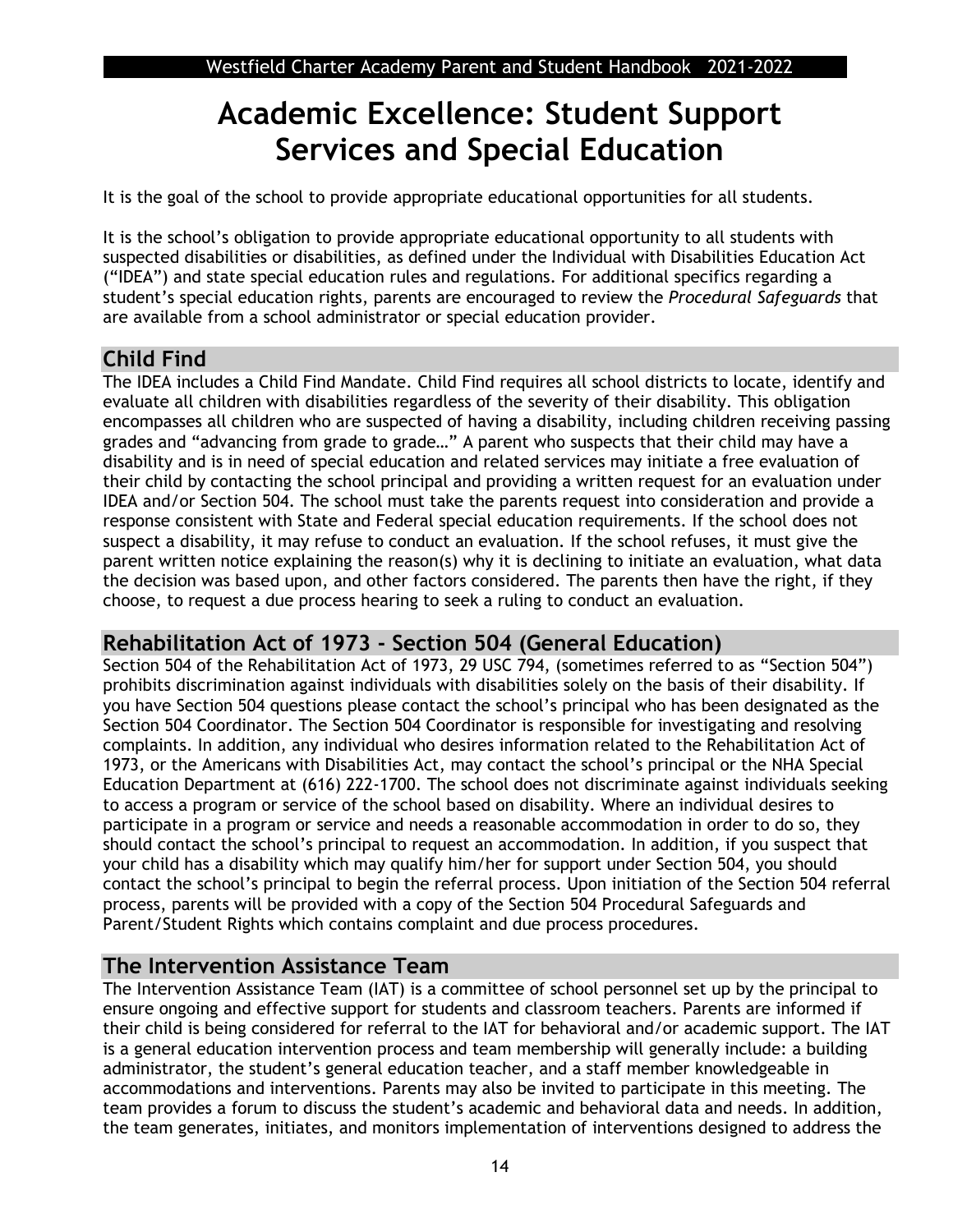# Academic Excellence: Student Support Services and Special Education

It is the goal of the school to provide appropriate educational opportunities for all students.

It is the school's obligation to provide appropriate educational opportunity to all students with suspected disabilities or disabilities, as defined under the Individual with Disabilities Education Act ("IDEA") and state special education rules and regulations. For additional specifics regarding a student's special education rights, parents are encouraged to review the *Procedural Safeguards* that are available from a school administrator or special education provider.

## Child Find

The IDEA includes a Child Find Mandate. Child Find requires all school districts to locate, identify and evaluate all children with disabilities regardless of the severity of their disability. This obligation encompasses all children who are suspected of having a disability, including children receiving passing grades and "advancing from grade to grade…" A parent who suspects that their child may have a disability and is in need of special education and related services may initiate a free evaluation of their child by contacting the school principal and providing a written request for an evaluation under IDEA and/or Section 504. The school must take the parents request into consideration and provide a response consistent with State and Federal special education requirements. If the school does not suspect a disability, it may refuse to conduct an evaluation. If the school refuses, it must give the parent written notice explaining the reason(s) why it is declining to initiate an evaluation, what data the decision was based upon, and other factors considered. The parents then have the right, if they choose, to request a due process hearing to seek a ruling to conduct an evaluation.

## Rehabilitation Act of 1973 - Section 504 (General Education)

Section 504 of the Rehabilitation Act of 1973, 29 USC 794, (sometimes referred to as "Section 504") prohibits discrimination against individuals with disabilities solely on the basis of their disability. If you have Section 504 questions please contact the school's principal who has been designated as the Section 504 Coordinator. The Section 504 Coordinator is responsible for investigating and resolving complaints. In addition, any individual who desires information related to the Rehabilitation Act of 1973, or the Americans with Disabilities Act, may contact the school's principal or the NHA Special Education Department at (616) 222-1700. The school does not discriminate against individuals seeking to access a program or service of the school based on disability. Where an individual desires to participate in a program or service and needs a reasonable accommodation in order to do so, they should contact the school's principal to request an accommodation. In addition, if you suspect that your child has a disability which may qualify him/her for support under Section 504, you should contact the school's principal to begin the referral process. Upon initiation of the Section 504 referral process, parents will be provided with a copy of the Section 504 Procedural Safeguards and Parent/Student Rights which contains complaint and due process procedures.

## The Intervention Assistance Team

The Intervention Assistance Team (IAT) is a committee of school personnel set up by the principal to ensure ongoing and effective support for students and classroom teachers. Parents are informed if their child is being considered for referral to the IAT for behavioral and/or academic support. The IAT is a general education intervention process and team membership will generally include: a building administrator, the student's general education teacher, and a staff member knowledgeable in accommodations and interventions. Parents may also be invited to participate in this meeting. The team provides a forum to discuss the student's academic and behavioral data and needs. In addition, the team generates, initiates, and monitors implementation of interventions designed to address the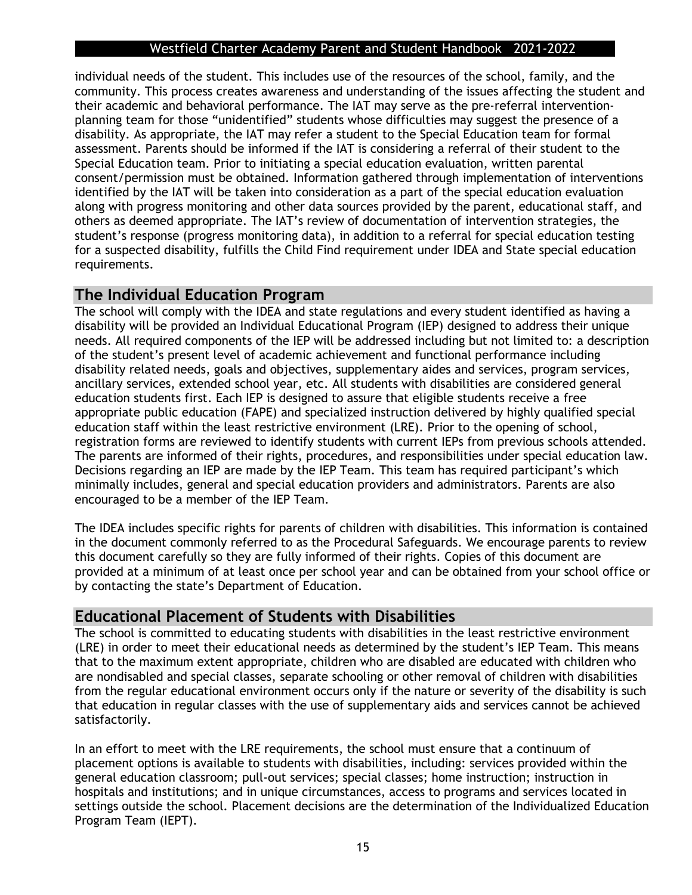individual needs of the student. This includes use of the resources of the school, family, and the community. This process creates awareness and understanding of the issues affecting the student and their academic and behavioral performance. The IAT may serve as the pre-referral intervention-planning team for those "unidentified" students whose difficulties may suggest the presence of a disability. As appropriate, the IAT may refer a student to the Special Education team for formal assessment. Parents should be informed if the IAT is considering a referral of their student to the Special Education team. Prior to initiating a special education evaluation, written parental consent/permission must be obtained. Information gathered through implementation of interventions identified by the IAT will be taken into consideration as a part of the special education evaluation along with progress monitoring and other data sources provided by the parent, educational staff, and others as deemed appropriate. The IAT's review of documentation of intervention strategies, the student's response (progress monitoring data), in addition to a referral for special education testing for a suspected disability, fulfills the Child Find requirement under IDEA and State special education requirements.

## The Individual Education Program

The school will comply with the IDEA and state regulations and every student identified as having a disability will be provided an Individual Educational Program (IEP) designed to address their unique needs. All required components of the IEP will be addressed including but not limited to: a description of the student's present level of academic achievement and functional performance including disability related needs, goals and objectives, supplementary aides and services, program services, ancillary services, extended school year, etc. All students with disabilities are considered general education students first. Each IEP is designed to assure that eligible students receive a free appropriate public education (FAPE) and specialized instruction delivered by highly qualified special education staff within the least restrictive environment (LRE). Prior to the opening of school, registration forms are reviewed to identify students with current IEPs from previous schools attended. The parents are informed of their rights, procedures, and responsibilities under special education law. Decisions regarding an IEP are made by the IEP Team. This team has required participant's which minimally includes, general and special education providers and administrators. Parents are also encouraged to be a member of the IEP Team.

The IDEA includes specific rights for parents of children with disabilities. This information is contained in the document commonly referred to as the Procedural Safeguards. We encourage parents to review this document carefully so they are fully informed of their rights. Copies of this document are provided at a minimum of at least once per school year and can be obtained from your school office or by contacting the state's Department of Education.

## Educational Placement of Students with Disabilities

The school is committed to educating students with disabilities in the least restrictive environment (LRE) in order to meet their educational needs as determined by the student's IEP Team. This means that to the maximum extent appropriate, children who are disabled are educated with children who are nondisabled and special classes, separate schooling or other removal of children with disabilities from the regular educational environment occurs only if the nature or severity of the disability is such that education in regular classes with the use of supplementary aids and services cannot be achieved satisfactorily.

In an effort to meet with the LRE requirements, the school must ensure that a continuum of placement options is available to students with disabilities, including: services provided within the general education classroom; pull-out services; special classes; home instruction; instruction in hospitals and institutions; and in unique circumstances, access to programs and services located in settings outside the school. Placement decisions are the determination of the Individualized Education Program Team (IEPT).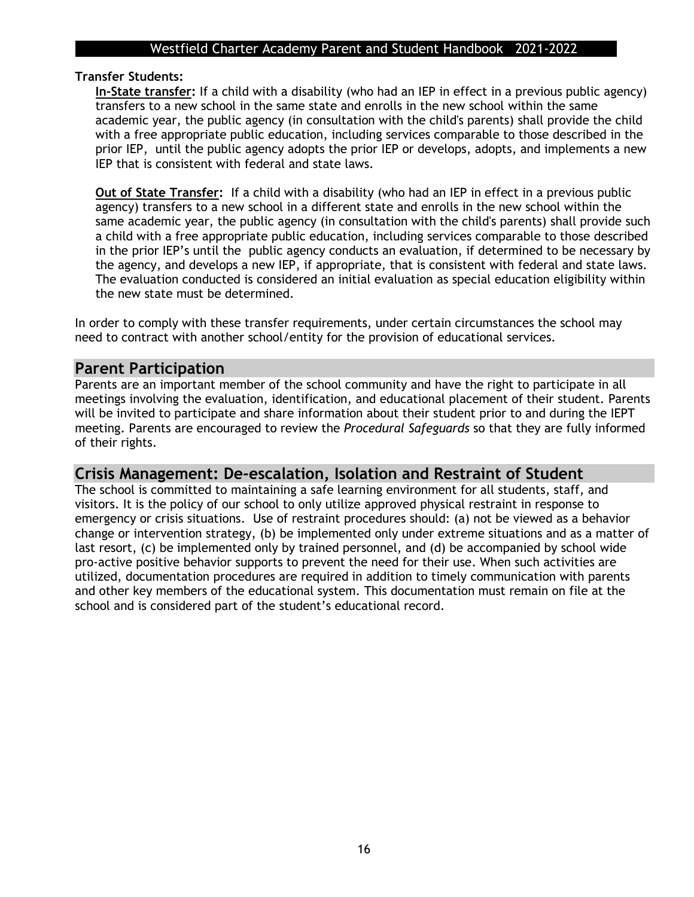**Transfer Students:**

**In-State transfer:** If a child with a disability (who had an IEP in effect in a previous public agency) transfers to a new school in the same state and enrolls in the new school within the same academic year, the public agency (in consultation with the child's parents) shall provide the child with a free appropriate public education, including services comparable to those described in the prior IEP, until the public agency adopts the prior IEP or develops, adopts, and implements a new IEP that is consistent with federal and state laws.

**Out of State Transfer:** If a child with a disability (who had an IEP in effect in a previous public agency) transfers to a new school in a different state and enrolls in the new school within the same academic year, the public agency (in consultation with the child's parents) shall provide such a child with a free appropriate public education, including services comparable to those described in the prior IEP's until the public agency conducts an evaluation, if determined to be necessary by the agency, and develops a new IEP, if appropriate, that is consistent with federal and state laws. The evaluation conducted is considered an initial evaluation as special education eligibility within the new state must be determined.

In order to comply with these transfer requirements, under certain circumstances the school may need to contract with another school/entity for the provision of educational services.

## Parent Participation

Parents are an important member of the school community and have the right to participate in all meetings involving the evaluation, identification, and educational placement of their student. Parents will be invited to participate and share information about their student prior to and during the IEPT meeting. Parents are encouraged to review the *Procedural Safeguards* so that they are fully informed of their rights.

## Crisis Management: De-escalation, Isolation and Restraint of Student

The school is committed to maintaining a safe learning environment for all students, staff, and visitors. It is the policy of our school to only utilize approved physical restraint in response to emergency or crisis situations. Use of restraint procedures should: (a) not be viewed as a behavior change or intervention strategy, (b) be implemented only under extreme situations and as a matter of last resort, (c) be implemented only by trained personnel, and (d) be accompanied by school wide pro-active positive behavior supports to prevent the need for their use. When such activities are utilized, documentation procedures are required in addition to timely communication with parents and other key members of the educational system. This documentation must remain on file at the school and is considered part of the student's educational record.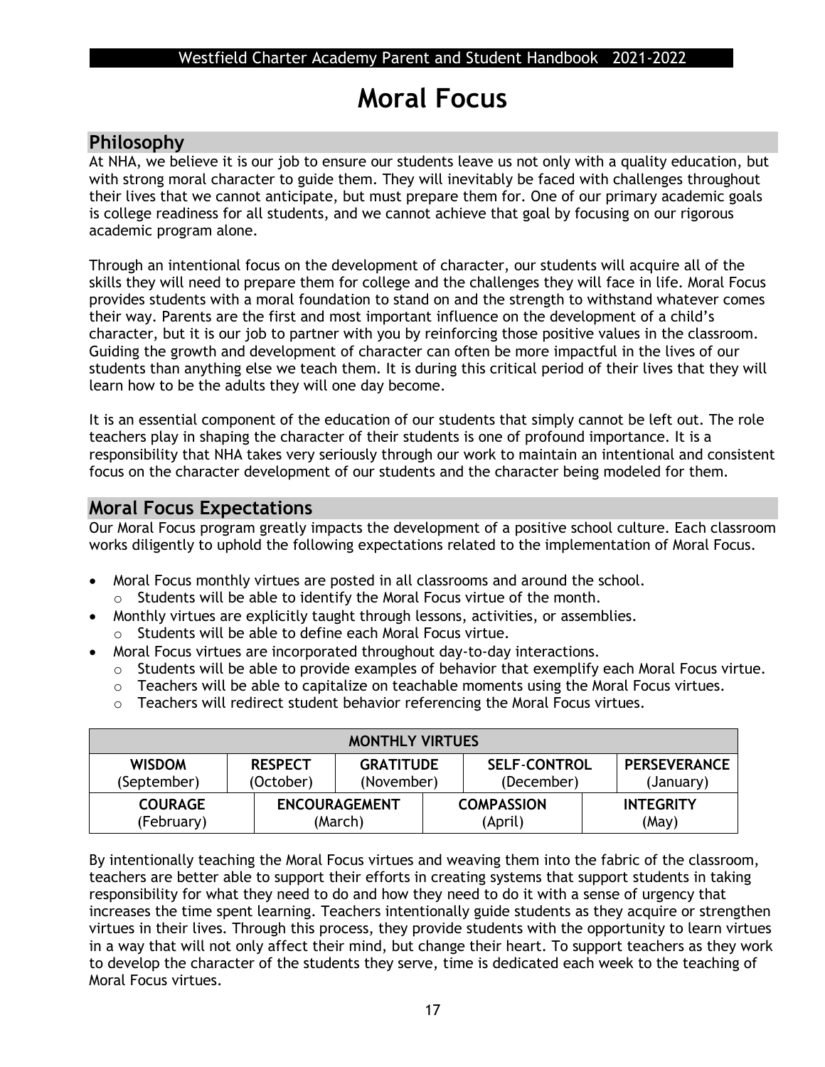# Moral Focus

## Philosophy

At NHA, we believe it is our job to ensure our students leave us not only with a quality education, but with strong moral character to guide them. They will inevitably be faced with challenges throughout their lives that we cannot anticipate, but must prepare them for. One of our primary academic goals is college readiness for all students, and we cannot achieve that goal by focusing on our rigorous academic program alone.

Through an intentional focus on the development of character, our students will acquire all of the skills they will need to prepare them for college and the challenges they will face in life. Moral Focus provides students with a moral foundation to stand on and the strength to withstand whatever comes their way. Parents are the first and most important influence on the development of a child's character, but it is our job to partner with you by reinforcing those positive values in the classroom. Guiding the growth and development of character can often be more impactful in the lives of our students than anything else we teach them. It is during this critical period of their lives that they will learn how to be the adults they will one day become.

It is an essential component of the education of our students that simply cannot be left out. The role teachers play in shaping the character of their students is one of profound importance. It is a responsibility that NHA takes very seriously through our work to maintain an intentional and consistent focus on the character development of our students and the character being modeled for them.

## Moral Focus Expectations

Our Moral Focus program greatly impacts the development of a positive school culture. Each classroom works diligently to uphold the following expectations related to the implementation of Moral Focus.

- Moral Focus monthly virtues are posted in all classrooms and around the school.
  - Students will be able to identify the Moral Focus virtue of the month.
- Monthly virtues are explicitly taught through lessons, activities, or assemblies.
  - Students will be able to define each Moral Focus virtue.
- Moral Focus virtues are incorporated throughout day-to-day interactions.
  - Students will be able to provide examples of behavior that exemplify each Moral Focus virtue.
  - Teachers will be able to capitalize on teachable moments using the Moral Focus virtues.
  - Teachers will redirect student behavior referencing the Moral Focus virtues.

| MONTHLY VIRTUES | | | | |
|---|---|---|---|---|
| **WISDOM** (September) | **RESPECT** (October) | **GRATITUDE** (November) | **SELF-CONTROL** (December) | **PERSEVERANCE** (January) |
| **COURAGE** (February) | **ENCOURAGEMENT** (March) | **COMPASSION** (April) | **INTEGRITY** (May) | |

By intentionally teaching the Moral Focus virtues and weaving them into the fabric of the classroom, teachers are better able to support their efforts in creating systems that support students in taking responsibility for what they need to do and how they need to do it with a sense of urgency that increases the time spent learning. Teachers intentionally guide students as they acquire or strengthen virtues in their lives. Through this process, they provide students with the opportunity to learn virtues in a way that will not only affect their mind, but change their heart. To support teachers as they work to develop the character of the students they serve, time is dedicated each week to the teaching of Moral Focus virtues.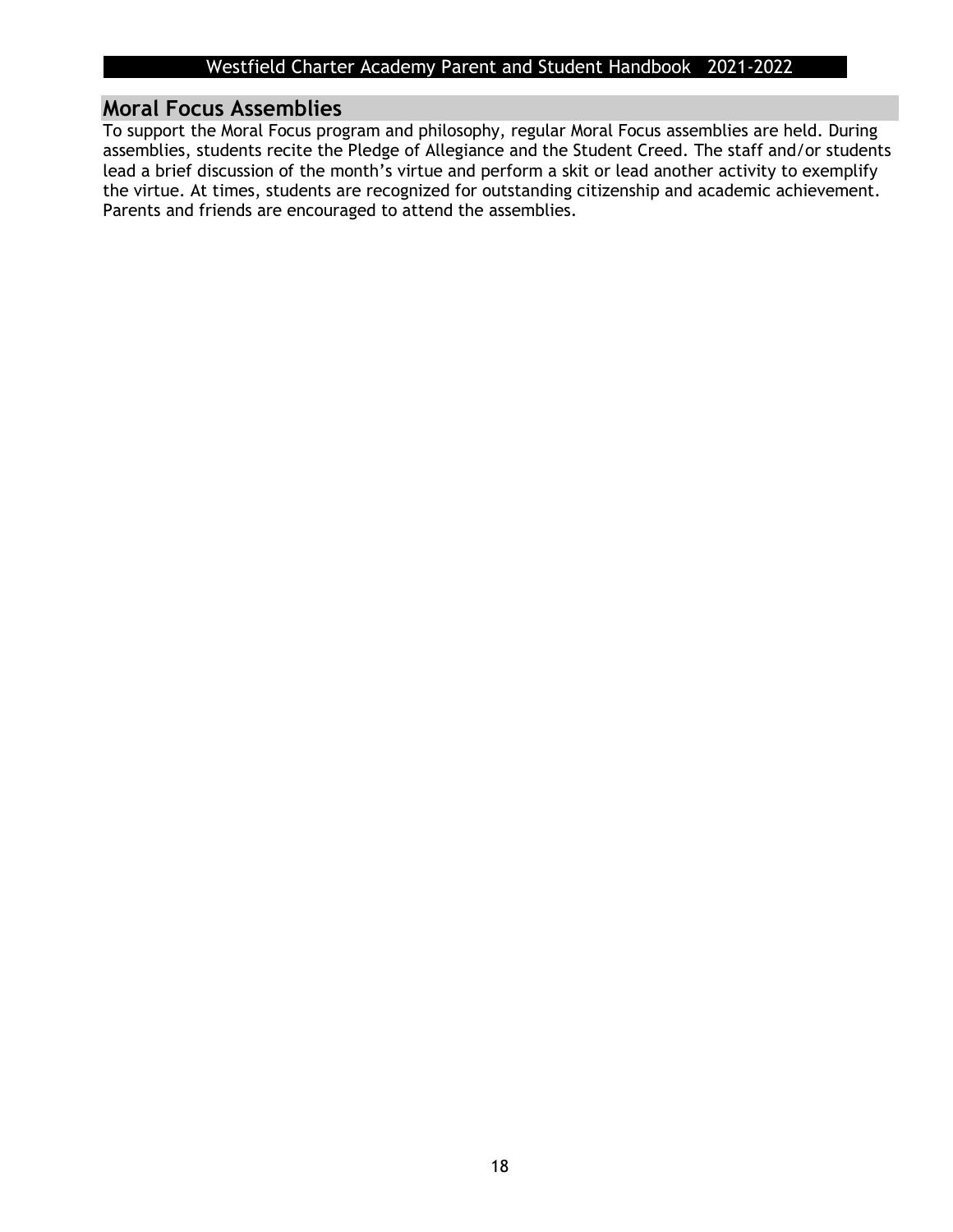## Moral Focus Assemblies

To support the Moral Focus program and philosophy, regular Moral Focus assemblies are held. During assemblies, students recite the Pledge of Allegiance and the Student Creed. The staff and/or students lead a brief discussion of the month's virtue and perform a skit or lead another activity to exemplify the virtue. At times, students are recognized for outstanding citizenship and academic achievement. Parents and friends are encouraged to attend the assemblies.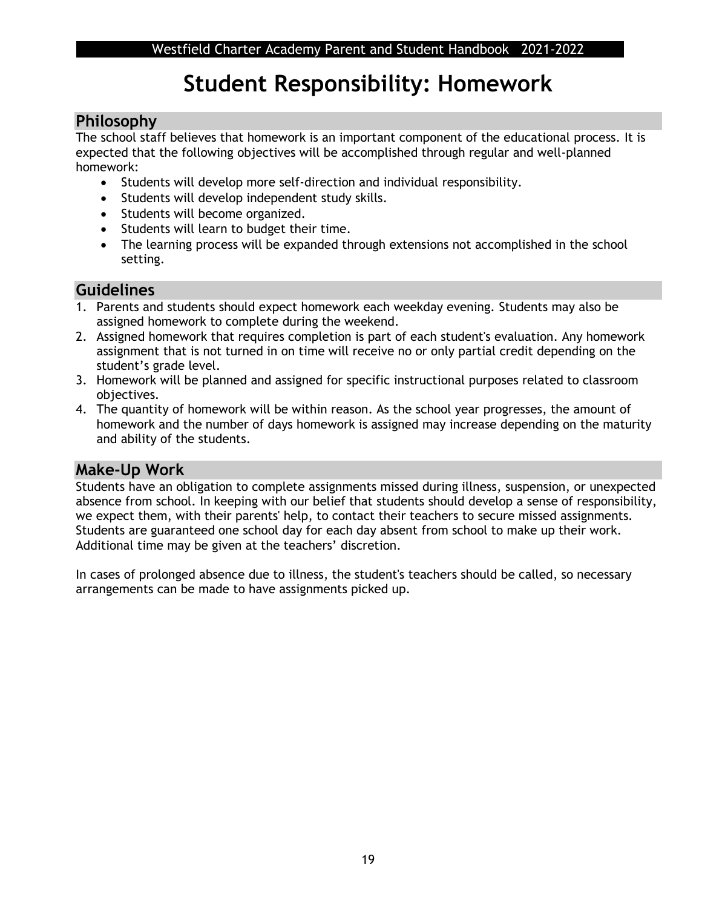# Student Responsibility: Homework

## Philosophy

The school staff believes that homework is an important component of the educational process. It is expected that the following objectives will be accomplished through regular and well-planned homework:

- Students will develop more self-direction and individual responsibility.
- Students will develop independent study skills.
- Students will become organized.
- Students will learn to budget their time.
- The learning process will be expanded through extensions not accomplished in the school setting.

## Guidelines

1. Parents and students should expect homework each weekday evening. Students may also be assigned homework to complete during the weekend.
2. Assigned homework that requires completion is part of each student's evaluation. Any homework assignment that is not turned in on time will receive no or only partial credit depending on the student's grade level.
3. Homework will be planned and assigned for specific instructional purposes related to classroom objectives.
4. The quantity of homework will be within reason. As the school year progresses, the amount of homework and the number of days homework is assigned may increase depending on the maturity and ability of the students.

## Make-Up Work

Students have an obligation to complete assignments missed during illness, suspension, or unexpected absence from school. In keeping with our belief that students should develop a sense of responsibility, we expect them, with their parents' help, to contact their teachers to secure missed assignments. Students are guaranteed one school day for each day absent from school to make up their work. Additional time may be given at the teachers' discretion.

In cases of prolonged absence due to illness, the student's teachers should be called, so necessary arrangements can be made to have assignments picked up.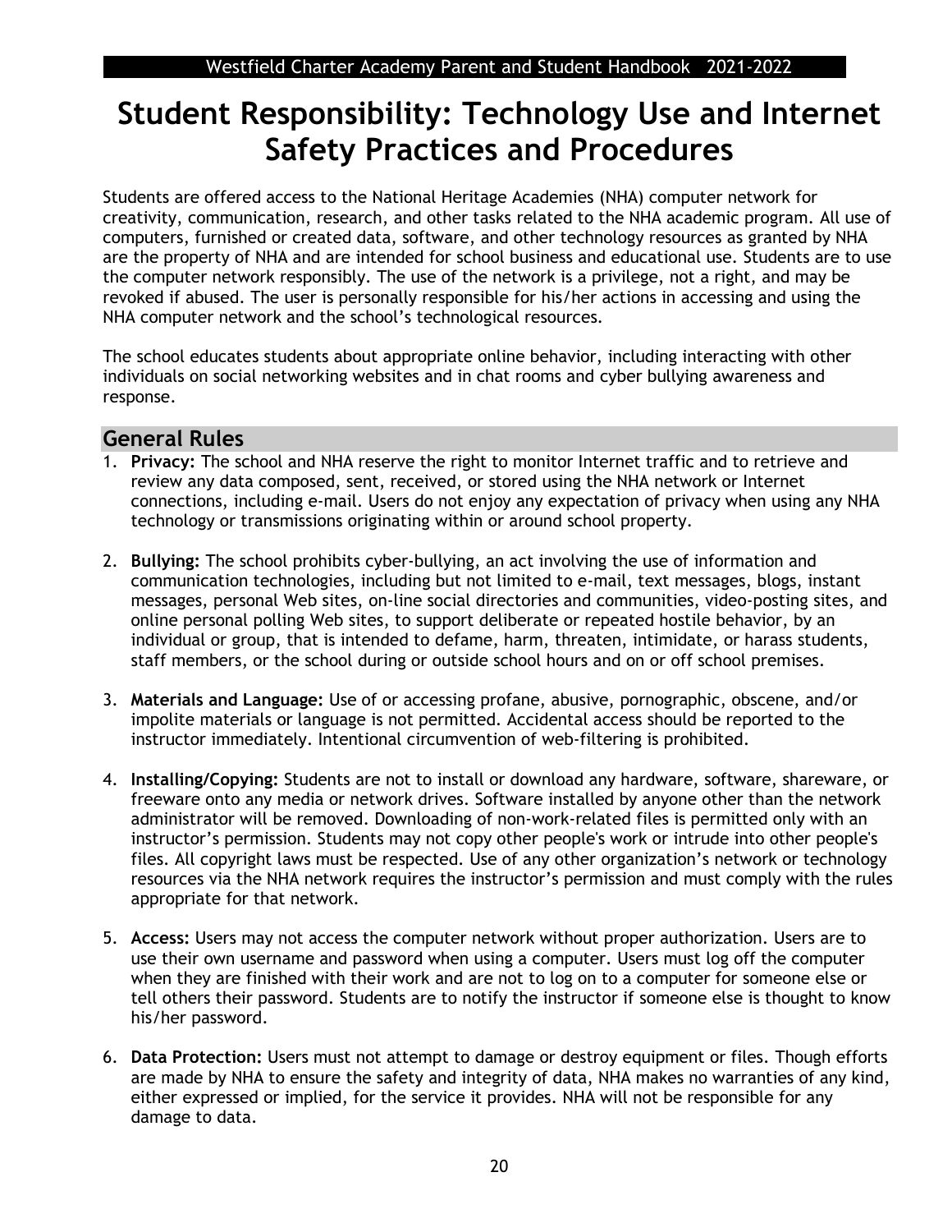# Student Responsibility: Technology Use and Internet Safety Practices and Procedures

Students are offered access to the National Heritage Academies (NHA) computer network for creativity, communication, research, and other tasks related to the NHA academic program. All use of computers, furnished or created data, software, and other technology resources as granted by NHA are the property of NHA and are intended for school business and educational use. Students are to use the computer network responsibly. The use of the network is a privilege, not a right, and may be revoked if abused. The user is personally responsible for his/her actions in accessing and using the NHA computer network and the school's technological resources.

The school educates students about appropriate online behavior, including interacting with other individuals on social networking websites and in chat rooms and cyber bullying awareness and response.

## General Rules

1. **Privacy:** The school and NHA reserve the right to monitor Internet traffic and to retrieve and review any data composed, sent, received, or stored using the NHA network or Internet connections, including e-mail. Users do not enjoy any expectation of privacy when using any NHA technology or transmissions originating within or around school property.

2. **Bullying:** The school prohibits cyber-bullying, an act involving the use of information and communication technologies, including but not limited to e-mail, text messages, blogs, instant messages, personal Web sites, on-line social directories and communities, video-posting sites, and online personal polling Web sites, to support deliberate or repeated hostile behavior, by an individual or group, that is intended to defame, harm, threaten, intimidate, or harass students, staff members, or the school during or outside school hours and on or off school premises.

3. **Materials and Language:** Use of or accessing profane, abusive, pornographic, obscene, and/or impolite materials or language is not permitted. Accidental access should be reported to the instructor immediately. Intentional circumvention of web-filtering is prohibited.

4. **Installing/Copying:** Students are not to install or download any hardware, software, shareware, or freeware onto any media or network drives. Software installed by anyone other than the network administrator will be removed. Downloading of non-work-related files is permitted only with an instructor's permission. Students may not copy other people's work or intrude into other people's files. All copyright laws must be respected. Use of any other organization's network or technology resources via the NHA network requires the instructor's permission and must comply with the rules appropriate for that network.

5. **Access:** Users may not access the computer network without proper authorization. Users are to use their own username and password when using a computer. Users must log off the computer when they are finished with their work and are not to log on to a computer for someone else or tell others their password. Students are to notify the instructor if someone else is thought to know his/her password.

6. **Data Protection:** Users must not attempt to damage or destroy equipment or files. Though efforts are made by NHA to ensure the safety and integrity of data, NHA makes no warranties of any kind, either expressed or implied, for the service it provides. NHA will not be responsible for any damage to data.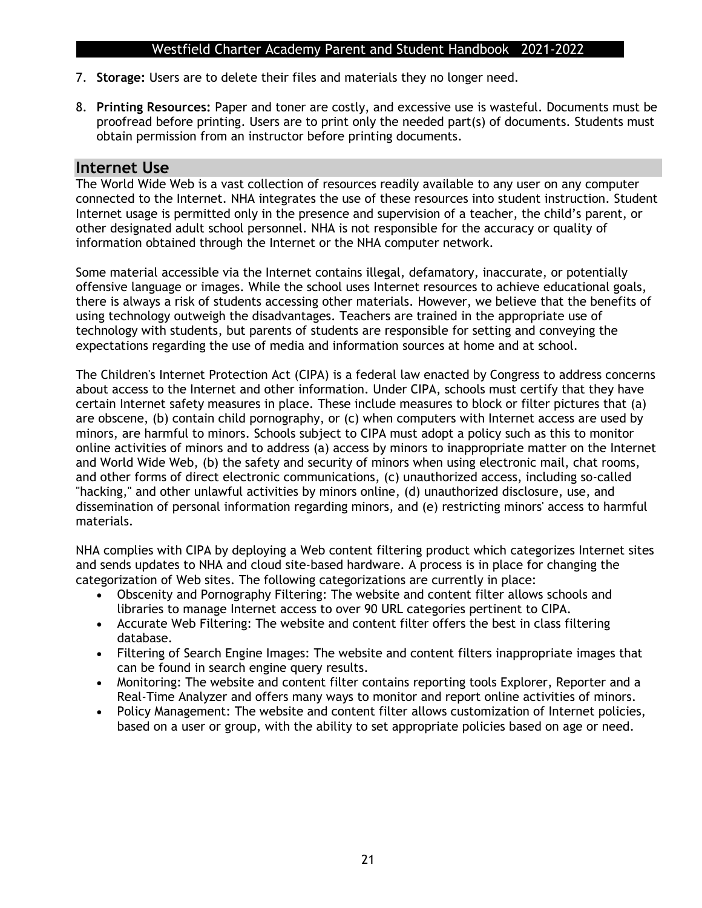7. **Storage:** Users are to delete their files and materials they no longer need.

8. **Printing Resources:** Paper and toner are costly, and excessive use is wasteful. Documents must be proofread before printing. Users are to print only the needed part(s) of documents. Students must obtain permission from an instructor before printing documents.

## Internet Use

The World Wide Web is a vast collection of resources readily available to any user on any computer connected to the Internet. NHA integrates the use of these resources into student instruction. Student Internet usage is permitted only in the presence and supervision of a teacher, the child's parent, or other designated adult school personnel. NHA is not responsible for the accuracy or quality of information obtained through the Internet or the NHA computer network.

Some material accessible via the Internet contains illegal, defamatory, inaccurate, or potentially offensive language or images. While the school uses Internet resources to achieve educational goals, there is always a risk of students accessing other materials. However, we believe that the benefits of using technology outweigh the disadvantages. Teachers are trained in the appropriate use of technology with students, but parents of students are responsible for setting and conveying the expectations regarding the use of media and information sources at home and at school.

The Children's Internet Protection Act (CIPA) is a federal law enacted by Congress to address concerns about access to the Internet and other information. Under CIPA, schools must certify that they have certain Internet safety measures in place. These include measures to block or filter pictures that (a) are obscene, (b) contain child pornography, or (c) when computers with Internet access are used by minors, are harmful to minors. Schools subject to CIPA must adopt a policy such as this to monitor online activities of minors and to address (a) access by minors to inappropriate matter on the Internet and World Wide Web, (b) the safety and security of minors when using electronic mail, chat rooms, and other forms of direct electronic communications, (c) unauthorized access, including so-called "hacking," and other unlawful activities by minors online, (d) unauthorized disclosure, use, and dissemination of personal information regarding minors, and (e) restricting minors' access to harmful materials.

NHA complies with CIPA by deploying a Web content filtering product which categorizes Internet sites and sends updates to NHA and cloud site-based hardware. A process is in place for changing the categorization of Web sites. The following categorizations are currently in place:

- Obscenity and Pornography Filtering: The website and content filter allows schools and libraries to manage Internet access to over 90 URL categories pertinent to CIPA.
- Accurate Web Filtering: The website and content filter offers the best in class filtering database.
- Filtering of Search Engine Images: The website and content filters inappropriate images that can be found in search engine query results.
- Monitoring: The website and content filter contains reporting tools Explorer, Reporter and a Real-Time Analyzer and offers many ways to monitor and report online activities of minors.
- Policy Management: The website and content filter allows customization of Internet policies, based on a user or group, with the ability to set appropriate policies based on age or need.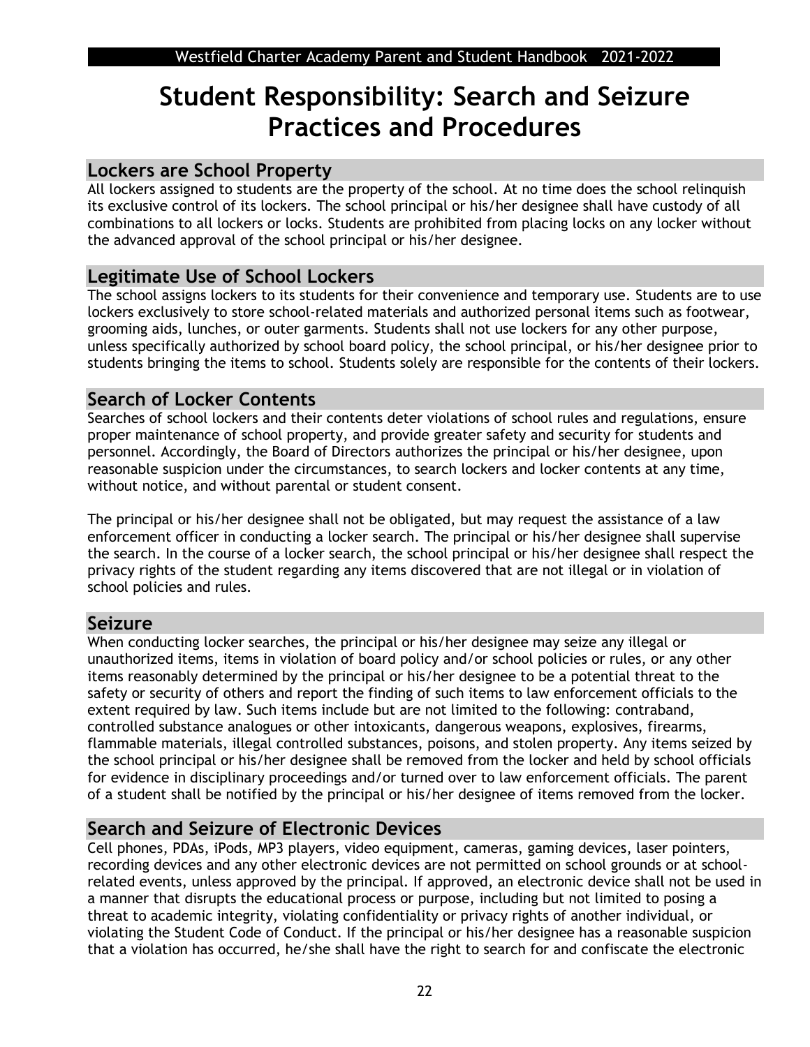# Student Responsibility: Search and Seizure Practices and Procedures

## Lockers are School Property

All lockers assigned to students are the property of the school. At no time does the school relinquish its exclusive control of its lockers. The school principal or his/her designee shall have custody of all combinations to all lockers or locks. Students are prohibited from placing locks on any locker without the advanced approval of the school principal or his/her designee.

## Legitimate Use of School Lockers

The school assigns lockers to its students for their convenience and temporary use. Students are to use lockers exclusively to store school-related materials and authorized personal items such as footwear, grooming aids, lunches, or outer garments. Students shall not use lockers for any other purpose, unless specifically authorized by school board policy, the school principal, or his/her designee prior to students bringing the items to school. Students solely are responsible for the contents of their lockers.

## Search of Locker Contents

Searches of school lockers and their contents deter violations of school rules and regulations, ensure proper maintenance of school property, and provide greater safety and security for students and personnel. Accordingly, the Board of Directors authorizes the principal or his/her designee, upon reasonable suspicion under the circumstances, to search lockers and locker contents at any time, without notice, and without parental or student consent.

The principal or his/her designee shall not be obligated, but may request the assistance of a law enforcement officer in conducting a locker search. The principal or his/her designee shall supervise the search. In the course of a locker search, the school principal or his/her designee shall respect the privacy rights of the student regarding any items discovered that are not illegal or in violation of school policies and rules.

## Seizure

When conducting locker searches, the principal or his/her designee may seize any illegal or unauthorized items, items in violation of board policy and/or school policies or rules, or any other items reasonably determined by the principal or his/her designee to be a potential threat to the safety or security of others and report the finding of such items to law enforcement officials to the extent required by law. Such items include but are not limited to the following: contraband, controlled substance analogues or other intoxicants, dangerous weapons, explosives, firearms, flammable materials, illegal controlled substances, poisons, and stolen property. Any items seized by the school principal or his/her designee shall be removed from the locker and held by school officials for evidence in disciplinary proceedings and/or turned over to law enforcement officials. The parent of a student shall be notified by the principal or his/her designee of items removed from the locker.

## Search and Seizure of Electronic Devices

Cell phones, PDAs, iPods, MP3 players, video equipment, cameras, gaming devices, laser pointers, recording devices and any other electronic devices are not permitted on school grounds or at school-related events, unless approved by the principal. If approved, an electronic device shall not be used in a manner that disrupts the educational process or purpose, including but not limited to posing a threat to academic integrity, violating confidentiality or privacy rights of another individual, or violating the Student Code of Conduct. If the principal or his/her designee has a reasonable suspicion that a violation has occurred, he/she shall have the right to search for and confiscate the electronic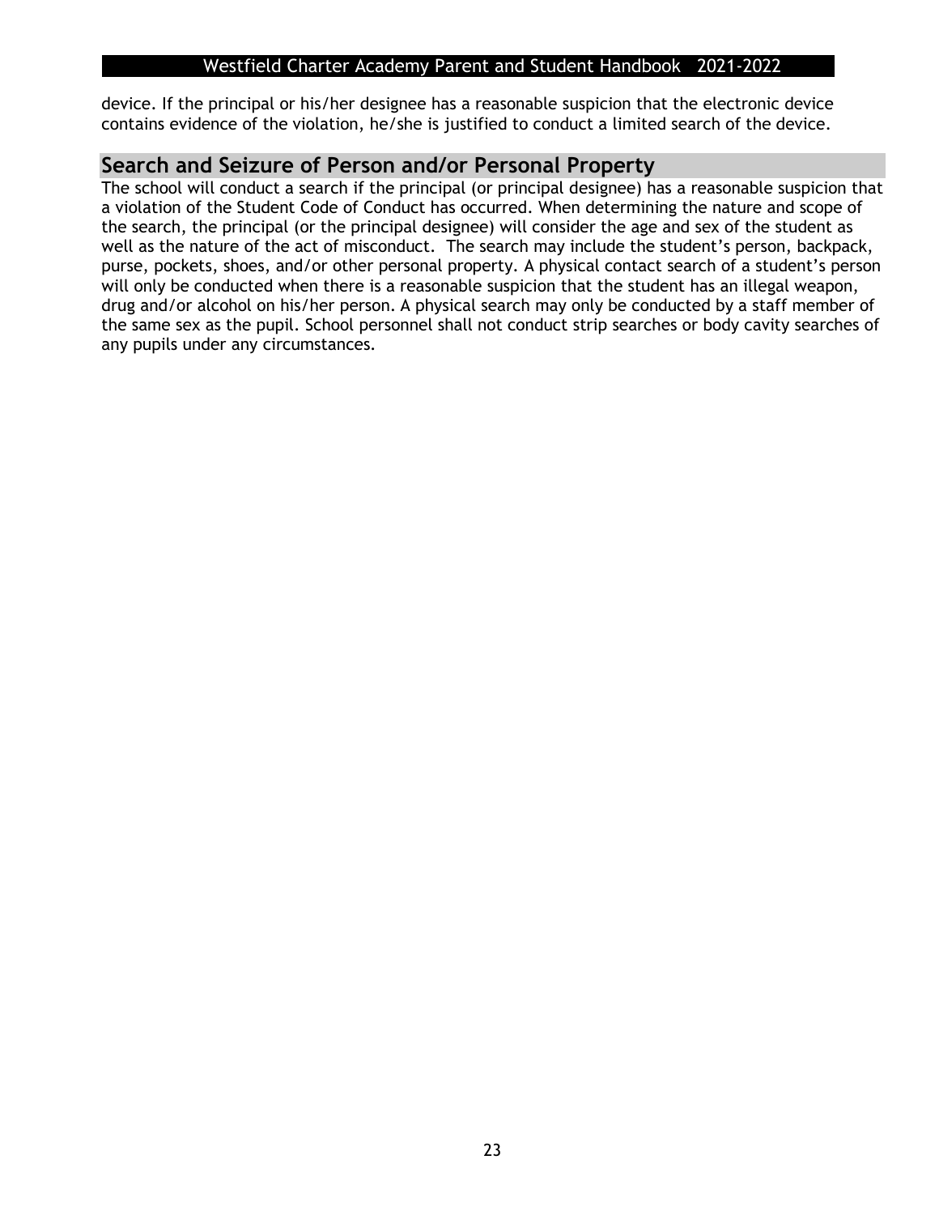device. If the principal or his/her designee has a reasonable suspicion that the electronic device contains evidence of the violation, he/she is justified to conduct a limited search of the device.

## Search and Seizure of Person and/or Personal Property

The school will conduct a search if the principal (or principal designee) has a reasonable suspicion that a violation of the Student Code of Conduct has occurred. When determining the nature and scope of the search, the principal (or the principal designee) will consider the age and sex of the student as well as the nature of the act of misconduct. The search may include the student's person, backpack, purse, pockets, shoes, and/or other personal property. A physical contact search of a student's person will only be conducted when there is a reasonable suspicion that the student has an illegal weapon, drug and/or alcohol on his/her person. A physical search may only be conducted by a staff member of the same sex as the pupil. School personnel shall not conduct strip searches or body cavity searches of any pupils under any circumstances.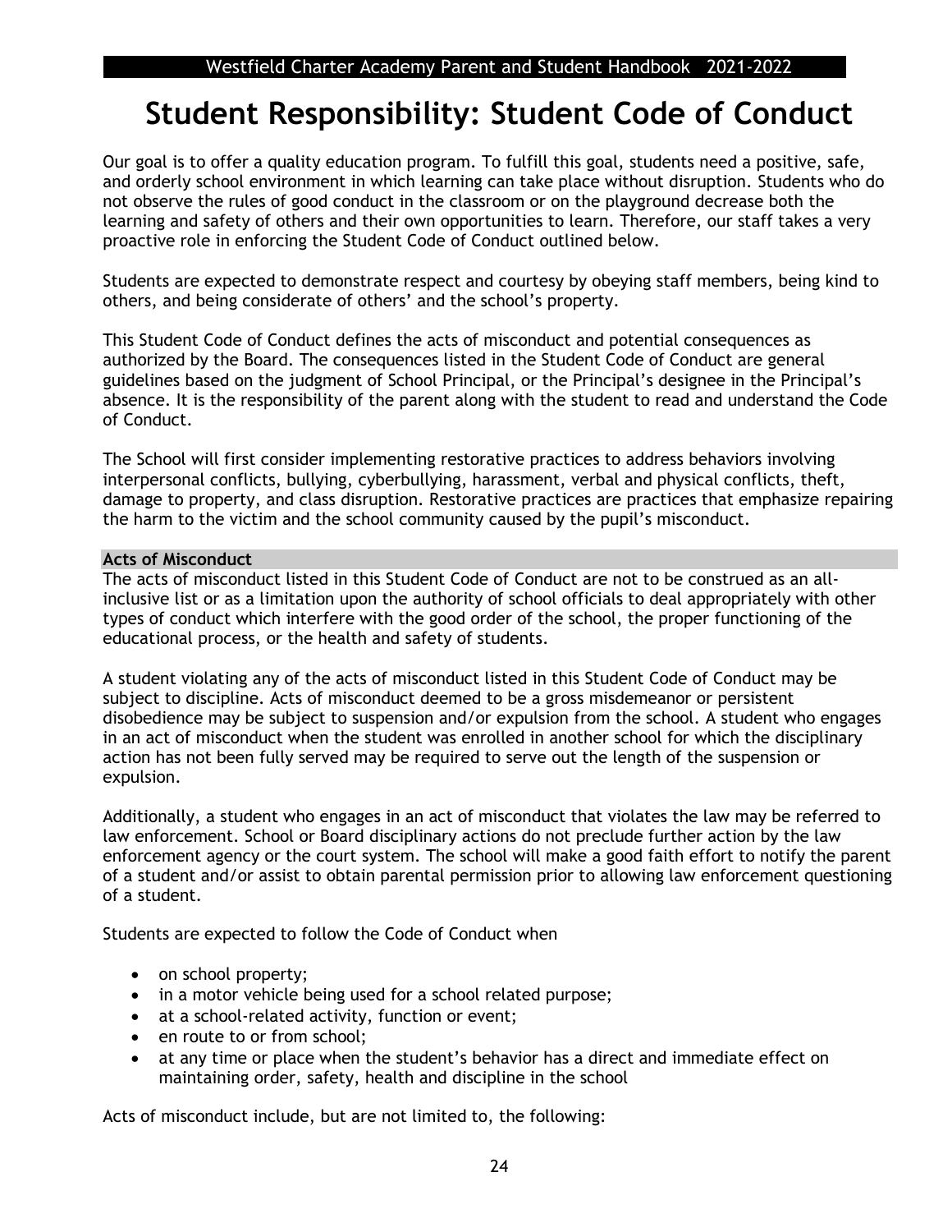# Student Responsibility: Student Code of Conduct

Our goal is to offer a quality education program. To fulfill this goal, students need a positive, safe, and orderly school environment in which learning can take place without disruption. Students who do not observe the rules of good conduct in the classroom or on the playground decrease both the learning and safety of others and their own opportunities to learn. Therefore, our staff takes a very proactive role in enforcing the Student Code of Conduct outlined below.

Students are expected to demonstrate respect and courtesy by obeying staff members, being kind to others, and being considerate of others' and the school's property.

This Student Code of Conduct defines the acts of misconduct and potential consequences as authorized by the Board. The consequences listed in the Student Code of Conduct are general guidelines based on the judgment of School Principal, or the Principal's designee in the Principal's absence. It is the responsibility of the parent along with the student to read and understand the Code of Conduct.

The School will first consider implementing restorative practices to address behaviors involving interpersonal conflicts, bullying, cyberbullying, harassment, verbal and physical conflicts, theft, damage to property, and class disruption. Restorative practices are practices that emphasize repairing the harm to the victim and the school community caused by the pupil's misconduct.

**Acts of Misconduct**

The acts of misconduct listed in this Student Code of Conduct are not to be construed as an all-inclusive list or as a limitation upon the authority of school officials to deal appropriately with other types of conduct which interfere with the good order of the school, the proper functioning of the educational process, or the health and safety of students.

A student violating any of the acts of misconduct listed in this Student Code of Conduct may be subject to discipline. Acts of misconduct deemed to be a gross misdemeanor or persistent disobedience may be subject to suspension and/or expulsion from the school. A student who engages in an act of misconduct when the student was enrolled in another school for which the disciplinary action has not been fully served may be required to serve out the length of the suspension or expulsion.

Additionally, a student who engages in an act of misconduct that violates the law may be referred to law enforcement. School or Board disciplinary actions do not preclude further action by the law enforcement agency or the court system. The school will make a good faith effort to notify the parent of a student and/or assist to obtain parental permission prior to allowing law enforcement questioning of a student.

Students are expected to follow the Code of Conduct when

- on school property;
- in a motor vehicle being used for a school related purpose;
- at a school-related activity, function or event;
- en route to or from school;
- at any time or place when the student's behavior has a direct and immediate effect on maintaining order, safety, health and discipline in the school

Acts of misconduct include, but are not limited to, the following: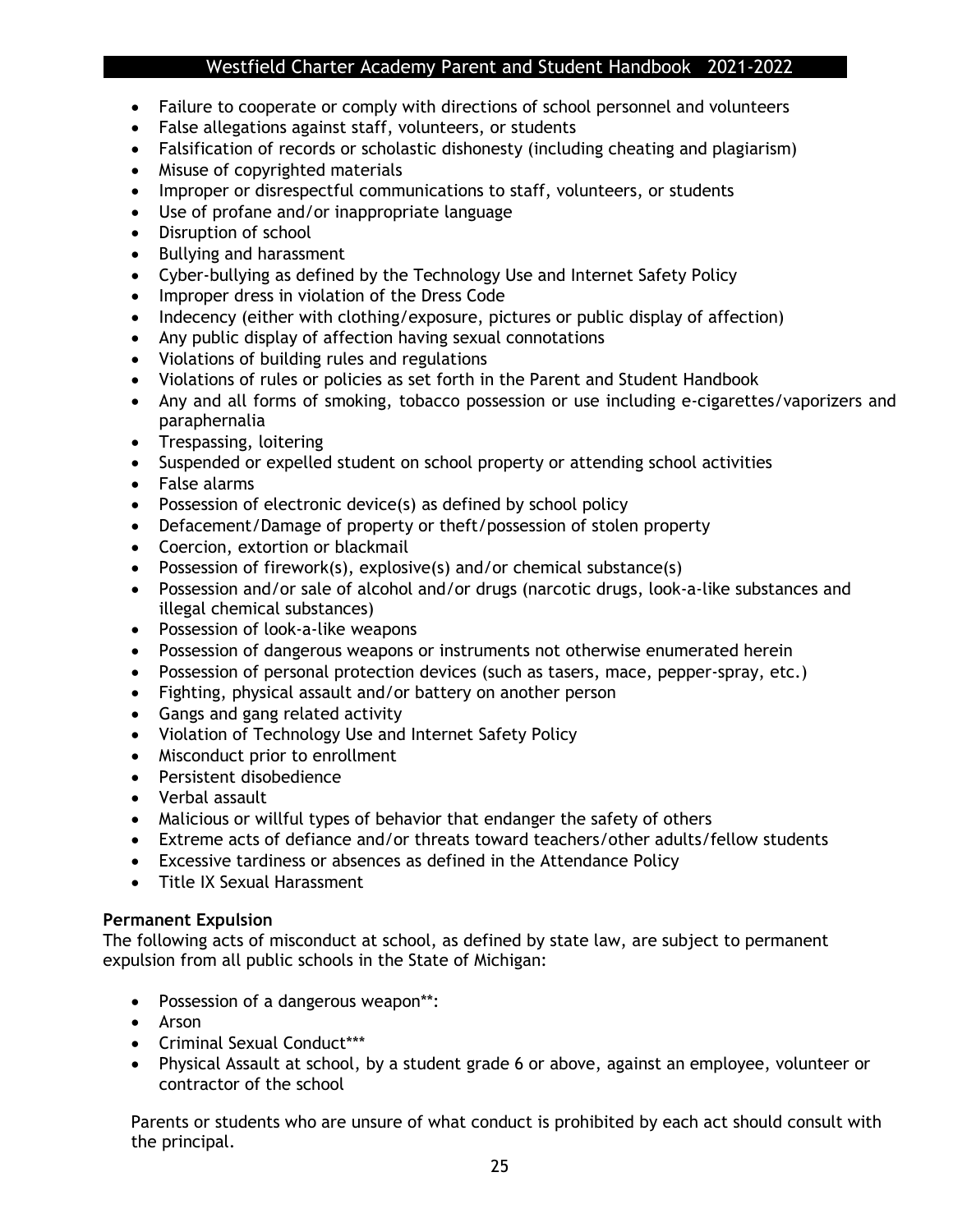- Failure to cooperate or comply with directions of school personnel and volunteers
- False allegations against staff, volunteers, or students
- Falsification of records or scholastic dishonesty (including cheating and plagiarism)
- Misuse of copyrighted materials
- Improper or disrespectful communications to staff, volunteers, or students
- Use of profane and/or inappropriate language
- Disruption of school
- Bullying and harassment
- Cyber-bullying as defined by the Technology Use and Internet Safety Policy
- Improper dress in violation of the Dress Code
- Indecency (either with clothing/exposure, pictures or public display of affection)
- Any public display of affection having sexual connotations
- Violations of building rules and regulations
- Violations of rules or policies as set forth in the Parent and Student Handbook
- Any and all forms of smoking, tobacco possession or use including e-cigarettes/vaporizers and paraphernalia
- Trespassing, loitering
- Suspended or expelled student on school property or attending school activities
- False alarms
- Possession of electronic device(s) as defined by school policy
- Defacement/Damage of property or theft/possession of stolen property
- Coercion, extortion or blackmail
- Possession of firework(s), explosive(s) and/or chemical substance(s)
- Possession and/or sale of alcohol and/or drugs (narcotic drugs, look-a-like substances and illegal chemical substances)
- Possession of look-a-like weapons
- Possession of dangerous weapons or instruments not otherwise enumerated herein
- Possession of personal protection devices (such as tasers, mace, pepper-spray, etc.)
- Fighting, physical assault and/or battery on another person
- Gangs and gang related activity
- Violation of Technology Use and Internet Safety Policy
- Misconduct prior to enrollment
- Persistent disobedience
- Verbal assault
- Malicious or willful types of behavior that endanger the safety of others
- Extreme acts of defiance and/or threats toward teachers/other adults/fellow students
- Excessive tardiness or absences as defined in the Attendance Policy
- Title IX Sexual Harassment

**Permanent Expulsion**
The following acts of misconduct at school, as defined by state law, are subject to permanent expulsion from all public schools in the State of Michigan:

- Possession of a dangerous weapon**:
- Arson
- Criminal Sexual Conduct***
- Physical Assault at school, by a student grade 6 or above, against an employee, volunteer or contractor of the school

Parents or students who are unsure of what conduct is prohibited by each act should consult with the principal.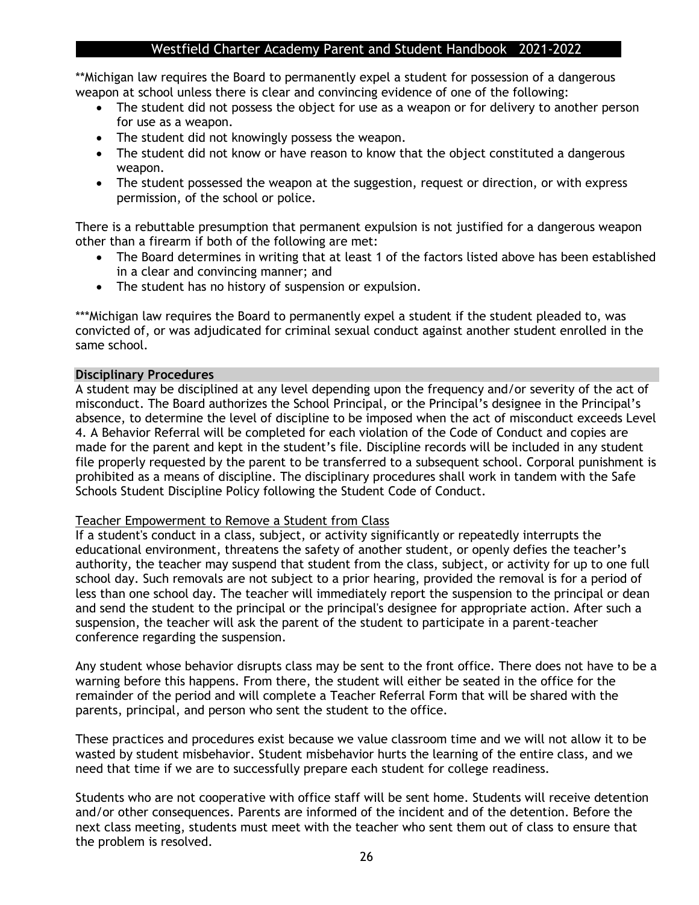**Michigan law requires the Board to permanently expel a student for possession of a dangerous weapon at school unless there is clear and convincing evidence of one of the following:

- The student did not possess the object for use as a weapon or for delivery to another person for use as a weapon.
- The student did not knowingly possess the weapon.
- The student did not know or have reason to know that the object constituted a dangerous weapon.
- The student possessed the weapon at the suggestion, request or direction, or with express permission, of the school or police.

There is a rebuttable presumption that permanent expulsion is not justified for a dangerous weapon other than a firearm if both of the following are met:

- The Board determines in writing that at least 1 of the factors listed above has been established in a clear and convincing manner; and
- The student has no history of suspension or expulsion.

***Michigan law requires the Board to permanently expel a student if the student pleaded to, was convicted of, or was adjudicated for criminal sexual conduct against another student enrolled in the same school.

## Disciplinary Procedures

A student may be disciplined at any level depending upon the frequency and/or severity of the act of misconduct. The Board authorizes the School Principal, or the Principal's designee in the Principal's absence, to determine the level of discipline to be imposed when the act of misconduct exceeds Level 4. A Behavior Referral will be completed for each violation of the Code of Conduct and copies are made for the parent and kept in the student's file. Discipline records will be included in any student file properly requested by the parent to be transferred to a subsequent school. Corporal punishment is prohibited as a means of discipline. The disciplinary procedures shall work in tandem with the Safe Schools Student Discipline Policy following the Student Code of Conduct.

### Teacher Empowerment to Remove a Student from Class

If a student's conduct in a class, subject, or activity significantly or repeatedly interrupts the educational environment, threatens the safety of another student, or openly defies the teacher's authority, the teacher may suspend that student from the class, subject, or activity for up to one full school day. Such removals are not subject to a prior hearing, provided the removal is for a period of less than one school day. The teacher will immediately report the suspension to the principal or dean and send the student to the principal or the principal's designee for appropriate action. After such a suspension, the teacher will ask the parent of the student to participate in a parent-teacher conference regarding the suspension.

Any student whose behavior disrupts class may be sent to the front office. There does not have to be a warning before this happens. From there, the student will either be seated in the office for the remainder of the period and will complete a Teacher Referral Form that will be shared with the parents, principal, and person who sent the student to the office.

These practices and procedures exist because we value classroom time and we will not allow it to be wasted by student misbehavior. Student misbehavior hurts the learning of the entire class, and we need that time if we are to successfully prepare each student for college readiness.

Students who are not cooperative with office staff will be sent home. Students will receive detention and/or other consequences. Parents are informed of the incident and of the detention. Before the next class meeting, students must meet with the teacher who sent them out of class to ensure that the problem is resolved.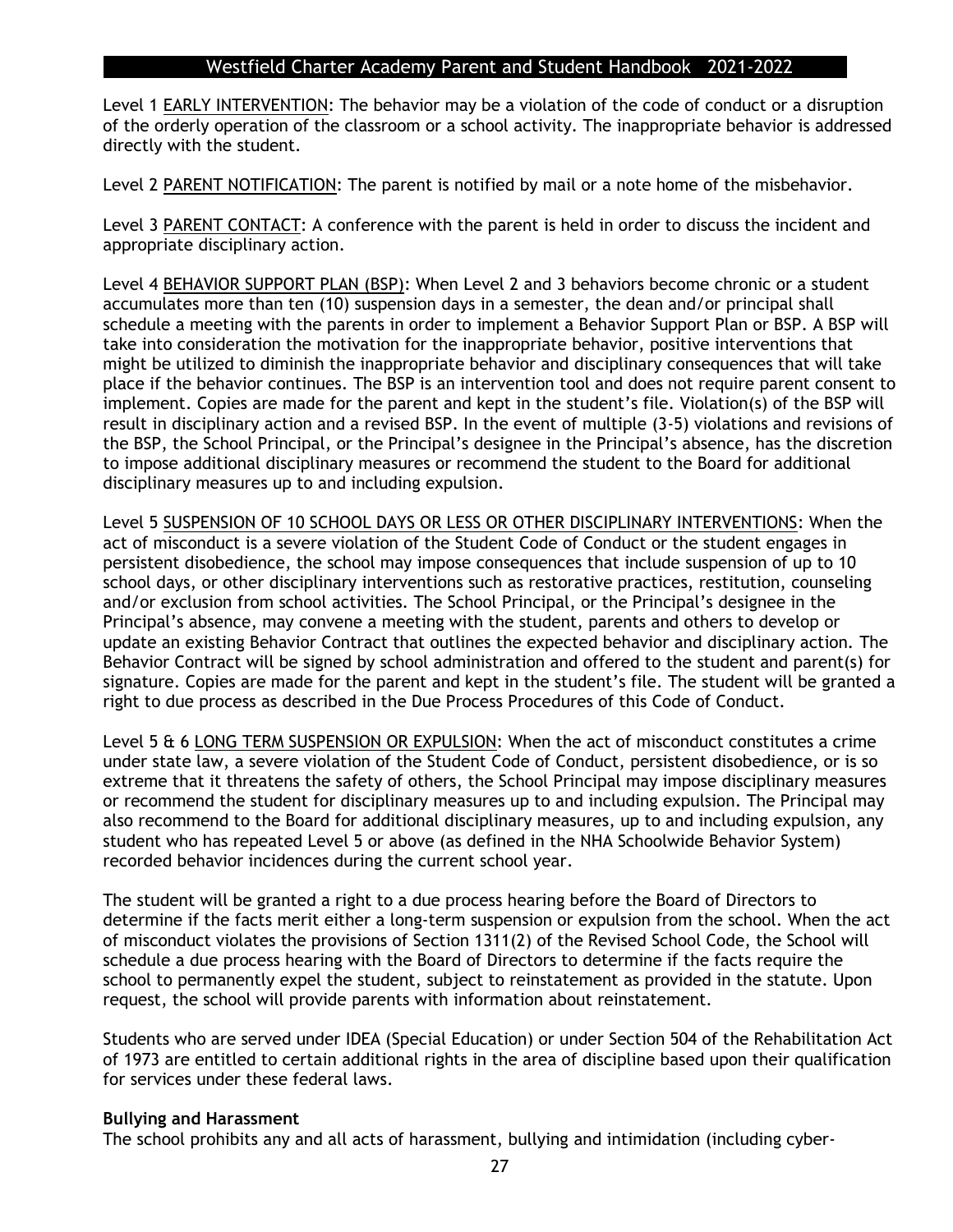Level 1 EARLY INTERVENTION: The behavior may be a violation of the code of conduct or a disruption of the orderly operation of the classroom or a school activity. The inappropriate behavior is addressed directly with the student.

Level 2 PARENT NOTIFICATION: The parent is notified by mail or a note home of the misbehavior.

Level 3 PARENT CONTACT: A conference with the parent is held in order to discuss the incident and appropriate disciplinary action.

Level 4 BEHAVIOR SUPPORT PLAN (BSP): When Level 2 and 3 behaviors become chronic or a student accumulates more than ten (10) suspension days in a semester, the dean and/or principal shall schedule a meeting with the parents in order to implement a Behavior Support Plan or BSP. A BSP will take into consideration the motivation for the inappropriate behavior, positive interventions that might be utilized to diminish the inappropriate behavior and disciplinary consequences that will take place if the behavior continues. The BSP is an intervention tool and does not require parent consent to implement. Copies are made for the parent and kept in the student's file. Violation(s) of the BSP will result in disciplinary action and a revised BSP. In the event of multiple (3-5) violations and revisions of the BSP, the School Principal, or the Principal's designee in the Principal's absence, has the discretion to impose additional disciplinary measures or recommend the student to the Board for additional disciplinary measures up to and including expulsion.

Level 5 SUSPENSION OF 10 SCHOOL DAYS OR LESS OR OTHER DISCIPLINARY INTERVENTIONS: When the act of misconduct is a severe violation of the Student Code of Conduct or the student engages in persistent disobedience, the school may impose consequences that include suspension of up to 10 school days, or other disciplinary interventions such as restorative practices, restitution, counseling and/or exclusion from school activities. The School Principal, or the Principal's designee in the Principal's absence, may convene a meeting with the student, parents and others to develop or update an existing Behavior Contract that outlines the expected behavior and disciplinary action. The Behavior Contract will be signed by school administration and offered to the student and parent(s) for signature. Copies are made for the parent and kept in the student's file. The student will be granted a right to due process as described in the Due Process Procedures of this Code of Conduct.

Level 5 & 6 LONG TERM SUSPENSION OR EXPULSION: When the act of misconduct constitutes a crime under state law, a severe violation of the Student Code of Conduct, persistent disobedience, or is so extreme that it threatens the safety of others, the School Principal may impose disciplinary measures or recommend the student for disciplinary measures up to and including expulsion. The Principal may also recommend to the Board for additional disciplinary measures, up to and including expulsion, any student who has repeated Level 5 or above (as defined in the NHA Schoolwide Behavior System) recorded behavior incidences during the current school year.

The student will be granted a right to a due process hearing before the Board of Directors to determine if the facts merit either a long-term suspension or expulsion from the school. When the act of misconduct violates the provisions of Section 1311(2) of the Revised School Code, the School will schedule a due process hearing with the Board of Directors to determine if the facts require the school to permanently expel the student, subject to reinstatement as provided in the statute. Upon request, the school will provide parents with information about reinstatement.

Students who are served under IDEA (Special Education) or under Section 504 of the Rehabilitation Act of 1973 are entitled to certain additional rights in the area of discipline based upon their qualification for services under these federal laws.

**Bullying and Harassment**

The school prohibits any and all acts of harassment, bullying and intimidation (including cyber-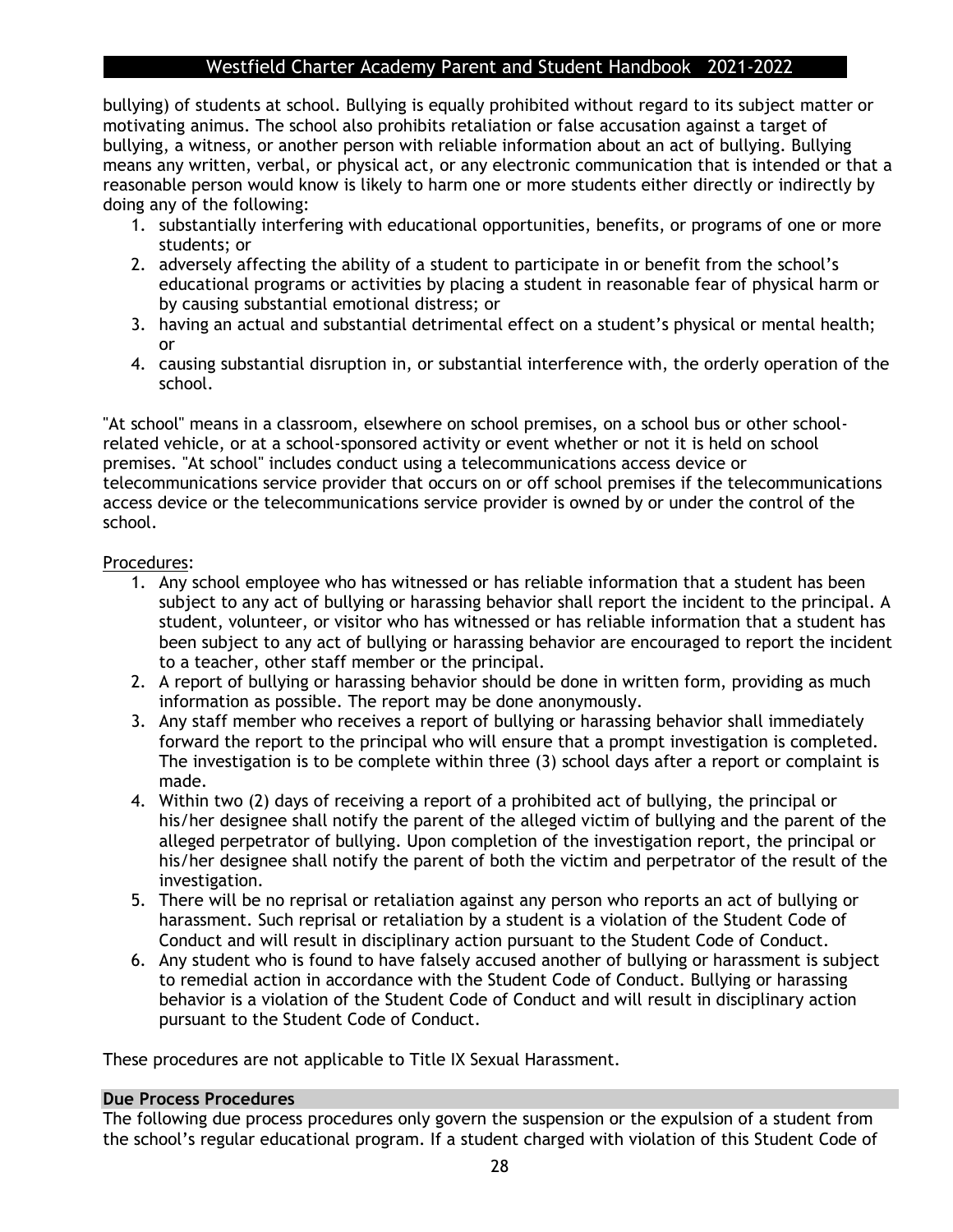bullying) of students at school. Bullying is equally prohibited without regard to its subject matter or motivating animus. The school also prohibits retaliation or false accusation against a target of bullying, a witness, or another person with reliable information about an act of bullying. Bullying means any written, verbal, or physical act, or any electronic communication that is intended or that a reasonable person would know is likely to harm one or more students either directly or indirectly by doing any of the following:

1. substantially interfering with educational opportunities, benefits, or programs of one or more students; or
2. adversely affecting the ability of a student to participate in or benefit from the school's educational programs or activities by placing a student in reasonable fear of physical harm or by causing substantial emotional distress; or
3. having an actual and substantial detrimental effect on a student's physical or mental health; or
4. causing substantial disruption in, or substantial interference with, the orderly operation of the school.

"At school" means in a classroom, elsewhere on school premises, on a school bus or other school-related vehicle, or at a school-sponsored activity or event whether or not it is held on school premises. "At school" includes conduct using a telecommunications access device or telecommunications service provider that occurs on or off school premises if the telecommunications access device or the telecommunications service provider is owned by or under the control of the school.

Procedures:

1. Any school employee who has witnessed or has reliable information that a student has been subject to any act of bullying or harassing behavior shall report the incident to the principal. A student, volunteer, or visitor who has witnessed or has reliable information that a student has been subject to any act of bullying or harassing behavior are encouraged to report the incident to a teacher, other staff member or the principal.
2. A report of bullying or harassing behavior should be done in written form, providing as much information as possible. The report may be done anonymously.
3. Any staff member who receives a report of bullying or harassing behavior shall immediately forward the report to the principal who will ensure that a prompt investigation is completed. The investigation is to be complete within three (3) school days after a report or complaint is made.
4. Within two (2) days of receiving a report of a prohibited act of bullying, the principal or his/her designee shall notify the parent of the alleged victim of bullying and the parent of the alleged perpetrator of bullying. Upon completion of the investigation report, the principal or his/her designee shall notify the parent of both the victim and perpetrator of the result of the investigation.
5. There will be no reprisal or retaliation against any person who reports an act of bullying or harassment. Such reprisal or retaliation by a student is a violation of the Student Code of Conduct and will result in disciplinary action pursuant to the Student Code of Conduct.
6. Any student who is found to have falsely accused another of bullying or harassment is subject to remedial action in accordance with the Student Code of Conduct. Bullying or harassing behavior is a violation of the Student Code of Conduct and will result in disciplinary action pursuant to the Student Code of Conduct.

These procedures are not applicable to Title IX Sexual Harassment.

### Due Process Procedures

The following due process procedures only govern the suspension or the expulsion of a student from the school's regular educational program. If a student charged with violation of this Student Code of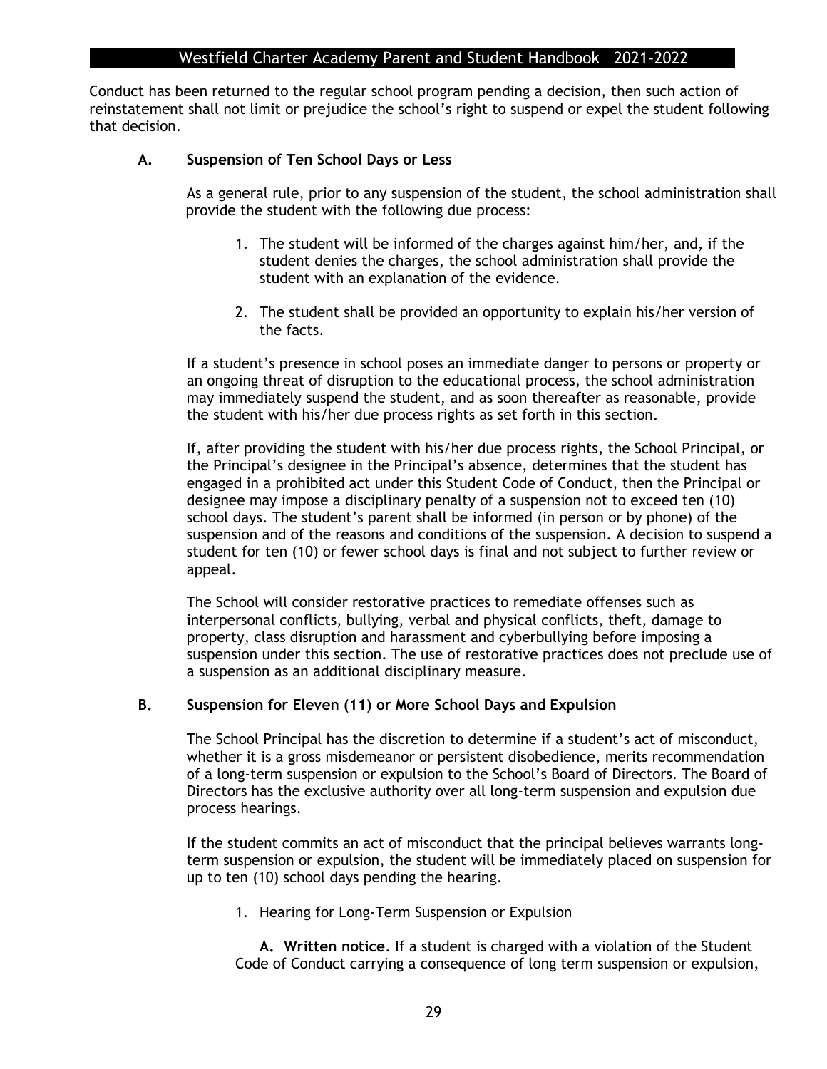Conduct has been returned to the regular school program pending a decision, then such action of reinstatement shall not limit or prejudice the school's right to suspend or expel the student following that decision.

### A. Suspension of Ten School Days or Less

As a general rule, prior to any suspension of the student, the school administration shall provide the student with the following due process:

1. The student will be informed of the charges against him/her, and, if the student denies the charges, the school administration shall provide the student with an explanation of the evidence.

2. The student shall be provided an opportunity to explain his/her version of the facts.

If a student's presence in school poses an immediate danger to persons or property or an ongoing threat of disruption to the educational process, the school administration may immediately suspend the student, and as soon thereafter as reasonable, provide the student with his/her due process rights as set forth in this section.

If, after providing the student with his/her due process rights, the School Principal, or the Principal's designee in the Principal's absence, determines that the student has engaged in a prohibited act under this Student Code of Conduct, then the Principal or designee may impose a disciplinary penalty of a suspension not to exceed ten (10) school days. The student's parent shall be informed (in person or by phone) of the suspension and of the reasons and conditions of the suspension. A decision to suspend a student for ten (10) or fewer school days is final and not subject to further review or appeal.

The School will consider restorative practices to remediate offenses such as interpersonal conflicts, bullying, verbal and physical conflicts, theft, damage to property, class disruption and harassment and cyberbullying before imposing a suspension under this section. The use of restorative practices does not preclude use of a suspension as an additional disciplinary measure.

### B. Suspension for Eleven (11) or More School Days and Expulsion

The School Principal has the discretion to determine if a student's act of misconduct, whether it is a gross misdemeanor or persistent disobedience, merits recommendation of a long-term suspension or expulsion to the School's Board of Directors. The Board of Directors has the exclusive authority over all long-term suspension and expulsion due process hearings.

If the student commits an act of misconduct that the principal believes warrants long-term suspension or expulsion, the student will be immediately placed on suspension for up to ten (10) school days pending the hearing.

1. Hearing for Long-Term Suspension or Expulsion

**A. Written notice**. If a student is charged with a violation of the Student Code of Conduct carrying a consequence of long term suspension or expulsion,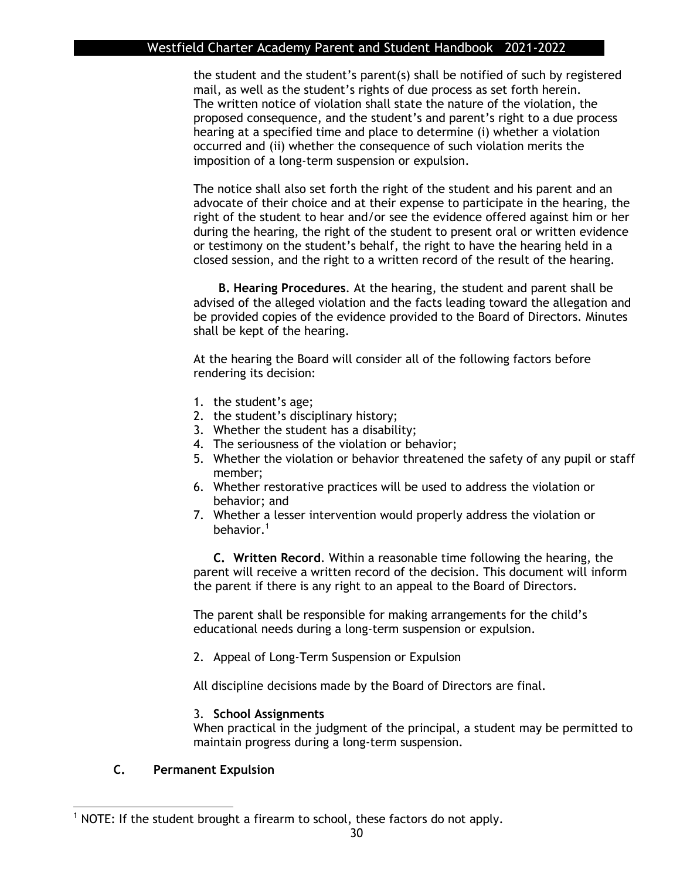the student and the student's parent(s) shall be notified of such by registered mail, as well as the student's rights of due process as set forth herein. The written notice of violation shall state the nature of the violation, the proposed consequence, and the student's and parent's right to a due process hearing at a specified time and place to determine (i) whether a violation occurred and (ii) whether the consequence of such violation merits the imposition of a long-term suspension or expulsion.

The notice shall also set forth the right of the student and his parent and an advocate of their choice and at their expense to participate in the hearing, the right of the student to hear and/or see the evidence offered against him or her during the hearing, the right of the student to present oral or written evidence or testimony on the student's behalf, the right to have the hearing held in a closed session, and the right to a written record of the result of the hearing.

**B. Hearing Procedures**. At the hearing, the student and parent shall be advised of the alleged violation and the facts leading toward the allegation and be provided copies of the evidence provided to the Board of Directors. Minutes shall be kept of the hearing.

At the hearing the Board will consider all of the following factors before rendering its decision:

1. the student's age;
2. the student's disciplinary history;
3. Whether the student has a disability;
4. The seriousness of the violation or behavior;
5. Whether the violation or behavior threatened the safety of any pupil or staff member;
6. Whether restorative practices will be used to address the violation or behavior; and
7. Whether a lesser intervention would properly address the violation or behavior.[1]

**C. Written Record**. Within a reasonable time following the hearing, the parent will receive a written record of the decision. This document will inform the parent if there is any right to an appeal to the Board of Directors.

The parent shall be responsible for making arrangements for the child's educational needs during a long-term suspension or expulsion.

2. Appeal of Long-Term Suspension or Expulsion

All discipline decisions made by the Board of Directors are final.

3. **School Assignments**

When practical in the judgment of the principal, a student may be permitted to maintain progress during a long-term suspension.

**C. Permanent Expulsion**

[1] NOTE: If the student brought a firearm to school, these factors do not apply.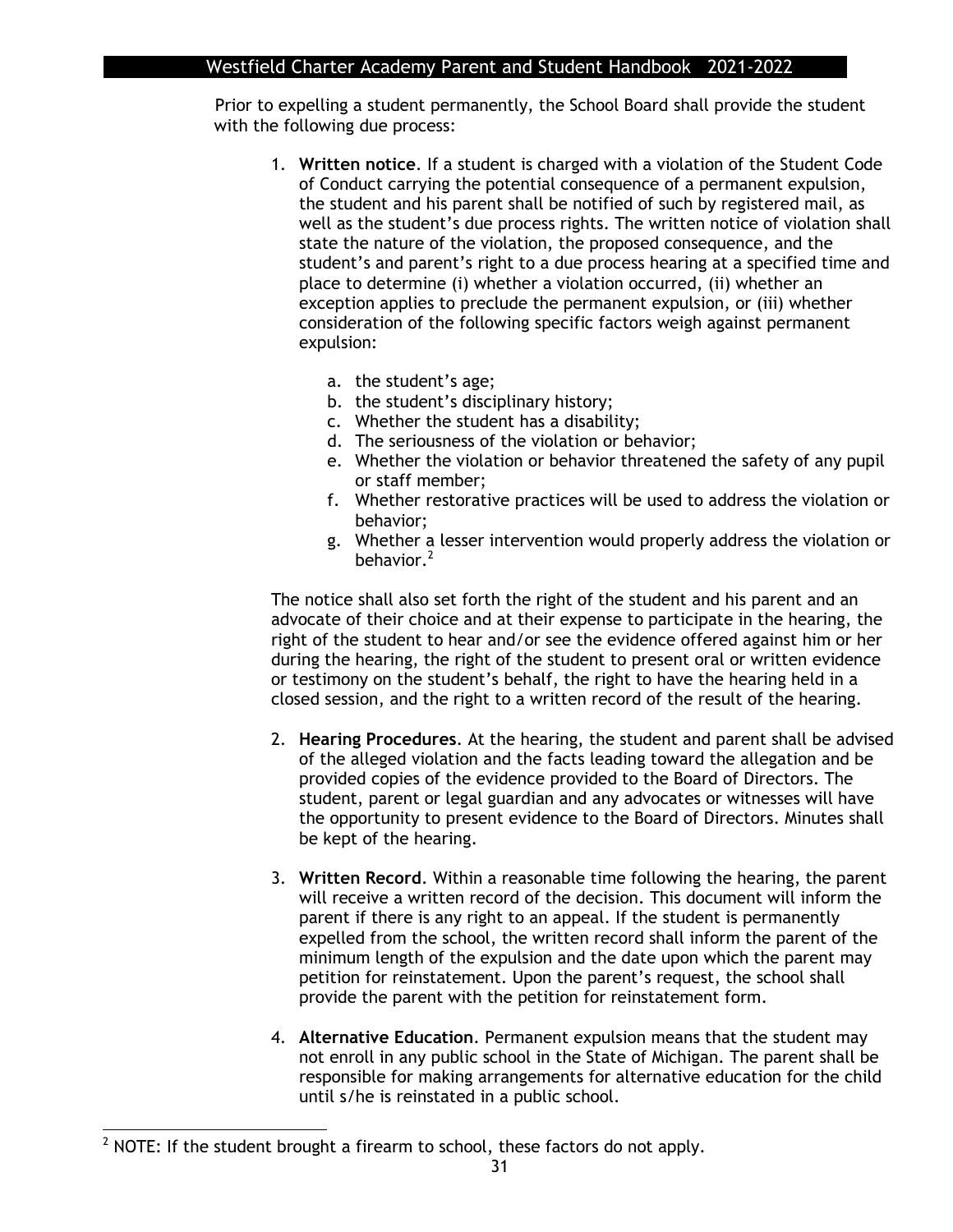Prior to expelling a student permanently, the School Board shall provide the student with the following due process:

1. **Written notice**. If a student is charged with a violation of the Student Code of Conduct carrying the potential consequence of a permanent expulsion, the student and his parent shall be notified of such by registered mail, as well as the student's due process rights. The written notice of violation shall state the nature of the violation, the proposed consequence, and the student's and parent's right to a due process hearing at a specified time and place to determine (i) whether a violation occurred, (ii) whether an exception applies to preclude the permanent expulsion, or (iii) whether consideration of the following specific factors weigh against permanent expulsion:

    a. the student's age;
    b. the student's disciplinary history;
    c. Whether the student has a disability;
    d. The seriousness of the violation or behavior;
    e. Whether the violation or behavior threatened the safety of any pupil or staff member;
    f. Whether restorative practices will be used to address the violation or behavior;
    g. Whether a lesser intervention would properly address the violation or behavior.[2]

    The notice shall also set forth the right of the student and his parent and an advocate of their choice and at their expense to participate in the hearing, the right of the student to hear and/or see the evidence offered against him or her during the hearing, the right of the student to present oral or written evidence or testimony on the student's behalf, the right to have the hearing held in a closed session, and the right to a written record of the result of the hearing.

2. **Hearing Procedures**. At the hearing, the student and parent shall be advised of the alleged violation and the facts leading toward the allegation and be provided copies of the evidence provided to the Board of Directors. The student, parent or legal guardian and any advocates or witnesses will have the opportunity to present evidence to the Board of Directors. Minutes shall be kept of the hearing.

3. **Written Record**. Within a reasonable time following the hearing, the parent will receive a written record of the decision. This document will inform the parent if there is any right to an appeal. If the student is permanently expelled from the school, the written record shall inform the parent of the minimum length of the expulsion and the date upon which the parent may petition for reinstatement. Upon the parent's request, the school shall provide the parent with the petition for reinstatement form.

4. **Alternative Education**. Permanent expulsion means that the student may not enroll in any public school in the State of Michigan. The parent shall be responsible for making arrangements for alternative education for the child until s/he is reinstated in a public school.

---

[2] NOTE: If the student brought a firearm to school, these factors do not apply.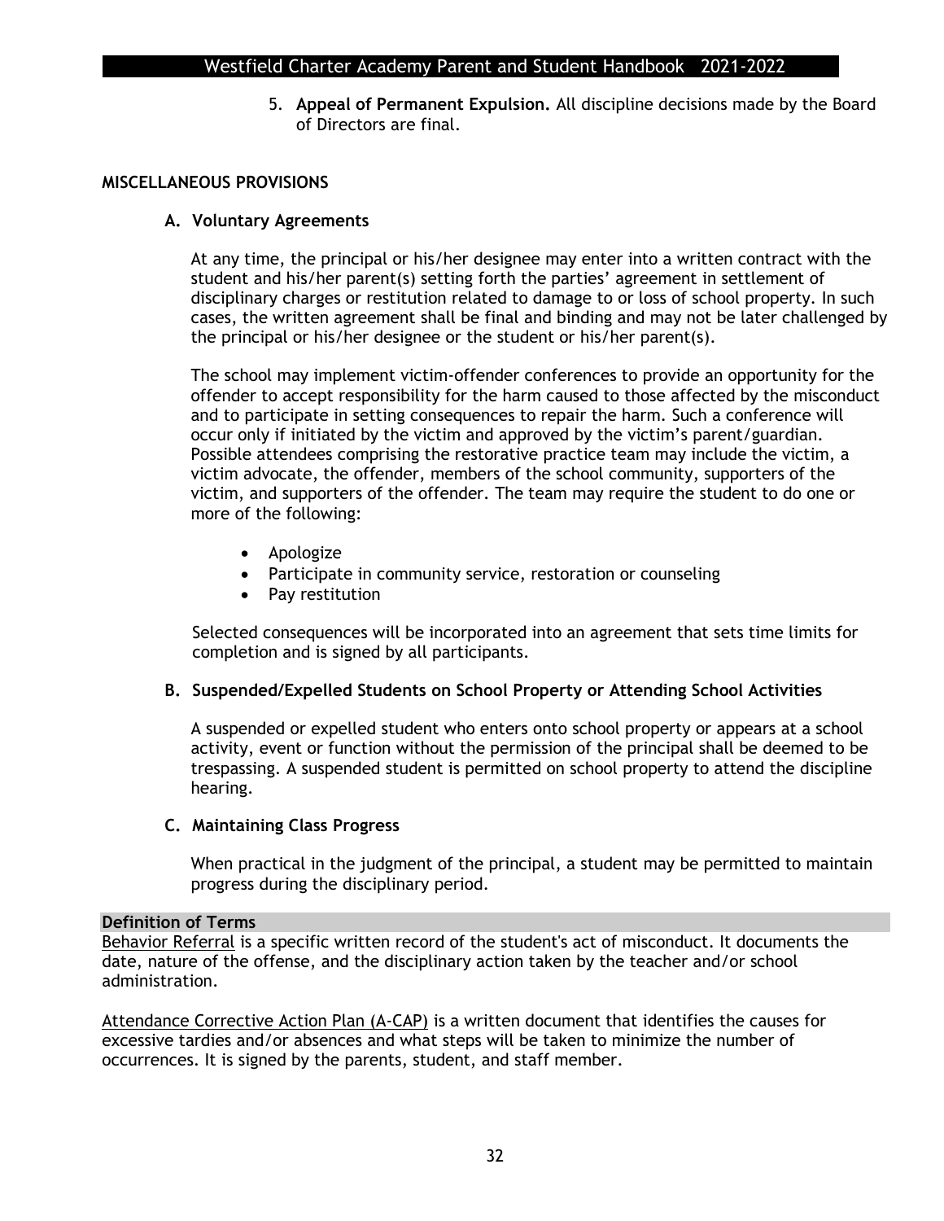5. **Appeal of Permanent Expulsion.** All discipline decisions made by the Board of Directors are final.

## MISCELLANEOUS PROVISIONS

### A. Voluntary Agreements

At any time, the principal or his/her designee may enter into a written contract with the student and his/her parent(s) setting forth the parties' agreement in settlement of disciplinary charges or restitution related to damage to or loss of school property. In such cases, the written agreement shall be final and binding and may not be later challenged by the principal or his/her designee or the student or his/her parent(s).

The school may implement victim-offender conferences to provide an opportunity for the offender to accept responsibility for the harm caused to those affected by the misconduct and to participate in setting consequences to repair the harm. Such a conference will occur only if initiated by the victim and approved by the victim's parent/guardian. Possible attendees comprising the restorative practice team may include the victim, a victim advocate, the offender, members of the school community, supporters of the victim, and supporters of the offender. The team may require the student to do one or more of the following:

- Apologize
- Participate in community service, restoration or counseling
- Pay restitution

Selected consequences will be incorporated into an agreement that sets time limits for completion and is signed by all participants.

### B. Suspended/Expelled Students on School Property or Attending School Activities

A suspended or expelled student who enters onto school property or appears at a school activity, event or function without the permission of the principal shall be deemed to be trespassing. A suspended student is permitted on school property to attend the discipline hearing.

### C. Maintaining Class Progress

When practical in the judgment of the principal, a student may be permitted to maintain progress during the disciplinary period.

## Definition of Terms

Behavior Referral is a specific written record of the student's act of misconduct. It documents the date, nature of the offense, and the disciplinary action taken by the teacher and/or school administration.

Attendance Corrective Action Plan (A-CAP) is a written document that identifies the causes for excessive tardies and/or absences and what steps will be taken to minimize the number of occurrences. It is signed by the parents, student, and staff member.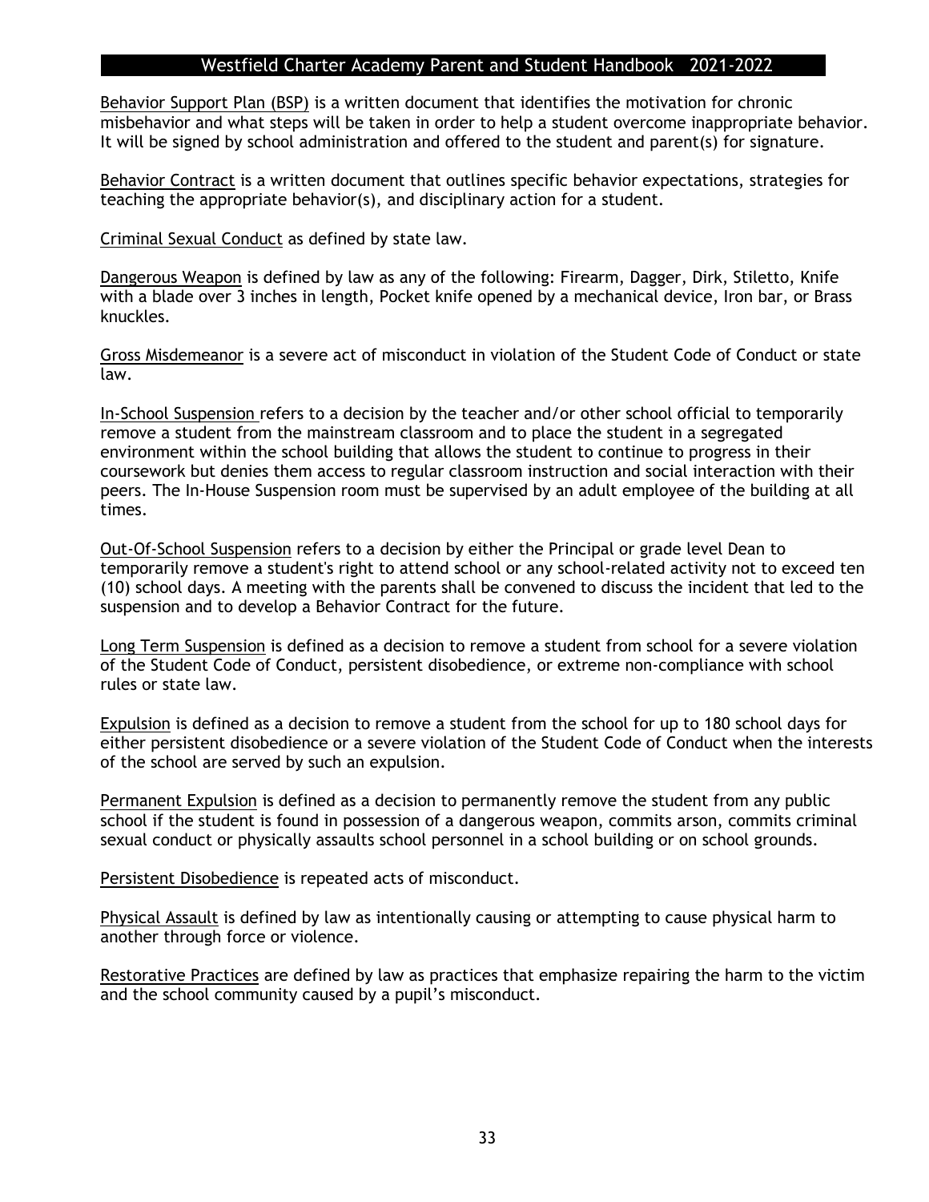<u>Behavior Support Plan (BSP)</u> is a written document that identifies the motivation for chronic misbehavior and what steps will be taken in order to help a student overcome inappropriate behavior. It will be signed by school administration and offered to the student and parent(s) for signature.

<u>Behavior Contract</u> is a written document that outlines specific behavior expectations, strategies for teaching the appropriate behavior(s), and disciplinary action for a student.

<u>Criminal Sexual Conduct</u> as defined by state law.

<u>Dangerous Weapon</u> is defined by law as any of the following: Firearm, Dagger, Dirk, Stiletto, Knife with a blade over 3 inches in length, Pocket knife opened by a mechanical device, Iron bar, or Brass knuckles.

<u>Gross Misdemeanor</u> is a severe act of misconduct in violation of the Student Code of Conduct or state law.

<u>In-School Suspension</u> refers to a decision by the teacher and/or other school official to temporarily remove a student from the mainstream classroom and to place the student in a segregated environment within the school building that allows the student to continue to progress in their coursework but denies them access to regular classroom instruction and social interaction with their peers. The In-House Suspension room must be supervised by an adult employee of the building at all times.

<u>Out-Of-School Suspension</u> refers to a decision by either the Principal or grade level Dean to temporarily remove a student's right to attend school or any school-related activity not to exceed ten (10) school days. A meeting with the parents shall be convened to discuss the incident that led to the suspension and to develop a Behavior Contract for the future.

<u>Long Term Suspension</u> is defined as a decision to remove a student from school for a severe violation of the Student Code of Conduct, persistent disobedience, or extreme non-compliance with school rules or state law.

<u>Expulsion</u> is defined as a decision to remove a student from the school for up to 180 school days for either persistent disobedience or a severe violation of the Student Code of Conduct when the interests of the school are served by such an expulsion.

<u>Permanent Expulsion</u> is defined as a decision to permanently remove the student from any public school if the student is found in possession of a dangerous weapon, commits arson, commits criminal sexual conduct or physically assaults school personnel in a school building or on school grounds.

<u>Persistent Disobedience</u> is repeated acts of misconduct.

<u>Physical Assault</u> is defined by law as intentionally causing or attempting to cause physical harm to another through force or violence.

<u>Restorative Practices</u> are defined by law as practices that emphasize repairing the harm to the victim and the school community caused by a pupil’s misconduct.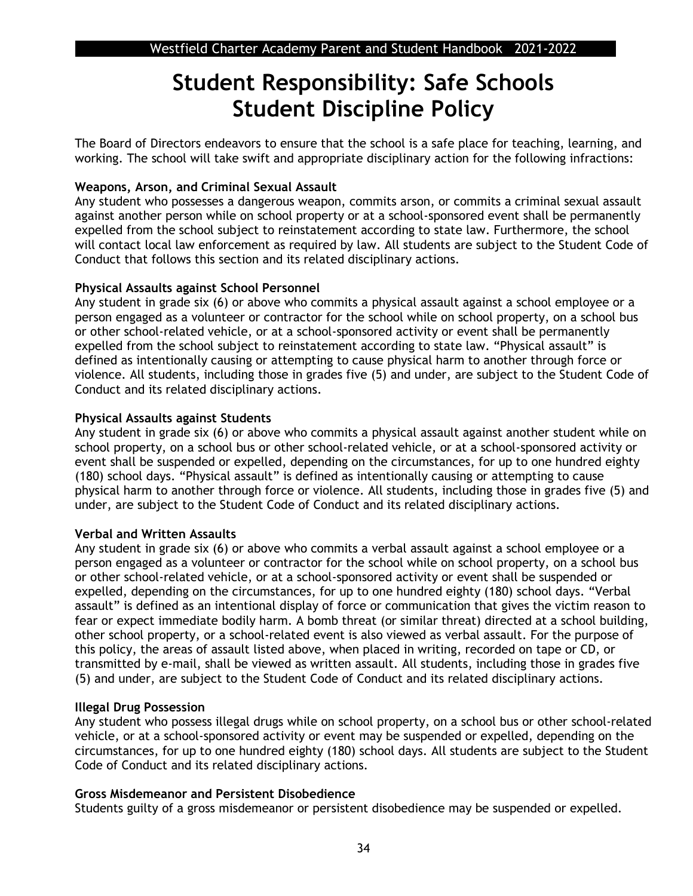# Student Responsibility: Safe Schools Student Discipline Policy

The Board of Directors endeavors to ensure that the school is a safe place for teaching, learning, and working. The school will take swift and appropriate disciplinary action for the following infractions:

**Weapons, Arson, and Criminal Sexual Assault**
Any student who possesses a dangerous weapon, commits arson, or commits a criminal sexual assault against another person while on school property or at a school-sponsored event shall be permanently expelled from the school subject to reinstatement according to state law. Furthermore, the school will contact local law enforcement as required by law. All students are subject to the Student Code of Conduct that follows this section and its related disciplinary actions.

**Physical Assaults against School Personnel**
Any student in grade six (6) or above who commits a physical assault against a school employee or a person engaged as a volunteer or contractor for the school while on school property, on a school bus or other school-related vehicle, or at a school-sponsored activity or event shall be permanently expelled from the school subject to reinstatement according to state law. "Physical assault" is defined as intentionally causing or attempting to cause physical harm to another through force or violence. All students, including those in grades five (5) and under, are subject to the Student Code of Conduct and its related disciplinary actions.

**Physical Assaults against Students**
Any student in grade six (6) or above who commits a physical assault against another student while on school property, on a school bus or other school-related vehicle, or at a school-sponsored activity or event shall be suspended or expelled, depending on the circumstances, for up to one hundred eighty (180) school days. "Physical assault" is defined as intentionally causing or attempting to cause physical harm to another through force or violence. All students, including those in grades five (5) and under, are subject to the Student Code of Conduct and its related disciplinary actions.

**Verbal and Written Assaults**
Any student in grade six (6) or above who commits a verbal assault against a school employee or a person engaged as a volunteer or contractor for the school while on school property, on a school bus or other school-related vehicle, or at a school-sponsored activity or event shall be suspended or expelled, depending on the circumstances, for up to one hundred eighty (180) school days. "Verbal assault" is defined as an intentional display of force or communication that gives the victim reason to fear or expect immediate bodily harm. A bomb threat (or similar threat) directed at a school building, other school property, or a school-related event is also viewed as verbal assault. For the purpose of this policy, the areas of assault listed above, when placed in writing, recorded on tape or CD, or transmitted by e-mail, shall be viewed as written assault. All students, including those in grades five (5) and under, are subject to the Student Code of Conduct and its related disciplinary actions.

**Illegal Drug Possession**
Any student who possess illegal drugs while on school property, on a school bus or other school-related vehicle, or at a school-sponsored activity or event may be suspended or expelled, depending on the circumstances, for up to one hundred eighty (180) school days. All students are subject to the Student Code of Conduct and its related disciplinary actions.

**Gross Misdemeanor and Persistent Disobedience**
Students guilty of a gross misdemeanor or persistent disobedience may be suspended or expelled.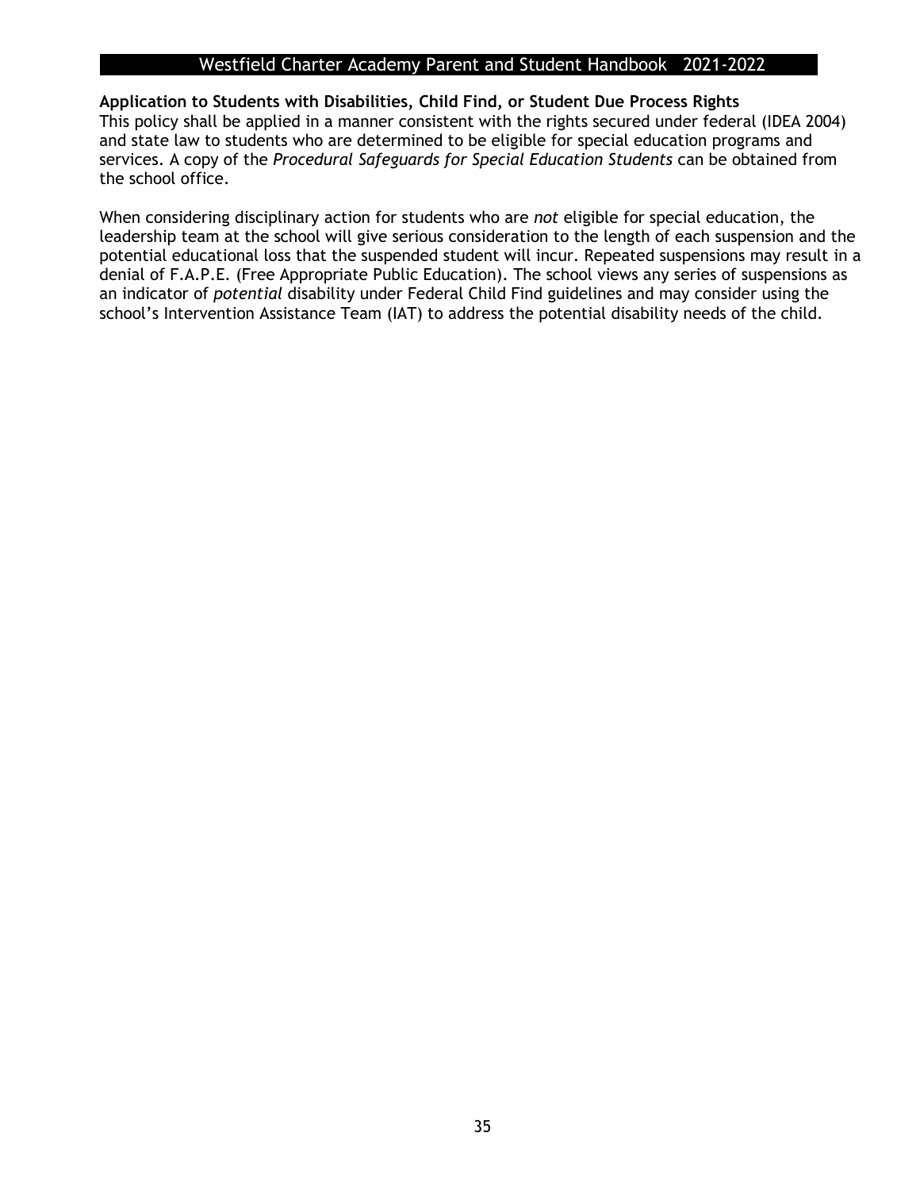### Application to Students with Disabilities, Child Find, or Student Due Process Rights

This policy shall be applied in a manner consistent with the rights secured under federal (IDEA 2004) and state law to students who are determined to be eligible for special education programs and services. A copy of the *Procedural Safeguards for Special Education Students* can be obtained from the school office.

When considering disciplinary action for students who are *not* eligible for special education, the leadership team at the school will give serious consideration to the length of each suspension and the potential educational loss that the suspended student will incur. Repeated suspensions may result in a denial of F.A.P.E. (Free Appropriate Public Education). The school views any series of suspensions as an indicator of *potential* disability under Federal Child Find guidelines and may consider using the school's Intervention Assistance Team (IAT) to address the potential disability needs of the child.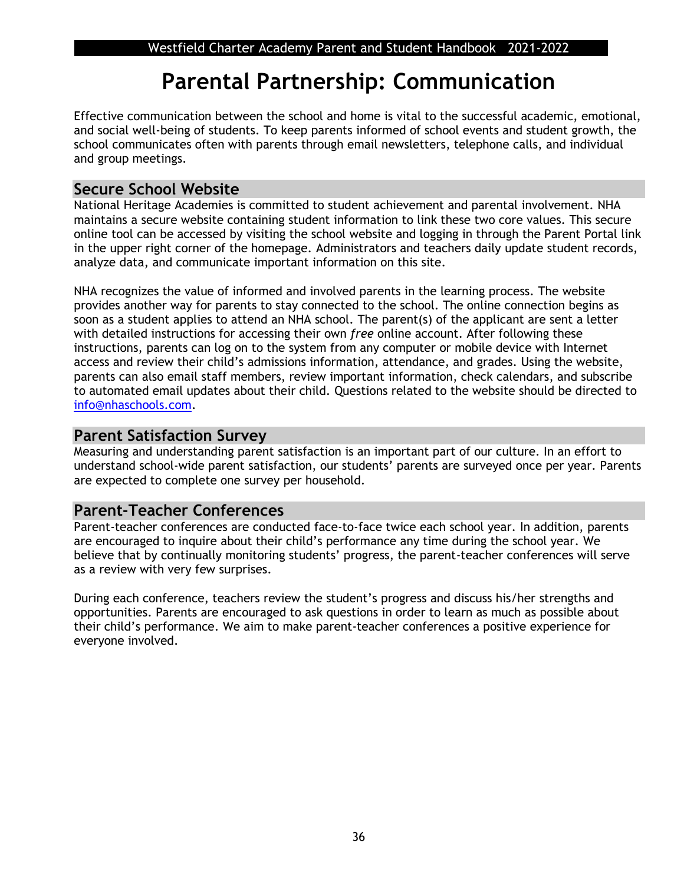# Parental Partnership: Communication

Effective communication between the school and home is vital to the successful academic, emotional, and social well-being of students. To keep parents informed of school events and student growth, the school communicates often with parents through email newsletters, telephone calls, and individual and group meetings.

## Secure School Website

National Heritage Academies is committed to student achievement and parental involvement. NHA maintains a secure website containing student information to link these two core values. This secure online tool can be accessed by visiting the school website and logging in through the Parent Portal link in the upper right corner of the homepage. Administrators and teachers daily update student records, analyze data, and communicate important information on this site.

NHA recognizes the value of informed and involved parents in the learning process. The website provides another way for parents to stay connected to the school. The online connection begins as soon as a student applies to attend an NHA school. The parent(s) of the applicant are sent a letter with detailed instructions for accessing their own *free* online account. After following these instructions, parents can log on to the system from any computer or mobile device with Internet access and review their child's admissions information, attendance, and grades. Using the website, parents can also email staff members, review important information, check calendars, and subscribe to automated email updates about their child. Questions related to the website should be directed to info@nhaschools.com.

## Parent Satisfaction Survey

Measuring and understanding parent satisfaction is an important part of our culture. In an effort to understand school-wide parent satisfaction, our students' parents are surveyed once per year. Parents are expected to complete one survey per household.

## Parent-Teacher Conferences

Parent-teacher conferences are conducted face-to-face twice each school year. In addition, parents are encouraged to inquire about their child's performance any time during the school year. We believe that by continually monitoring students' progress, the parent-teacher conferences will serve as a review with very few surprises.

During each conference, teachers review the student's progress and discuss his/her strengths and opportunities. Parents are encouraged to ask questions in order to learn as much as possible about their child's performance. We aim to make parent-teacher conferences a positive experience for everyone involved.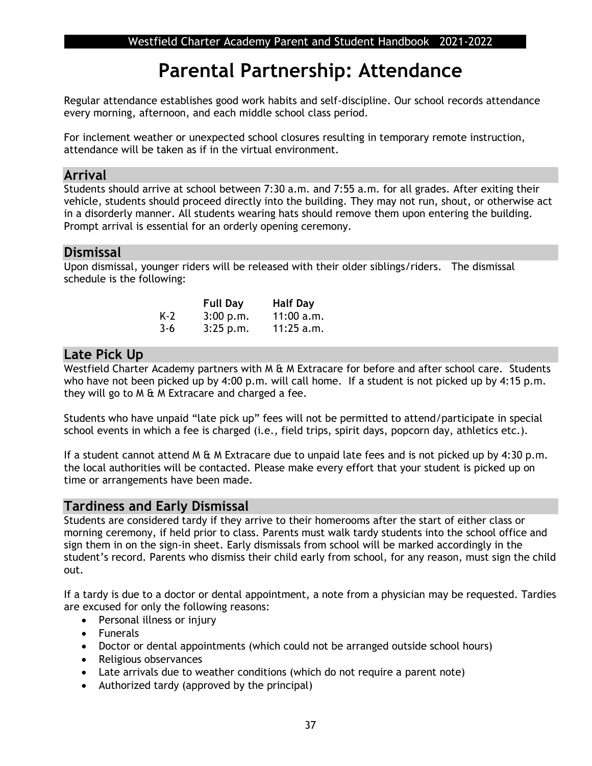# Parental Partnership: Attendance

Regular attendance establishes good work habits and self-discipline. Our school records attendance every morning, afternoon, and each middle school class period.

For inclement weather or unexpected school closures resulting in temporary remote instruction, attendance will be taken as if in the virtual environment.

## Arrival

Students should arrive at school between 7:30 a.m. and 7:55 a.m. for all grades. After exiting their vehicle, students should proceed directly into the building. They may not run, shout, or otherwise act in a disorderly manner. All students wearing hats should remove them upon entering the building. Prompt arrival is essential for an orderly opening ceremony.

## Dismissal

Upon dismissal, younger riders will be released with their older siblings/riders. The dismissal schedule is the following:

| | **Full Day** | **Half Day** |
|---|---|---|
| K-2 | 3:00 p.m. | 11:00 a.m. |
| 3-6 | 3:25 p.m. | 11:25 a.m. |

## Late Pick Up

Westfield Charter Academy partners with M & M Extracare for before and after school care. Students who have not been picked up by 4:00 p.m. will call home. If a student is not picked up by 4:15 p.m. they will go to M & M Extracare and charged a fee.

Students who have unpaid "late pick up" fees will not be permitted to attend/participate in special school events in which a fee is charged (i.e., field trips, spirit days, popcorn day, athletics etc.).

If a student cannot attend M & M Extracare due to unpaid late fees and is not picked up by 4:30 p.m. the local authorities will be contacted. Please make every effort that your student is picked up on time or arrangements have been made.

## Tardiness and Early Dismissal

Students are considered tardy if they arrive to their homerooms after the start of either class or morning ceremony, if held prior to class. Parents must walk tardy students into the school office and sign them in on the sign-in sheet. Early dismissals from school will be marked accordingly in the student's record. Parents who dismiss their child early from school, for any reason, must sign the child out.

If a tardy is due to a doctor or dental appointment, a note from a physician may be requested. Tardies are excused for only the following reasons:

- Personal illness or injury
- Funerals
- Doctor or dental appointments (which could not be arranged outside school hours)
- Religious observances
- Late arrivals due to weather conditions (which do not require a parent note)
- Authorized tardy (approved by the principal)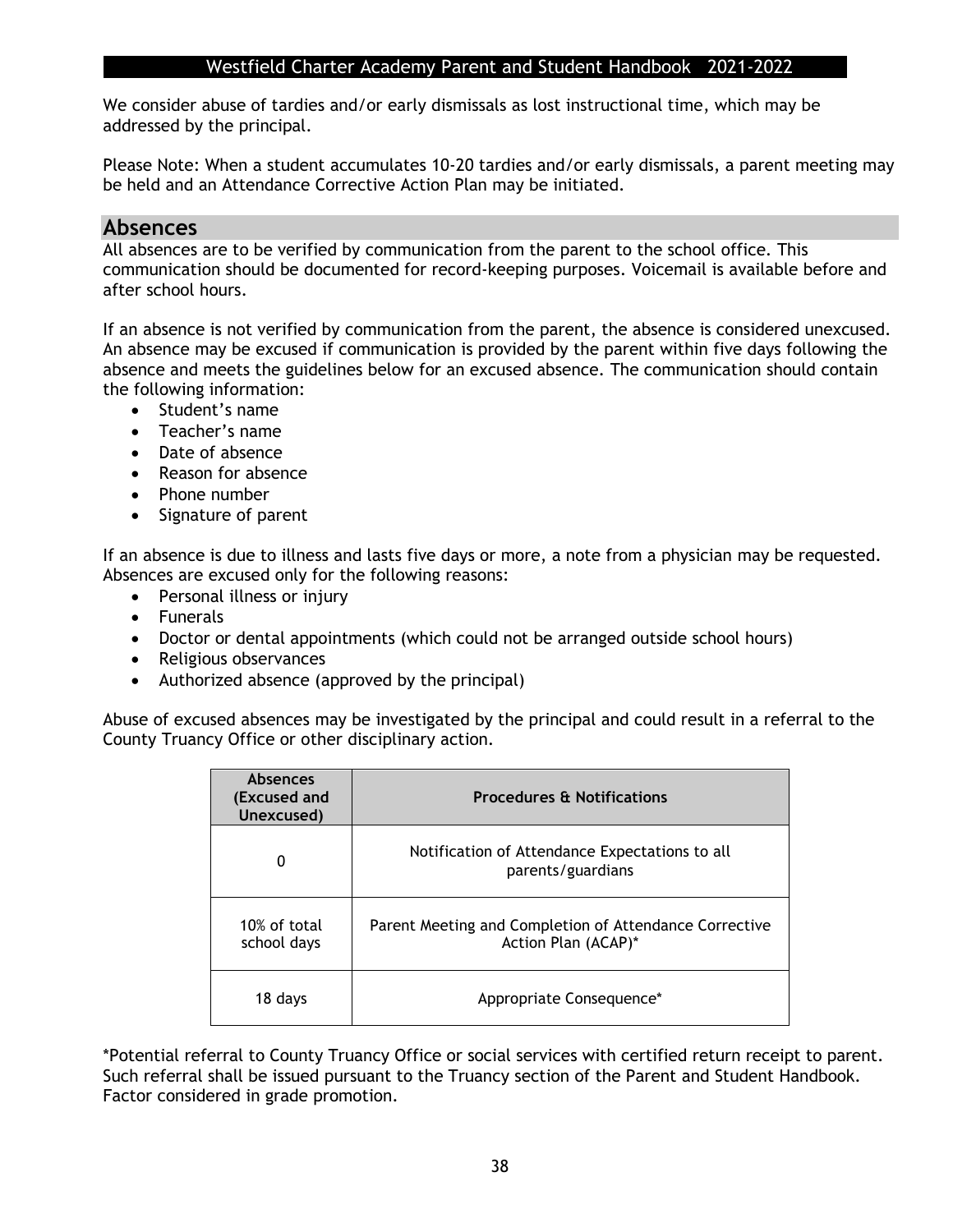We consider abuse of tardies and/or early dismissals as lost instructional time, which may be addressed by the principal.

Please Note: When a student accumulates 10-20 tardies and/or early dismissals, a parent meeting may be held and an Attendance Corrective Action Plan may be initiated.

## Absences

All absences are to be verified by communication from the parent to the school office. This communication should be documented for record-keeping purposes. Voicemail is available before and after school hours.

If an absence is not verified by communication from the parent, the absence is considered unexcused. An absence may be excused if communication is provided by the parent within five days following the absence and meets the guidelines below for an excused absence. The communication should contain the following information:

- Student's name
- Teacher's name
- Date of absence
- Reason for absence
- Phone number
- Signature of parent

If an absence is due to illness and lasts five days or more, a note from a physician may be requested. Absences are excused only for the following reasons:

- Personal illness or injury
- Funerals
- Doctor or dental appointments (which could not be arranged outside school hours)
- Religious observances
- Authorized absence (approved by the principal)

Abuse of excused absences may be investigated by the principal and could result in a referral to the County Truancy Office or other disciplinary action.

| **Absences (Excused and Unexcused)** | **Procedures & Notifications** |
|---|---|
| 0 | Notification of Attendance Expectations to all parents/guardians |
| 10% of total school days | Parent Meeting and Completion of Attendance Corrective Action Plan (ACAP)* |
| 18 days | Appropriate Consequence* |

*Potential referral to County Truancy Office or social services with certified return receipt to parent. Such referral shall be issued pursuant to the Truancy section of the Parent and Student Handbook. Factor considered in grade promotion.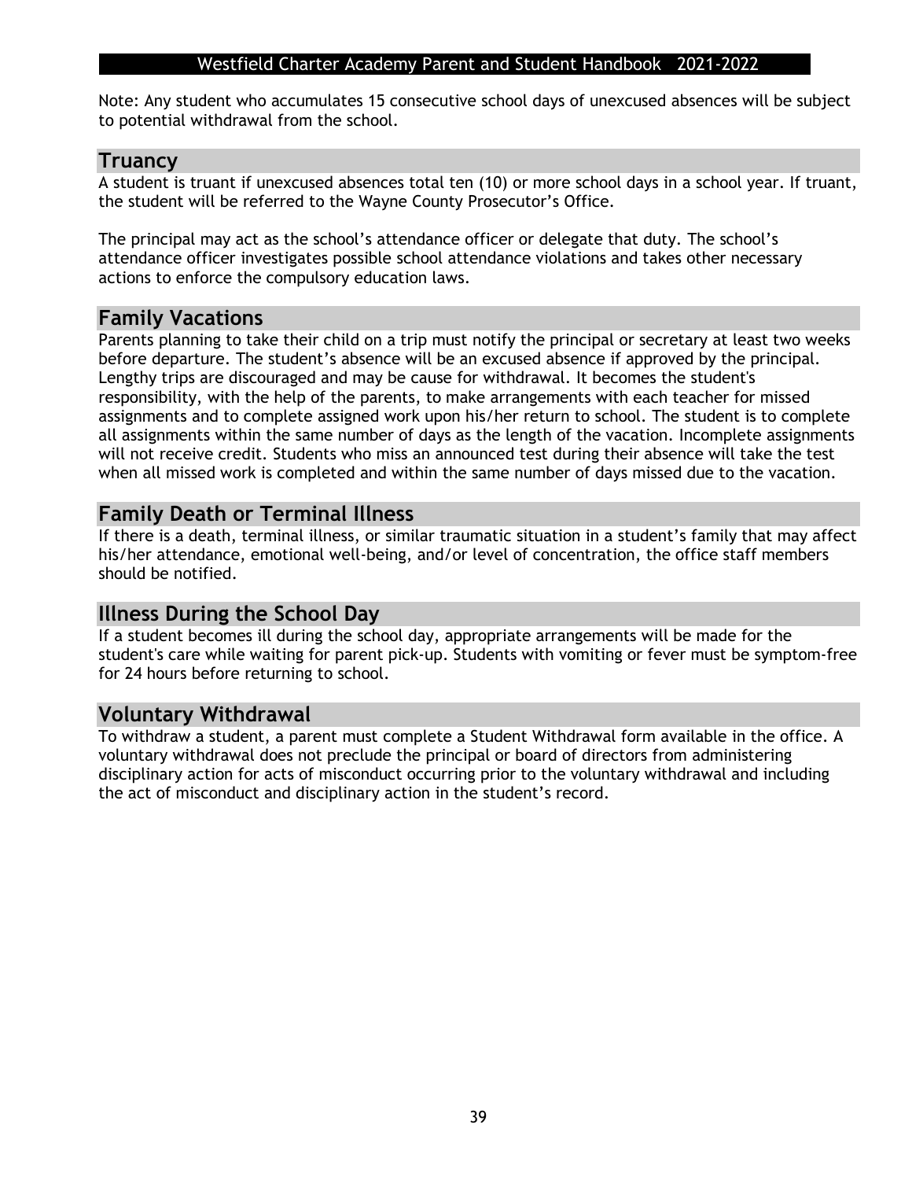Note: Any student who accumulates 15 consecutive school days of unexcused absences will be subject to potential withdrawal from the school.

## Truancy

A student is truant if unexcused absences total ten (10) or more school days in a school year. If truant, the student will be referred to the Wayne County Prosecutor's Office.

The principal may act as the school's attendance officer or delegate that duty. The school's attendance officer investigates possible school attendance violations and takes other necessary actions to enforce the compulsory education laws.

## Family Vacations

Parents planning to take their child on a trip must notify the principal or secretary at least two weeks before departure. The student's absence will be an excused absence if approved by the principal. Lengthy trips are discouraged and may be cause for withdrawal. It becomes the student's responsibility, with the help of the parents, to make arrangements with each teacher for missed assignments and to complete assigned work upon his/her return to school. The student is to complete all assignments within the same number of days as the length of the vacation. Incomplete assignments will not receive credit. Students who miss an announced test during their absence will take the test when all missed work is completed and within the same number of days missed due to the vacation.

## Family Death or Terminal Illness

If there is a death, terminal illness, or similar traumatic situation in a student's family that may affect his/her attendance, emotional well-being, and/or level of concentration, the office staff members should be notified.

## Illness During the School Day

If a student becomes ill during the school day, appropriate arrangements will be made for the student's care while waiting for parent pick-up. Students with vomiting or fever must be symptom-free for 24 hours before returning to school.

## Voluntary Withdrawal

To withdraw a student, a parent must complete a Student Withdrawal form available in the office. A voluntary withdrawal does not preclude the principal or board of directors from administering disciplinary action for acts of misconduct occurring prior to the voluntary withdrawal and including the act of misconduct and disciplinary action in the student's record.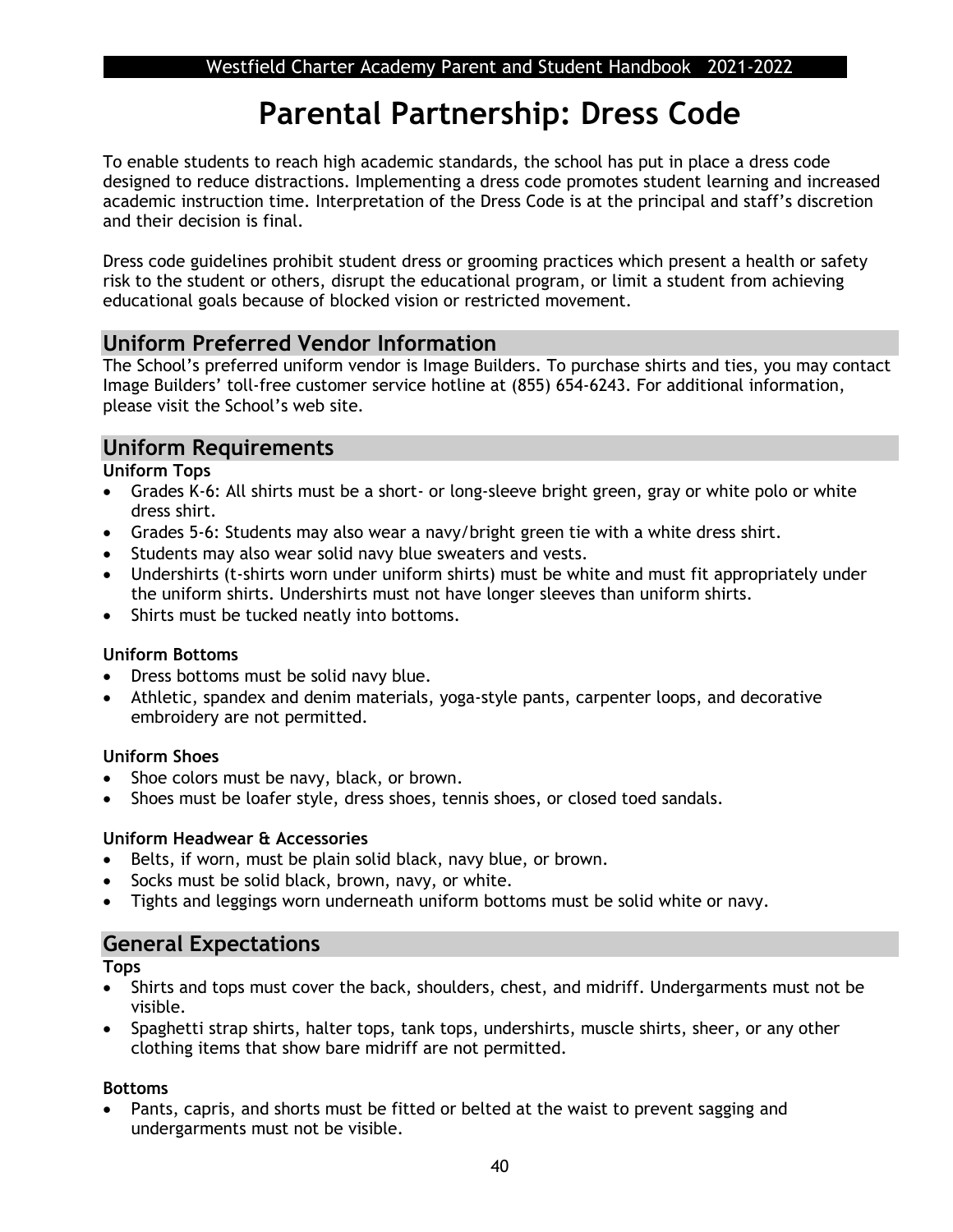# Parental Partnership: Dress Code

To enable students to reach high academic standards, the school has put in place a dress code designed to reduce distractions. Implementing a dress code promotes student learning and increased academic instruction time. Interpretation of the Dress Code is at the principal and staff's discretion and their decision is final.

Dress code guidelines prohibit student dress or grooming practices which present a health or safety risk to the student or others, disrupt the educational program, or limit a student from achieving educational goals because of blocked vision or restricted movement.

## Uniform Preferred Vendor Information

The School's preferred uniform vendor is Image Builders. To purchase shirts and ties, you may contact Image Builders' toll-free customer service hotline at (855) 654-6243. For additional information, please visit the School's web site.

## Uniform Requirements

**Uniform Tops**

- Grades K-6: All shirts must be a short- or long-sleeve bright green, gray or white polo or white dress shirt.
- Grades 5-6: Students may also wear a navy/bright green tie with a white dress shirt.
- Students may also wear solid navy blue sweaters and vests.
- Undershirts (t-shirts worn under uniform shirts) must be white and must fit appropriately under the uniform shirts. Undershirts must not have longer sleeves than uniform shirts.
- Shirts must be tucked neatly into bottoms.

**Uniform Bottoms**

- Dress bottoms must be solid navy blue.
- Athletic, spandex and denim materials, yoga-style pants, carpenter loops, and decorative embroidery are not permitted.

**Uniform Shoes**

- Shoe colors must be navy, black, or brown.
- Shoes must be loafer style, dress shoes, tennis shoes, or closed toed sandals.

**Uniform Headwear & Accessories**

- Belts, if worn, must be plain solid black, navy blue, or brown.
- Socks must be solid black, brown, navy, or white.
- Tights and leggings worn underneath uniform bottoms must be solid white or navy.

## General Expectations

**Tops**

- Shirts and tops must cover the back, shoulders, chest, and midriff. Undergarments must not be visible.
- Spaghetti strap shirts, halter tops, tank tops, undershirts, muscle shirts, sheer, or any other clothing items that show bare midriff are not permitted.

**Bottoms**

- Pants, capris, and shorts must be fitted or belted at the waist to prevent sagging and undergarments must not be visible.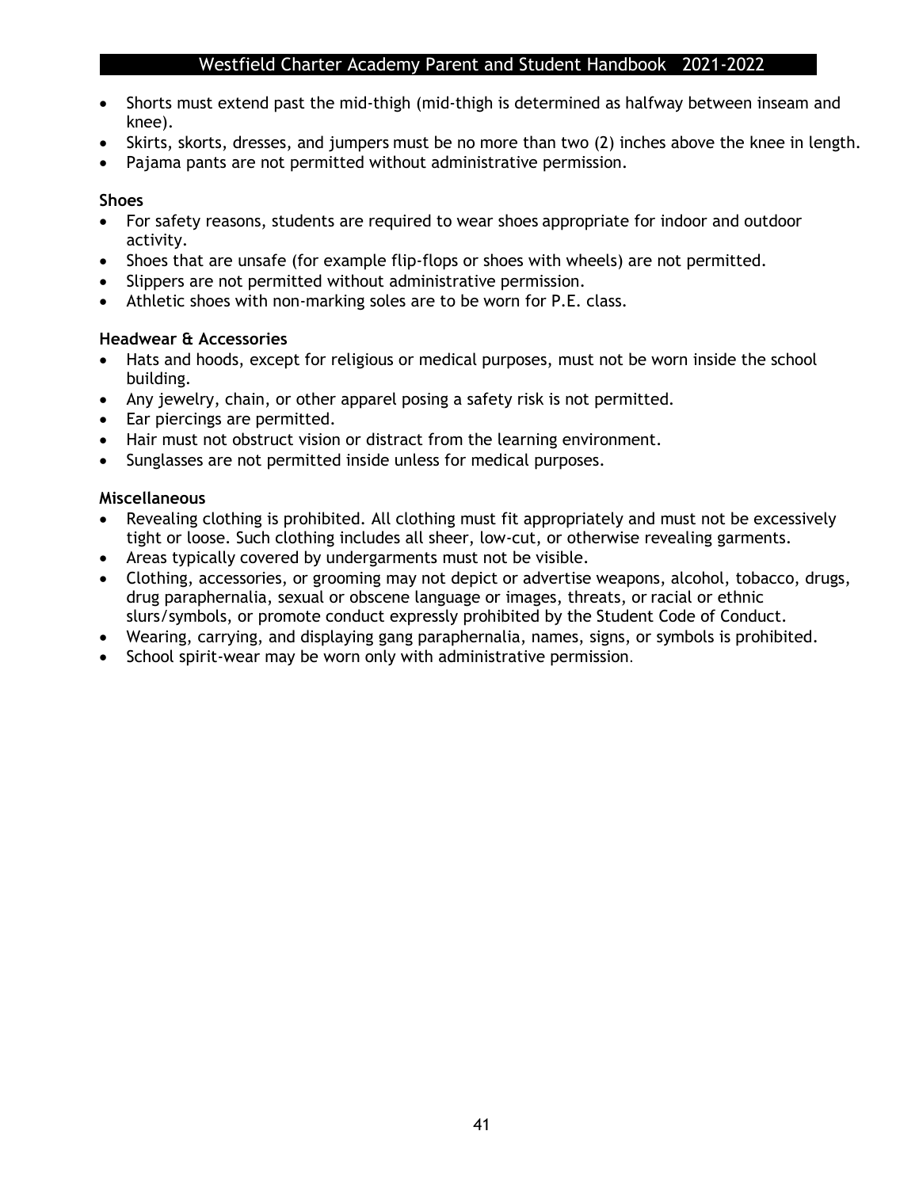- Shorts must extend past the mid-thigh (mid-thigh is determined as halfway between inseam and knee).
- Skirts, skorts, dresses, and jumpers must be no more than two (2) inches above the knee in length.
- Pajama pants are not permitted without administrative permission.

**Shoes**

- For safety reasons, students are required to wear shoes appropriate for indoor and outdoor activity.
- Shoes that are unsafe (for example flip-flops or shoes with wheels) are not permitted.
- Slippers are not permitted without administrative permission.
- Athletic shoes with non-marking soles are to be worn for P.E. class.

**Headwear & Accessories**

- Hats and hoods, except for religious or medical purposes, must not be worn inside the school building.
- Any jewelry, chain, or other apparel posing a safety risk is not permitted.
- Ear piercings are permitted.
- Hair must not obstruct vision or distract from the learning environment.
- Sunglasses are not permitted inside unless for medical purposes.

**Miscellaneous**

- Revealing clothing is prohibited. All clothing must fit appropriately and must not be excessively tight or loose. Such clothing includes all sheer, low-cut, or otherwise revealing garments.
- Areas typically covered by undergarments must not be visible.
- Clothing, accessories, or grooming may not depict or advertise weapons, alcohol, tobacco, drugs, drug paraphernalia, sexual or obscene language or images, threats, or racial or ethnic slurs/symbols, or promote conduct expressly prohibited by the Student Code of Conduct.
- Wearing, carrying, and displaying gang paraphernalia, names, signs, or symbols is prohibited.
- School spirit-wear may be worn only with administrative permission.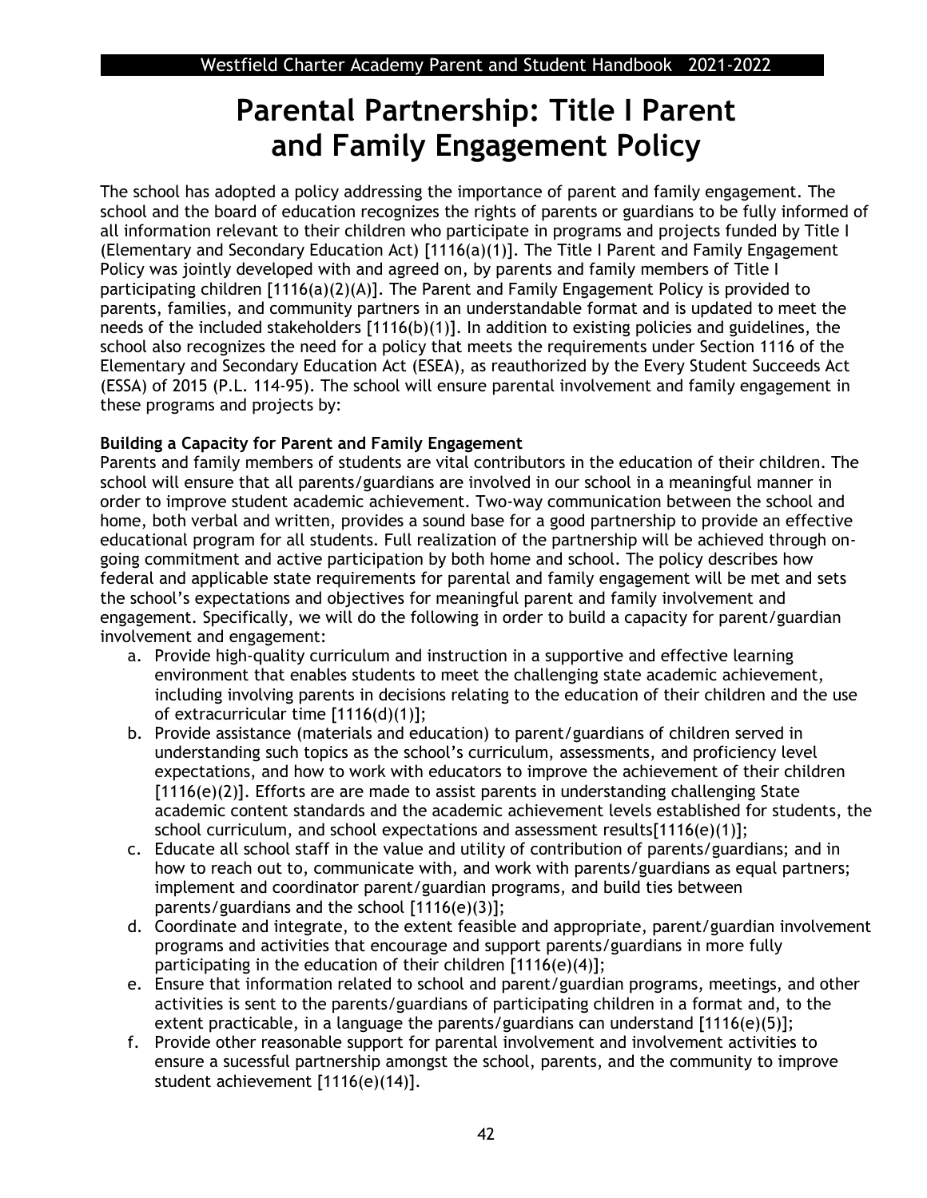# Parental Partnership: Title I Parent and Family Engagement Policy

The school has adopted a policy addressing the importance of parent and family engagement. The school and the board of education recognizes the rights of parents or guardians to be fully informed of all information relevant to their children who participate in programs and projects funded by Title I (Elementary and Secondary Education Act) [1116(a)(1)]. The Title I Parent and Family Engagement Policy was jointly developed with and agreed on, by parents and family members of Title I participating children [1116(a)(2)(A)]. The Parent and Family Engagement Policy is provided to parents, families, and community partners in an understandable format and is updated to meet the needs of the included stakeholders [1116(b)(1)]. In addition to existing policies and guidelines, the school also recognizes the need for a policy that meets the requirements under Section 1116 of the Elementary and Secondary Education Act (ESEA), as reauthorized by the Every Student Succeeds Act (ESSA) of 2015 (P.L. 114-95). The school will ensure parental involvement and family engagement in these programs and projects by:

**Building a Capacity for Parent and Family Engagement**

Parents and family members of students are vital contributors in the education of their children. The school will ensure that all parents/guardians are involved in our school in a meaningful manner in order to improve student academic achievement. Two-way communication between the school and home, both verbal and written, provides a sound base for a good partnership to provide an effective educational program for all students. Full realization of the partnership will be achieved through on-going commitment and active participation by both home and school. The policy describes how federal and applicable state requirements for parental and family engagement will be met and sets the school's expectations and objectives for meaningful parent and family involvement and engagement. Specifically, we will do the following in order to build a capacity for parent/guardian involvement and engagement:

a. Provide high-quality curriculum and instruction in a supportive and effective learning environment that enables students to meet the challenging state academic achievement, including involving parents in decisions relating to the education of their children and the use of extracurricular time [1116(d)(1)];
b. Provide assistance (materials and education) to parent/guardians of children served in understanding such topics as the school's curriculum, assessments, and proficiency level expectations, and how to work with educators to improve the achievement of their children [1116(e)(2)]. Efforts are are made to assist parents in understanding challenging State academic content standards and the academic achievement levels established for students, the school curriculum, and school expectations and assessment results[1116(e)(1)];
c. Educate all school staff in the value and utility of contribution of parents/guardians; and in how to reach out to, communicate with, and work with parents/guardians as equal partners; implement and coordinator parent/guardian programs, and build ties between parents/guardians and the school [1116(e)(3)];
d. Coordinate and integrate, to the extent feasible and appropriate, parent/guardian involvement programs and activities that encourage and support parents/guardians in more fully participating in the education of their children [1116(e)(4)];
e. Ensure that information related to school and parent/guardian programs, meetings, and other activities is sent to the parents/guardians of participating children in a format and, to the extent practicable, in a language the parents/guardians can understand [1116(e)(5)];
f. Provide other reasonable support for parental involvement and involvement activities to ensure a sucessful partnership amongst the school, parents, and the community to improve student achievement [1116(e)(14)].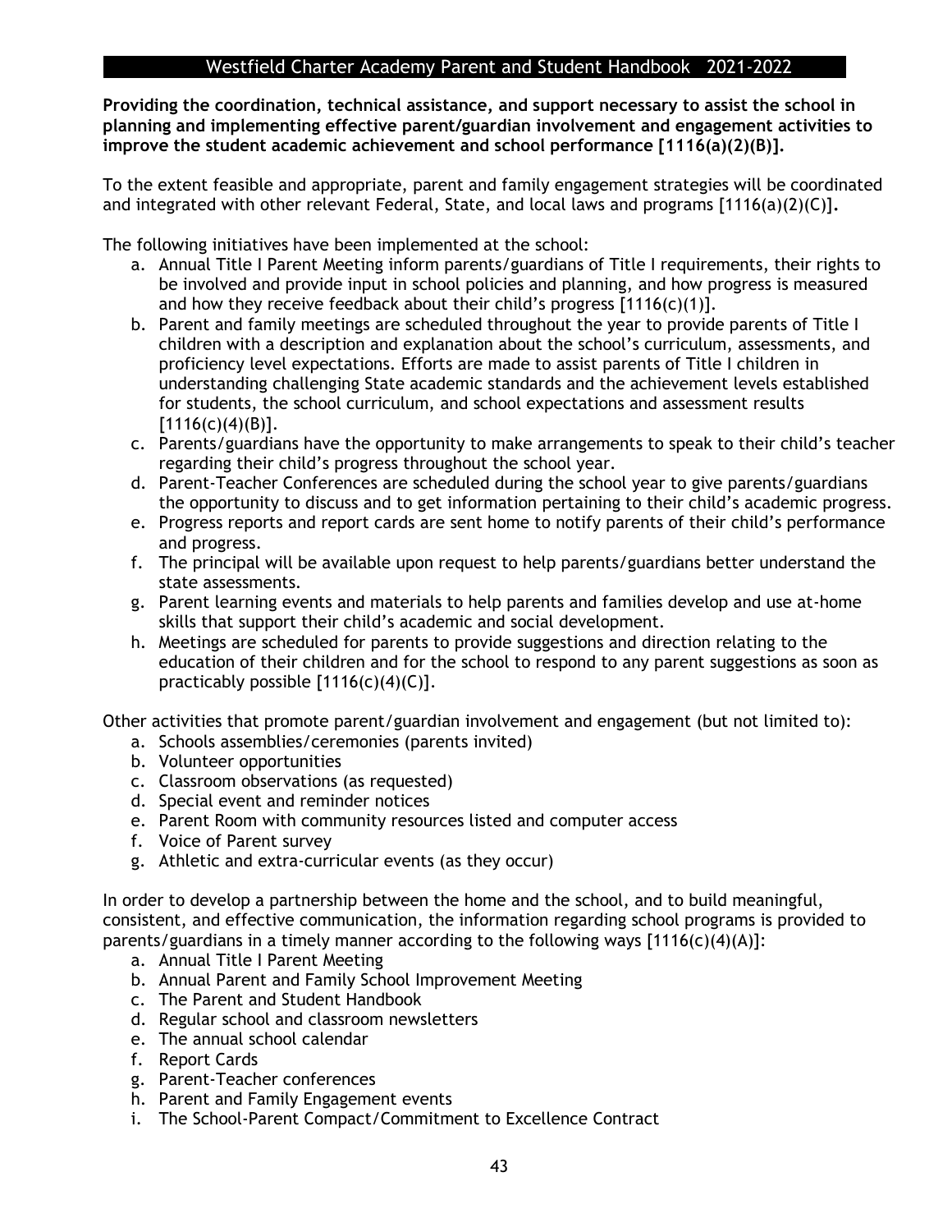**Providing the coordination, technical assistance, and support necessary to assist the school in planning and implementing effective parent/guardian involvement and engagement activities to improve the student academic achievement and school performance [1116(a)(2)(B)].**

To the extent feasible and appropriate, parent and family engagement strategies will be coordinated and integrated with other relevant Federal, State, and local laws and programs [1116(a)(2)(C)].

The following initiatives have been implemented at the school:

a. Annual Title I Parent Meeting inform parents/guardians of Title I requirements, their rights to be involved and provide input in school policies and planning, and how progress is measured and how they receive feedback about their child's progress [1116(c)(1)].
b. Parent and family meetings are scheduled throughout the year to provide parents of Title I children with a description and explanation about the school's curriculum, assessments, and proficiency level expectations. Efforts are made to assist parents of Title I children in understanding challenging State academic standards and the achievement levels established for students, the school curriculum, and school expectations and assessment results [1116(c)(4)(B)].
c. Parents/guardians have the opportunity to make arrangements to speak to their child's teacher regarding their child's progress throughout the school year.
d. Parent-Teacher Conferences are scheduled during the school year to give parents/guardians the opportunity to discuss and to get information pertaining to their child's academic progress.
e. Progress reports and report cards are sent home to notify parents of their child's performance and progress.
f. The principal will be available upon request to help parents/guardians better understand the state assessments.
g. Parent learning events and materials to help parents and families develop and use at-home skills that support their child's academic and social development.
h. Meetings are scheduled for parents to provide suggestions and direction relating to the education of their children and for the school to respond to any parent suggestions as soon as practicably possible [1116(c)(4)(C)].

Other activities that promote parent/guardian involvement and engagement (but not limited to):

a. Schools assemblies/ceremonies (parents invited)
b. Volunteer opportunities
c. Classroom observations (as requested)
d. Special event and reminder notices
e. Parent Room with community resources listed and computer access
f. Voice of Parent survey
g. Athletic and extra-curricular events (as they occur)

In order to develop a partnership between the home and the school, and to build meaningful, consistent, and effective communication, the information regarding school programs is provided to parents/guardians in a timely manner according to the following ways [1116(c)(4)(A)]:

a. Annual Title I Parent Meeting
b. Annual Parent and Family School Improvement Meeting
c. The Parent and Student Handbook
d. Regular school and classroom newsletters
e. The annual school calendar
f. Report Cards
g. Parent-Teacher conferences
h. Parent and Family Engagement events
i. The School-Parent Compact/Commitment to Excellence Contract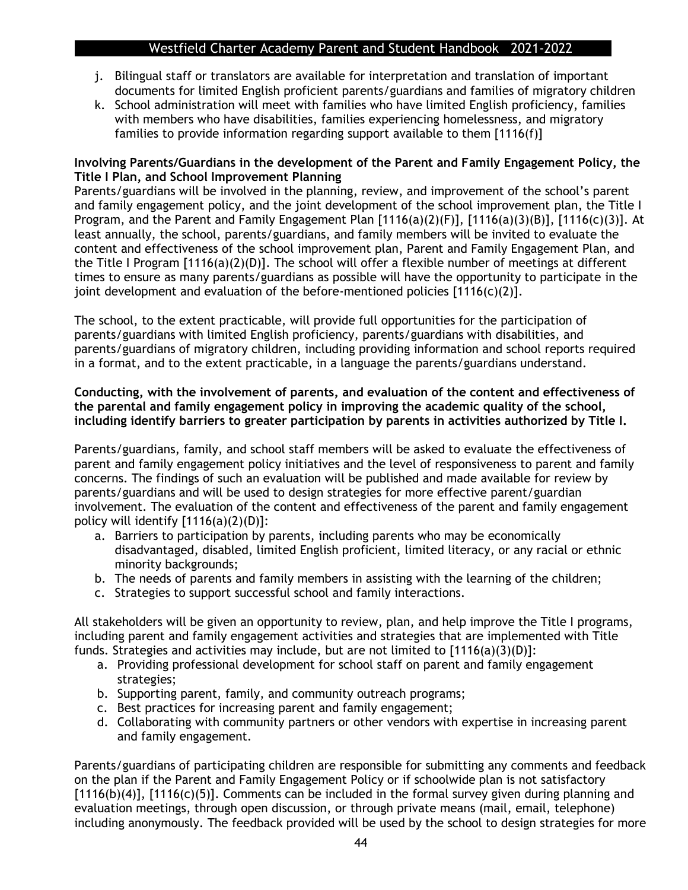j. Bilingual staff or translators are available for interpretation and translation of important documents for limited English proficient parents/guardians and families of migratory children
k. School administration will meet with families who have limited English proficiency, families with members who have disabilities, families experiencing homelessness, and migratory families to provide information regarding support available to them [1116(f)]

**Involving Parents/Guardians in the development of the Parent and Family Engagement Policy, the Title I Plan, and School Improvement Planning**

Parents/guardians will be involved in the planning, review, and improvement of the school's parent and family engagement policy, and the joint development of the school improvement plan, the Title I Program, and the Parent and Family Engagement Plan [1116(a)(2)(F)], [1116(a)(3)(B)], [1116(c)(3)]. At least annually, the school, parents/guardians, and family members will be invited to evaluate the content and effectiveness of the school improvement plan, Parent and Family Engagement Plan, and the Title I Program [1116(a)(2)(D)]. The school will offer a flexible number of meetings at different times to ensure as many parents/guardians as possible will have the opportunity to participate in the joint development and evaluation of the before-mentioned policies [1116(c)(2)].

The school, to the extent practicable, will provide full opportunities for the participation of parents/guardians with limited English proficiency, parents/guardians with disabilities, and parents/guardians of migratory children, including providing information and school reports required in a format, and to the extent practicable, in a language the parents/guardians understand.

**Conducting, with the involvement of parents, and evaluation of the content and effectiveness of the parental and family engagement policy in improving the academic quality of the school, including identify barriers to greater participation by parents in activities authorized by Title I.**

Parents/guardians, family, and school staff members will be asked to evaluate the effectiveness of parent and family engagement policy initiatives and the level of responsiveness to parent and family concerns. The findings of such an evaluation will be published and made available for review by parents/guardians and will be used to design strategies for more effective parent/guardian involvement. The evaluation of the content and effectiveness of the parent and family engagement policy will identify [1116(a)(2)(D)]:

a. Barriers to participation by parents, including parents who may be economically disadvantaged, disabled, limited English proficient, limited literacy, or any racial or ethnic minority backgrounds;
b. The needs of parents and family members in assisting with the learning of the children;
c. Strategies to support successful school and family interactions.

All stakeholders will be given an opportunity to review, plan, and help improve the Title I programs, including parent and family engagement activities and strategies that are implemented with Title funds. Strategies and activities may include, but are not limited to [1116(a)(3)(D)]:

a. Providing professional development for school staff on parent and family engagement strategies;
b. Supporting parent, family, and community outreach programs;
c. Best practices for increasing parent and family engagement;
d. Collaborating with community partners or other vendors with expertise in increasing parent and family engagement.

Parents/guardians of participating children are responsible for submitting any comments and feedback on the plan if the Parent and Family Engagement Policy or if schoolwide plan is not satisfactory [1116(b)(4)], [1116(c)(5)]. Comments can be included in the formal survey given during planning and evaluation meetings, through open discussion, or through private means (mail, email, telephone) including anonymously. The feedback provided will be used by the school to design strategies for more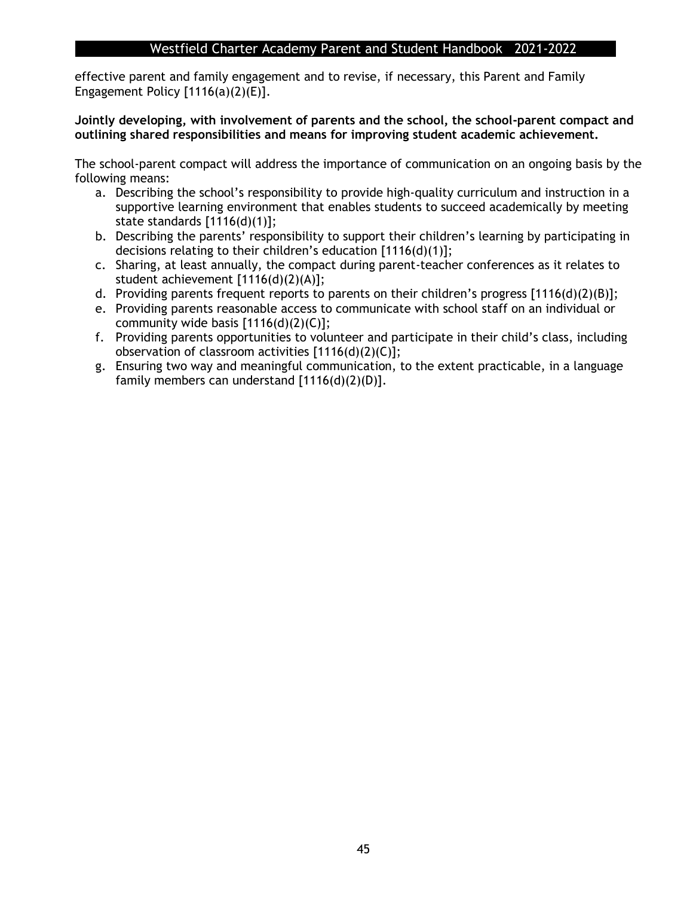effective parent and family engagement and to revise, if necessary, this Parent and Family Engagement Policy [1116(a)(2)(E)].

**Jointly developing, with involvement of parents and the school, the school-parent compact and outlining shared responsibilities and means for improving student academic achievement.**

The school-parent compact will address the importance of communication on an ongoing basis by the following means:

a. Describing the school's responsibility to provide high-quality curriculum and instruction in a supportive learning environment that enables students to succeed academically by meeting state standards [1116(d)(1)];
b. Describing the parents' responsibility to support their children's learning by participating in decisions relating to their children's education [1116(d)(1)];
c. Sharing, at least annually, the compact during parent-teacher conferences as it relates to student achievement [1116(d)(2)(A)];
d. Providing parents frequent reports to parents on their children's progress [1116(d)(2)(B)];
e. Providing parents reasonable access to communicate with school staff on an individual or community wide basis [1116(d)(2)(C)];
f. Providing parents opportunities to volunteer and participate in their child's class, including observation of classroom activities [1116(d)(2)(C)];
g. Ensuring two way and meaningful communication, to the extent practicable, in a language family members can understand [1116(d)(2)(D)].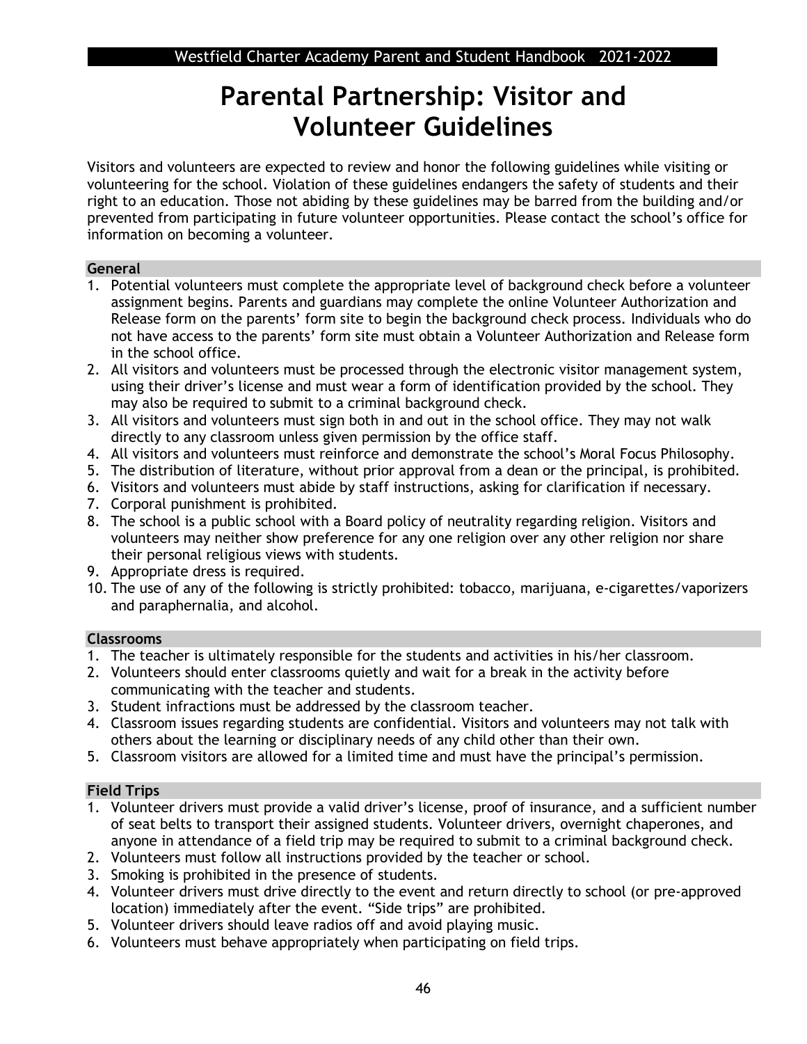# Parental Partnership: Visitor and Volunteer Guidelines

Visitors and volunteers are expected to review and honor the following guidelines while visiting or volunteering for the school. Violation of these guidelines endangers the safety of students and their right to an education. Those not abiding by these guidelines may be barred from the building and/or prevented from participating in future volunteer opportunities. Please contact the school's office for information on becoming a volunteer.

### General

1. Potential volunteers must complete the appropriate level of background check before a volunteer assignment begins. Parents and guardians may complete the online Volunteer Authorization and Release form on the parents' form site to begin the background check process. Individuals who do not have access to the parents' form site must obtain a Volunteer Authorization and Release form in the school office.
2. All visitors and volunteers must be processed through the electronic visitor management system, using their driver's license and must wear a form of identification provided by the school. They may also be required to submit to a criminal background check.
3. All visitors and volunteers must sign both in and out in the school office. They may not walk directly to any classroom unless given permission by the office staff.
4. All visitors and volunteers must reinforce and demonstrate the school's Moral Focus Philosophy.
5. The distribution of literature, without prior approval from a dean or the principal, is prohibited.
6. Visitors and volunteers must abide by staff instructions, asking for clarification if necessary.
7. Corporal punishment is prohibited.
8. The school is a public school with a Board policy of neutrality regarding religion. Visitors and volunteers may neither show preference for any one religion over any other religion nor share their personal religious views with students.
9. Appropriate dress is required.
10. The use of any of the following is strictly prohibited: tobacco, marijuana, e-cigarettes/vaporizers and paraphernalia, and alcohol.

### Classrooms

1. The teacher is ultimately responsible for the students and activities in his/her classroom.
2. Volunteers should enter classrooms quietly and wait for a break in the activity before communicating with the teacher and students.
3. Student infractions must be addressed by the classroom teacher.
4. Classroom issues regarding students are confidential. Visitors and volunteers may not talk with others about the learning or disciplinary needs of any child other than their own.
5. Classroom visitors are allowed for a limited time and must have the principal's permission.

### Field Trips

1. Volunteer drivers must provide a valid driver's license, proof of insurance, and a sufficient number of seat belts to transport their assigned students. Volunteer drivers, overnight chaperones, and anyone in attendance of a field trip may be required to submit to a criminal background check.
2. Volunteers must follow all instructions provided by the teacher or school.
3. Smoking is prohibited in the presence of students.
4. Volunteer drivers must drive directly to the event and return directly to school (or pre-approved location) immediately after the event. "Side trips" are prohibited.
5. Volunteer drivers should leave radios off and avoid playing music.
6. Volunteers must behave appropriately when participating on field trips.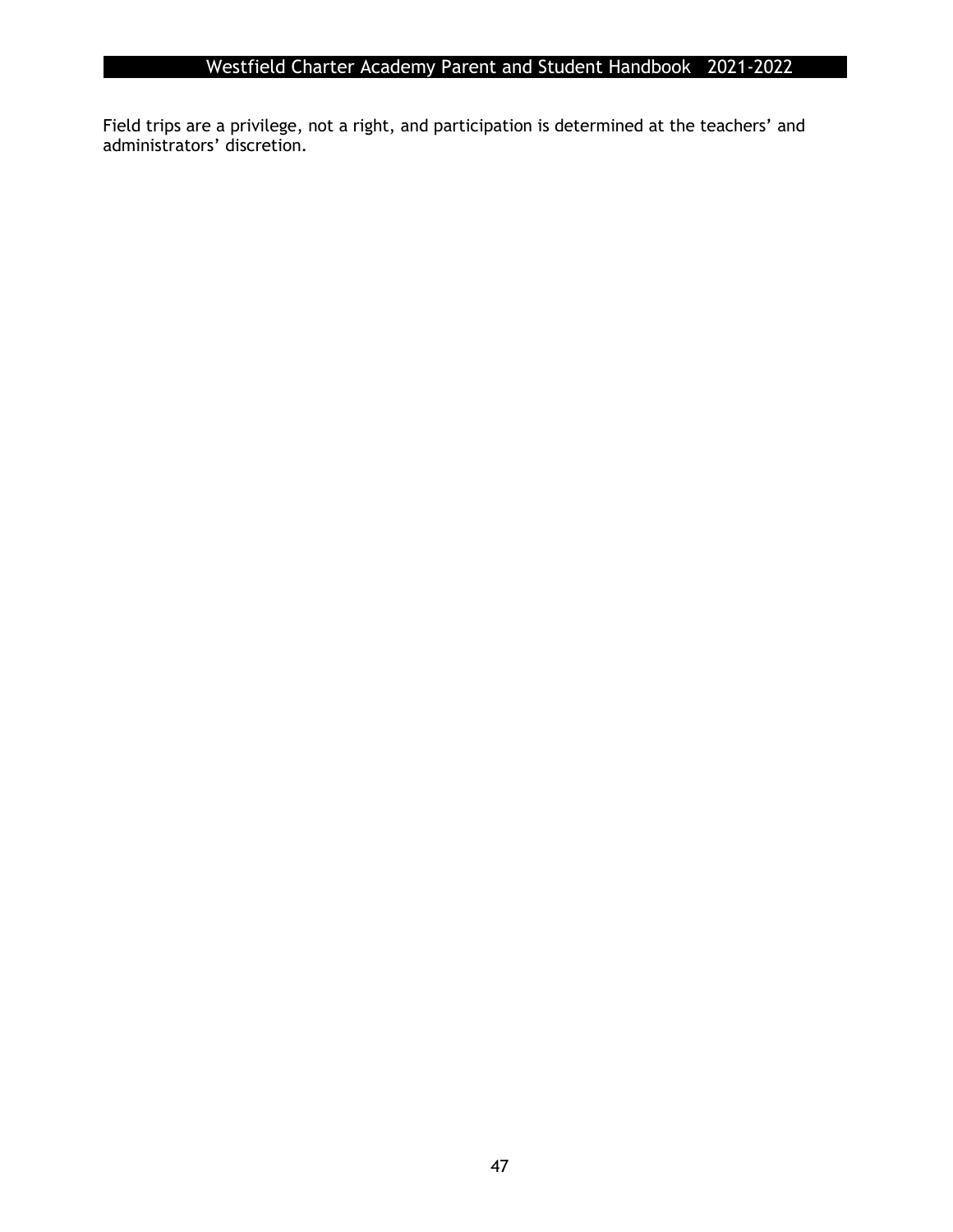Field trips are a privilege, not a right, and participation is determined at the teachers' and administrators' discretion.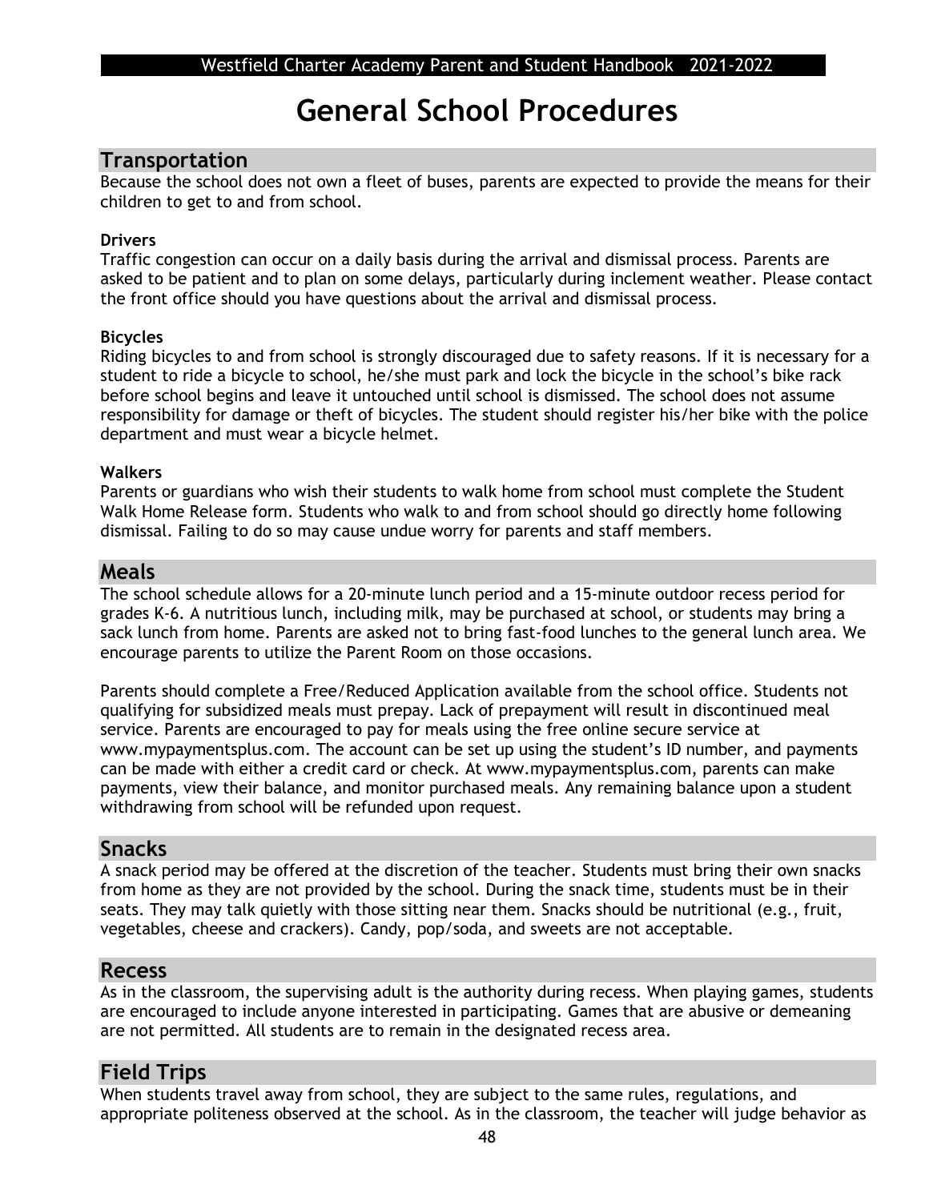# General School Procedures

## Transportation

Because the school does not own a fleet of buses, parents are expected to provide the means for their children to get to and from school.

### Drivers

Traffic congestion can occur on a daily basis during the arrival and dismissal process. Parents are asked to be patient and to plan on some delays, particularly during inclement weather. Please contact the front office should you have questions about the arrival and dismissal process.

### Bicycles

Riding bicycles to and from school is strongly discouraged due to safety reasons. If it is necessary for a student to ride a bicycle to school, he/she must park and lock the bicycle in the school's bike rack before school begins and leave it untouched until school is dismissed. The school does not assume responsibility for damage or theft of bicycles. The student should register his/her bike with the police department and must wear a bicycle helmet.

### Walkers

Parents or guardians who wish their students to walk home from school must complete the Student Walk Home Release form. Students who walk to and from school should go directly home following dismissal. Failing to do so may cause undue worry for parents and staff members.

## Meals

The school schedule allows for a 20-minute lunch period and a 15-minute outdoor recess period for grades K-6. A nutritious lunch, including milk, may be purchased at school, or students may bring a sack lunch from home. Parents are asked not to bring fast-food lunches to the general lunch area. We encourage parents to utilize the Parent Room on those occasions.

Parents should complete a Free/Reduced Application available from the school office. Students not qualifying for subsidized meals must prepay. Lack of prepayment will result in discontinued meal service. Parents are encouraged to pay for meals using the free online secure service at www.mypaymentsplus.com. The account can be set up using the student's ID number, and payments can be made with either a credit card or check. At www.mypaymentsplus.com, parents can make payments, view their balance, and monitor purchased meals. Any remaining balance upon a student withdrawing from school will be refunded upon request.

## Snacks

A snack period may be offered at the discretion of the teacher. Students must bring their own snacks from home as they are not provided by the school. During the snack time, students must be in their seats. They may talk quietly with those sitting near them. Snacks should be nutritional (e.g., fruit, vegetables, cheese and crackers). Candy, pop/soda, and sweets are not acceptable.

## Recess

As in the classroom, the supervising adult is the authority during recess. When playing games, students are encouraged to include anyone interested in participating. Games that are abusive or demeaning are not permitted. All students are to remain in the designated recess area.

## Field Trips

When students travel away from school, they are subject to the same rules, regulations, and appropriate politeness observed at the school. As in the classroom, the teacher will judge behavior as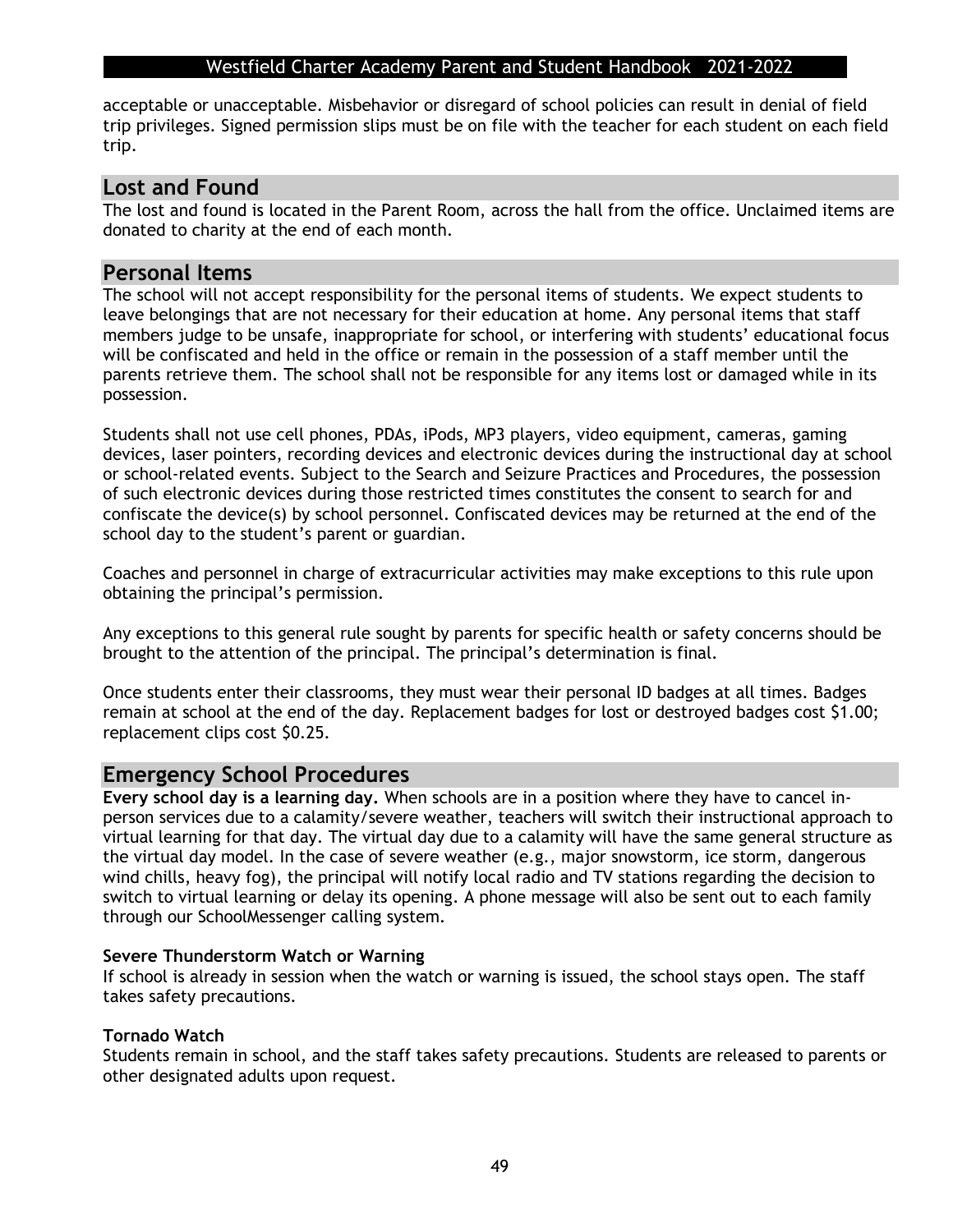acceptable or unacceptable. Misbehavior or disregard of school policies can result in denial of field trip privileges. Signed permission slips must be on file with the teacher for each student on each field trip.

## Lost and Found

The lost and found is located in the Parent Room, across the hall from the office. Unclaimed items are donated to charity at the end of each month.

## Personal Items

The school will not accept responsibility for the personal items of students. We expect students to leave belongings that are not necessary for their education at home. Any personal items that staff members judge to be unsafe, inappropriate for school, or interfering with students' educational focus will be confiscated and held in the office or remain in the possession of a staff member until the parents retrieve them. The school shall not be responsible for any items lost or damaged while in its possession.

Students shall not use cell phones, PDAs, iPods, MP3 players, video equipment, cameras, gaming devices, laser pointers, recording devices and electronic devices during the instructional day at school or school-related events. Subject to the Search and Seizure Practices and Procedures, the possession of such electronic devices during those restricted times constitutes the consent to search for and confiscate the device(s) by school personnel. Confiscated devices may be returned at the end of the school day to the student's parent or guardian.

Coaches and personnel in charge of extracurricular activities may make exceptions to this rule upon obtaining the principal's permission.

Any exceptions to this general rule sought by parents for specific health or safety concerns should be brought to the attention of the principal. The principal's determination is final.

Once students enter their classrooms, they must wear their personal ID badges at all times. Badges remain at school at the end of the day. Replacement badges for lost or destroyed badges cost $1.00; replacement clips cost $0.25.

## Emergency School Procedures

**Every school day is a learning day.** When schools are in a position where they have to cancel in-person services due to a calamity/severe weather, teachers will switch their instructional approach to virtual learning for that day. The virtual day due to a calamity will have the same general structure as the virtual day model. In the case of severe weather (e.g., major snowstorm, ice storm, dangerous wind chills, heavy fog), the principal will notify local radio and TV stations regarding the decision to switch to virtual learning or delay its opening. A phone message will also be sent out to each family through our SchoolMessenger calling system.

**Severe Thunderstorm Watch or Warning**

If school is already in session when the watch or warning is issued, the school stays open. The staff takes safety precautions.

**Tornado Watch**

Students remain in school, and the staff takes safety precautions. Students are released to parents or other designated adults upon request.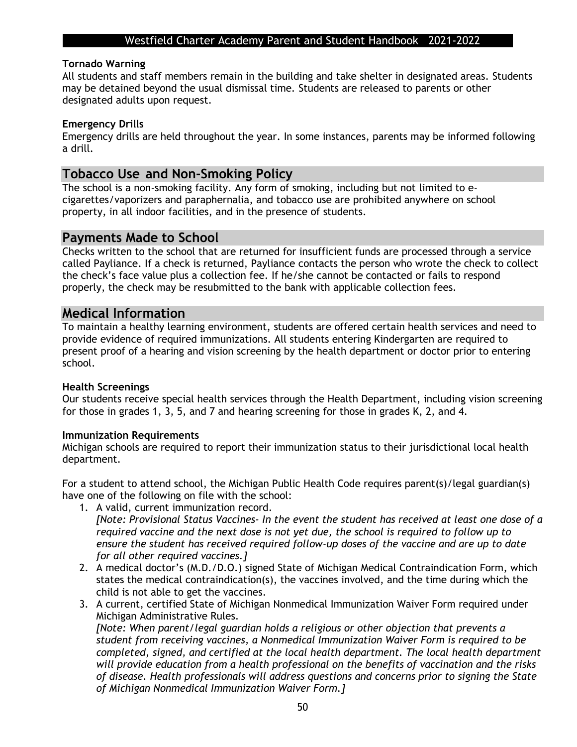### Tornado Warning

All students and staff members remain in the building and take shelter in designated areas. Students may be detained beyond the usual dismissal time. Students are released to parents or other designated adults upon request.

### Emergency Drills

Emergency drills are held throughout the year. In some instances, parents may be informed following a drill.

## Tobacco Use and Non-Smoking Policy

The school is a non-smoking facility. Any form of smoking, including but not limited to e-cigarettes/vaporizers and paraphernalia, and tobacco use are prohibited anywhere on school property, in all indoor facilities, and in the presence of students.

## Payments Made to School

Checks written to the school that are returned for insufficient funds are processed through a service called Payliance. If a check is returned, Payliance contacts the person who wrote the check to collect the check's face value plus a collection fee. If he/she cannot be contacted or fails to respond properly, the check may be resubmitted to the bank with applicable collection fees.

## Medical Information

To maintain a healthy learning environment, students are offered certain health services and need to provide evidence of required immunizations. All students entering Kindergarten are required to present proof of a hearing and vision screening by the health department or doctor prior to entering school.

### Health Screenings

Our students receive special health services through the Health Department, including vision screening for those in grades 1, 3, 5, and 7 and hearing screening for those in grades K, 2, and 4.

### Immunization Requirements

Michigan schools are required to report their immunization status to their jurisdictional local health department.

For a student to attend school, the Michigan Public Health Code requires parent(s)/legal guardian(s) have one of the following on file with the school:

1. A valid, current immunization record.
   *[Note: Provisional Status Vaccines- In the event the student has received at least one dose of a required vaccine and the next dose is not yet due, the school is required to follow up to ensure the student has received required follow-up doses of the vaccine and are up to date for all other required vaccines.]*
2. A medical doctor's (M.D./D.O.) signed State of Michigan Medical Contraindication Form, which states the medical contraindication(s), the vaccines involved, and the time during which the child is not able to get the vaccines.
3. A current, certified State of Michigan Nonmedical Immunization Waiver Form required under Michigan Administrative Rules.
   *[Note: When parent/legal guardian holds a religious or other objection that prevents a student from receiving vaccines, a Nonmedical Immunization Waiver Form is required to be completed, signed, and certified at the local health department. The local health department will provide education from a health professional on the benefits of vaccination and the risks of disease. Health professionals will address questions and concerns prior to signing the State of Michigan Nonmedical Immunization Waiver Form.]*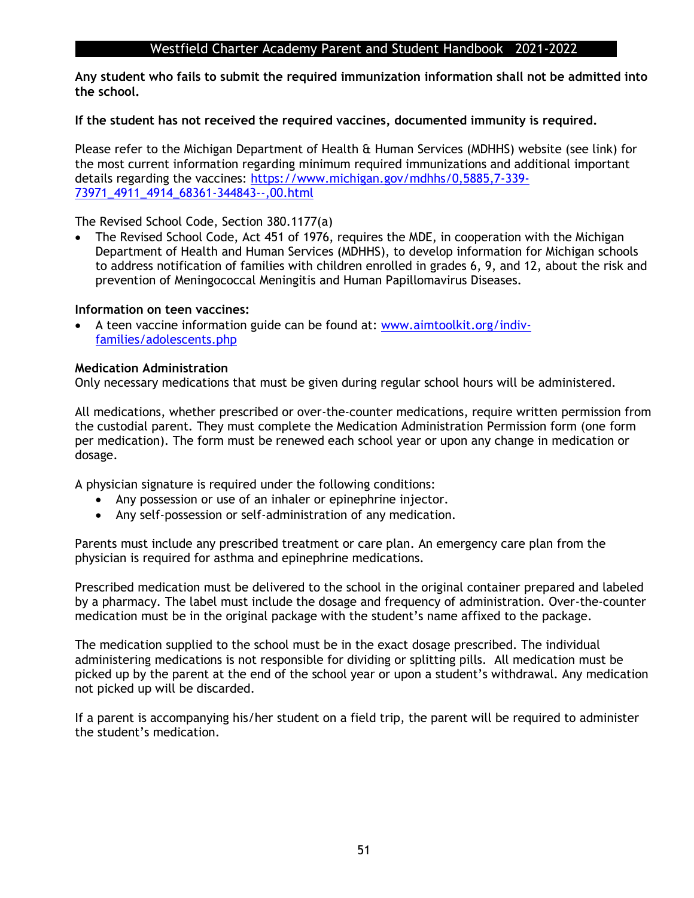**Any student who fails to submit the required immunization information shall not be admitted into the school.**

**If the student has not received the required vaccines, documented immunity is required.**

Please refer to the Michigan Department of Health & Human Services (MDHHS) website (see link) for the most current information regarding minimum required immunizations and additional important details regarding the vaccines: [https://www.michigan.gov/mdhhs/0,5885,7-339-73971_4911_4914_68361-344843--,00.html](https://www.michigan.gov/mdhhs/0,5885,7-339-73971_4911_4914_68361-344843--,00.html)

The Revised School Code, Section 380.1177(a)

- The Revised School Code, Act 451 of 1976, requires the MDE, in cooperation with the Michigan Department of Health and Human Services (MDHHS), to develop information for Michigan schools to address notification of families with children enrolled in grades 6, 9, and 12, about the risk and prevention of Meningococcal Meningitis and Human Papillomavirus Diseases.

**Information on teen vaccines:**

- A teen vaccine information guide can be found at: [www.aimtoolkit.org/indiv-families/adolescents.php](www.aimtoolkit.org/indiv-families/adolescents.php)

**Medication Administration**

Only necessary medications that must be given during regular school hours will be administered.

All medications, whether prescribed or over-the-counter medications, require written permission from the custodial parent. They must complete the Medication Administration Permission form (one form per medication). The form must be renewed each school year or upon any change in medication or dosage.

A physician signature is required under the following conditions:

- Any possession or use of an inhaler or epinephrine injector.
- Any self-possession or self-administration of any medication.

Parents must include any prescribed treatment or care plan. An emergency care plan from the physician is required for asthma and epinephrine medications.

Prescribed medication must be delivered to the school in the original container prepared and labeled by a pharmacy. The label must include the dosage and frequency of administration. Over-the-counter medication must be in the original package with the student's name affixed to the package.

The medication supplied to the school must be in the exact dosage prescribed. The individual administering medications is not responsible for dividing or splitting pills. All medication must be picked up by the parent at the end of the school year or upon a student's withdrawal. Any medication not picked up will be discarded.

If a parent is accompanying his/her student on a field trip, the parent will be required to administer the student's medication.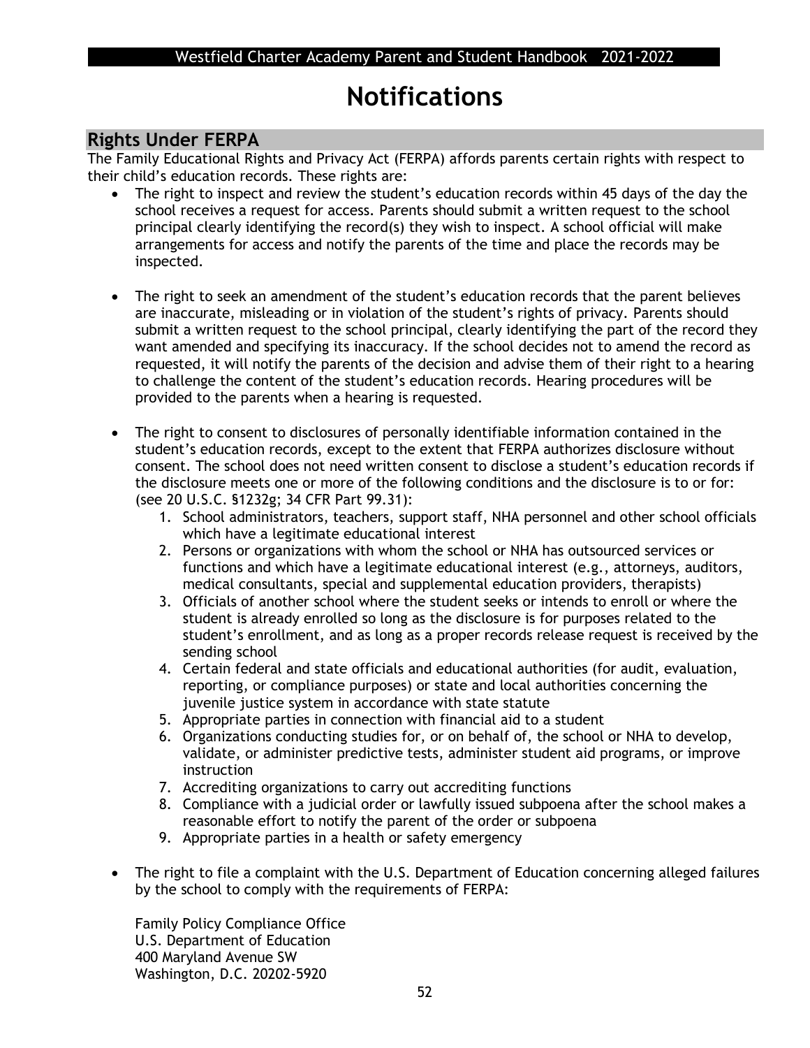# Notifications

## Rights Under FERPA

The Family Educational Rights and Privacy Act (FERPA) affords parents certain rights with respect to their child's education records. These rights are:

- The right to inspect and review the student's education records within 45 days of the day the school receives a request for access. Parents should submit a written request to the school principal clearly identifying the record(s) they wish to inspect. A school official will make arrangements for access and notify the parents of the time and place the records may be inspected.

- The right to seek an amendment of the student's education records that the parent believes are inaccurate, misleading or in violation of the student's rights of privacy. Parents should submit a written request to the school principal, clearly identifying the part of the record they want amended and specifying its inaccuracy. If the school decides not to amend the record as requested, it will notify the parents of the decision and advise them of their right to a hearing to challenge the content of the student's education records. Hearing procedures will be provided to the parents when a hearing is requested.

- The right to consent to disclosures of personally identifiable information contained in the student's education records, except to the extent that FERPA authorizes disclosure without consent. The school does not need written consent to disclose a student's education records if the disclosure meets one or more of the following conditions and the disclosure is to or for: (see 20 U.S.C. §1232g; 34 CFR Part 99.31):
  1. School administrators, teachers, support staff, NHA personnel and other school officials which have a legitimate educational interest
  2. Persons or organizations with whom the school or NHA has outsourced services or functions and which have a legitimate educational interest (e.g., attorneys, auditors, medical consultants, special and supplemental education providers, therapists)
  3. Officials of another school where the student seeks or intends to enroll or where the student is already enrolled so long as the disclosure is for purposes related to the student's enrollment, and as long as a proper records release request is received by the sending school
  4. Certain federal and state officials and educational authorities (for audit, evaluation, reporting, or compliance purposes) or state and local authorities concerning the juvenile justice system in accordance with state statute
  5. Appropriate parties in connection with financial aid to a student
  6. Organizations conducting studies for, or on behalf of, the school or NHA to develop, validate, or administer predictive tests, administer student aid programs, or improve instruction
  7. Accrediting organizations to carry out accrediting functions
  8. Compliance with a judicial order or lawfully issued subpoena after the school makes a reasonable effort to notify the parent of the order or subpoena
  9. Appropriate parties in a health or safety emergency

- The right to file a complaint with the U.S. Department of Education concerning alleged failures by the school to comply with the requirements of FERPA:

  Family Policy Compliance Office
  U.S. Department of Education
  400 Maryland Avenue SW
  Washington, D.C. 20202-5920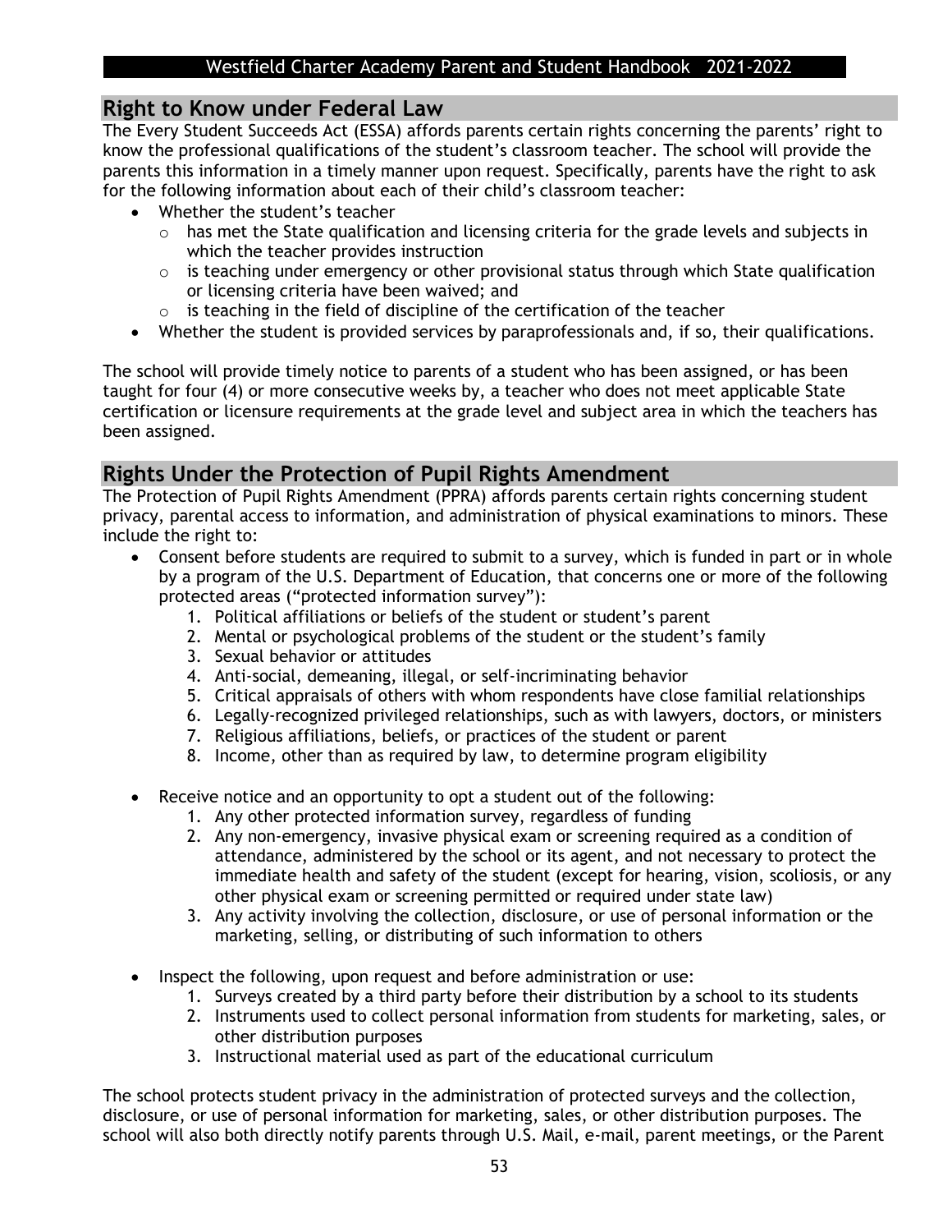## Right to Know under Federal Law

The Every Student Succeeds Act (ESSA) affords parents certain rights concerning the parents' right to know the professional qualifications of the student's classroom teacher. The school will provide the parents this information in a timely manner upon request. Specifically, parents have the right to ask for the following information about each of their child's classroom teacher:

- Whether the student's teacher
  - has met the State qualification and licensing criteria for the grade levels and subjects in which the teacher provides instruction
  - is teaching under emergency or other provisional status through which State qualification or licensing criteria have been waived; and
  - is teaching in the field of discipline of the certification of the teacher
- Whether the student is provided services by paraprofessionals and, if so, their qualifications.

The school will provide timely notice to parents of a student who has been assigned, or has been taught for four (4) or more consecutive weeks by, a teacher who does not meet applicable State certification or licensure requirements at the grade level and subject area in which the teachers has been assigned.

## Rights Under the Protection of Pupil Rights Amendment

The Protection of Pupil Rights Amendment (PPRA) affords parents certain rights concerning student privacy, parental access to information, and administration of physical examinations to minors. These include the right to:

- Consent before students are required to submit to a survey, which is funded in part or in whole by a program of the U.S. Department of Education, that concerns one or more of the following protected areas ("protected information survey"):
  1. Political affiliations or beliefs of the student or student's parent
  2. Mental or psychological problems of the student or the student's family
  3. Sexual behavior or attitudes
  4. Anti-social, demeaning, illegal, or self-incriminating behavior
  5. Critical appraisals of others with whom respondents have close familial relationships
  6. Legally-recognized privileged relationships, such as with lawyers, doctors, or ministers
  7. Religious affiliations, beliefs, or practices of the student or parent
  8. Income, other than as required by law, to determine program eligibility

- Receive notice and an opportunity to opt a student out of the following:
  1. Any other protected information survey, regardless of funding
  2. Any non-emergency, invasive physical exam or screening required as a condition of attendance, administered by the school or its agent, and not necessary to protect the immediate health and safety of the student (except for hearing, vision, scoliosis, or any other physical exam or screening permitted or required under state law)
  3. Any activity involving the collection, disclosure, or use of personal information or the marketing, selling, or distributing of such information to others

- Inspect the following, upon request and before administration or use:
  1. Surveys created by a third party before their distribution by a school to its students
  2. Instruments used to collect personal information from students for marketing, sales, or other distribution purposes
  3. Instructional material used as part of the educational curriculum

The school protects student privacy in the administration of protected surveys and the collection, disclosure, or use of personal information for marketing, sales, or other distribution purposes. The school will also both directly notify parents through U.S. Mail, e-mail, parent meetings, or the Parent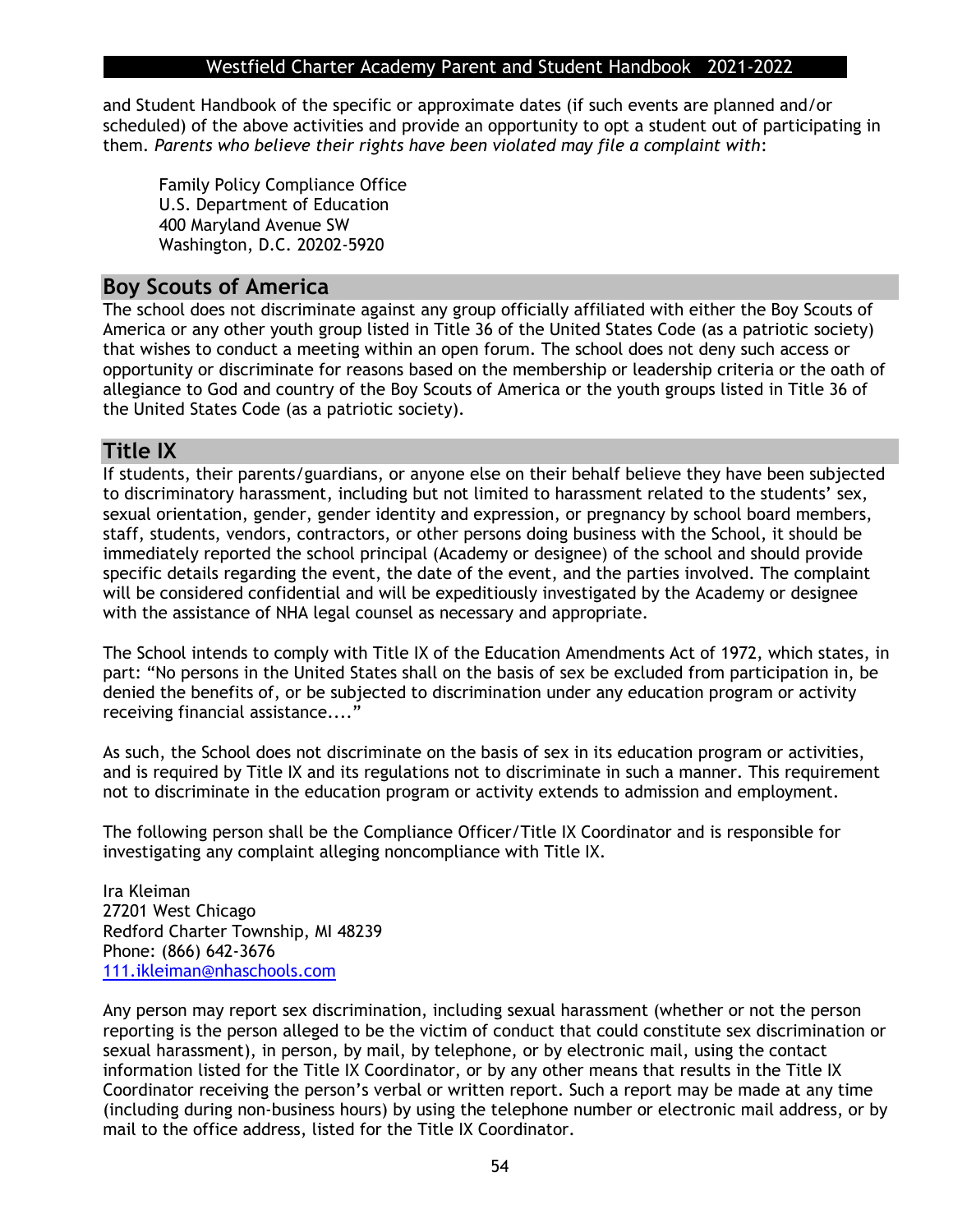and Student Handbook of the specific or approximate dates (if such events are planned and/or scheduled) of the above activities and provide an opportunity to opt a student out of participating in them. *Parents who believe their rights have been violated may file a complaint with*:

Family Policy Compliance Office
U.S. Department of Education
400 Maryland Avenue SW
Washington, D.C. 20202-5920

## Boy Scouts of America

The school does not discriminate against any group officially affiliated with either the Boy Scouts of America or any other youth group listed in Title 36 of the United States Code (as a patriotic society) that wishes to conduct a meeting within an open forum. The school does not deny such access or opportunity or discriminate for reasons based on the membership or leadership criteria or the oath of allegiance to God and country of the Boy Scouts of America or the youth groups listed in Title 36 of the United States Code (as a patriotic society).

## Title IX

If students, their parents/guardians, or anyone else on their behalf believe they have been subjected to discriminatory harassment, including but not limited to harassment related to the students' sex, sexual orientation, gender, gender identity and expression, or pregnancy by school board members, staff, students, vendors, contractors, or other persons doing business with the School, it should be immediately reported the school principal (Academy or designee) of the school and should provide specific details regarding the event, the date of the event, and the parties involved. The complaint will be considered confidential and will be expeditiously investigated by the Academy or designee with the assistance of NHA legal counsel as necessary and appropriate.

The School intends to comply with Title IX of the Education Amendments Act of 1972, which states, in part: "No persons in the United States shall on the basis of sex be excluded from participation in, be denied the benefits of, or be subjected to discrimination under any education program or activity receiving financial assistance...."

As such, the School does not discriminate on the basis of sex in its education program or activities, and is required by Title IX and its regulations not to discriminate in such a manner. This requirement not to discriminate in the education program or activity extends to admission and employment.

The following person shall be the Compliance Officer/Title IX Coordinator and is responsible for investigating any complaint alleging noncompliance with Title IX.

Ira Kleiman
27201 West Chicago
Redford Charter Township, MI 48239
Phone: (866) 642-3676
111.ikleiman@nhaschools.com

Any person may report sex discrimination, including sexual harassment (whether or not the person reporting is the person alleged to be the victim of conduct that could constitute sex discrimination or sexual harassment), in person, by mail, by telephone, or by electronic mail, using the contact information listed for the Title IX Coordinator, or by any other means that results in the Title IX Coordinator receiving the person's verbal or written report. Such a report may be made at any time (including during non-business hours) by using the telephone number or electronic mail address, or by mail to the office address, listed for the Title IX Coordinator.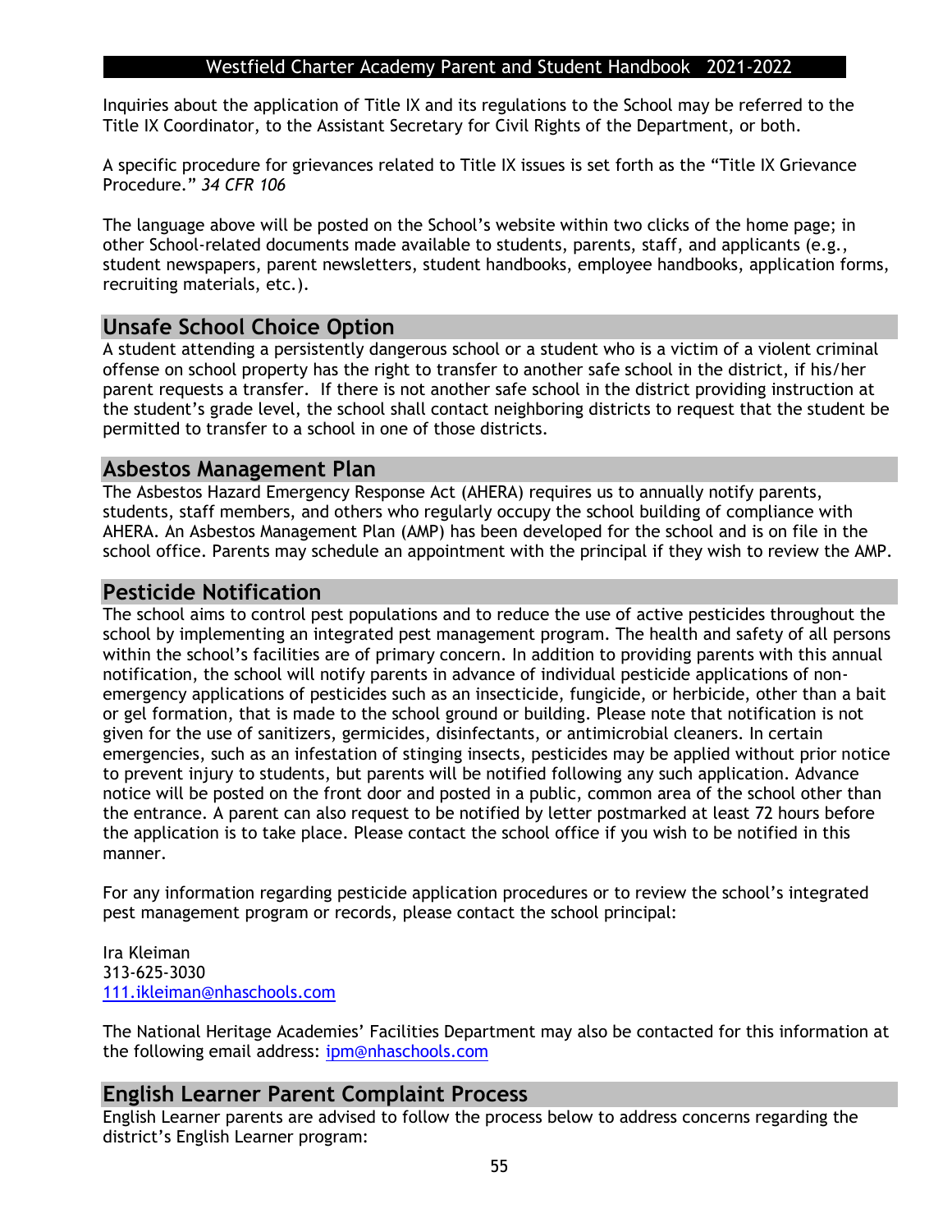Inquiries about the application of Title IX and its regulations to the School may be referred to the Title IX Coordinator, to the Assistant Secretary for Civil Rights of the Department, or both.

A specific procedure for grievances related to Title IX issues is set forth as the "Title IX Grievance Procedure." *34 CFR 106*

The language above will be posted on the School's website within two clicks of the home page; in other School-related documents made available to students, parents, staff, and applicants (e.g., student newspapers, parent newsletters, student handbooks, employee handbooks, application forms, recruiting materials, etc.).

## Unsafe School Choice Option

A student attending a persistently dangerous school or a student who is a victim of a violent criminal offense on school property has the right to transfer to another safe school in the district, if his/her parent requests a transfer. If there is not another safe school in the district providing instruction at the student's grade level, the school shall contact neighboring districts to request that the student be permitted to transfer to a school in one of those districts.

## Asbestos Management Plan

The Asbestos Hazard Emergency Response Act (AHERA) requires us to annually notify parents, students, staff members, and others who regularly occupy the school building of compliance with AHERA. An Asbestos Management Plan (AMP) has been developed for the school and is on file in the school office. Parents may schedule an appointment with the principal if they wish to review the AMP.

## Pesticide Notification

The school aims to control pest populations and to reduce the use of active pesticides throughout the school by implementing an integrated pest management program. The health and safety of all persons within the school's facilities are of primary concern. In addition to providing parents with this annual notification, the school will notify parents in advance of individual pesticide applications of non-emergency applications of pesticides such as an insecticide, fungicide, or herbicide, other than a bait or gel formation, that is made to the school ground or building. Please note that notification is not given for the use of sanitizers, germicides, disinfectants, or antimicrobial cleaners. In certain emergencies, such as an infestation of stinging insects, pesticides may be applied without prior notice to prevent injury to students, but parents will be notified following any such application. Advance notice will be posted on the front door and posted in a public, common area of the school other than the entrance. A parent can also request to be notified by letter postmarked at least 72 hours before the application is to take place. Please contact the school office if you wish to be notified in this manner.

For any information regarding pesticide application procedures or to review the school's integrated pest management program or records, please contact the school principal:

Ira Kleiman
313-625-3030
111.ikleiman@nhaschools.com

The National Heritage Academies' Facilities Department may also be contacted for this information at the following email address: ipm@nhaschools.com

## English Learner Parent Complaint Process

English Learner parents are advised to follow the process below to address concerns regarding the district's English Learner program: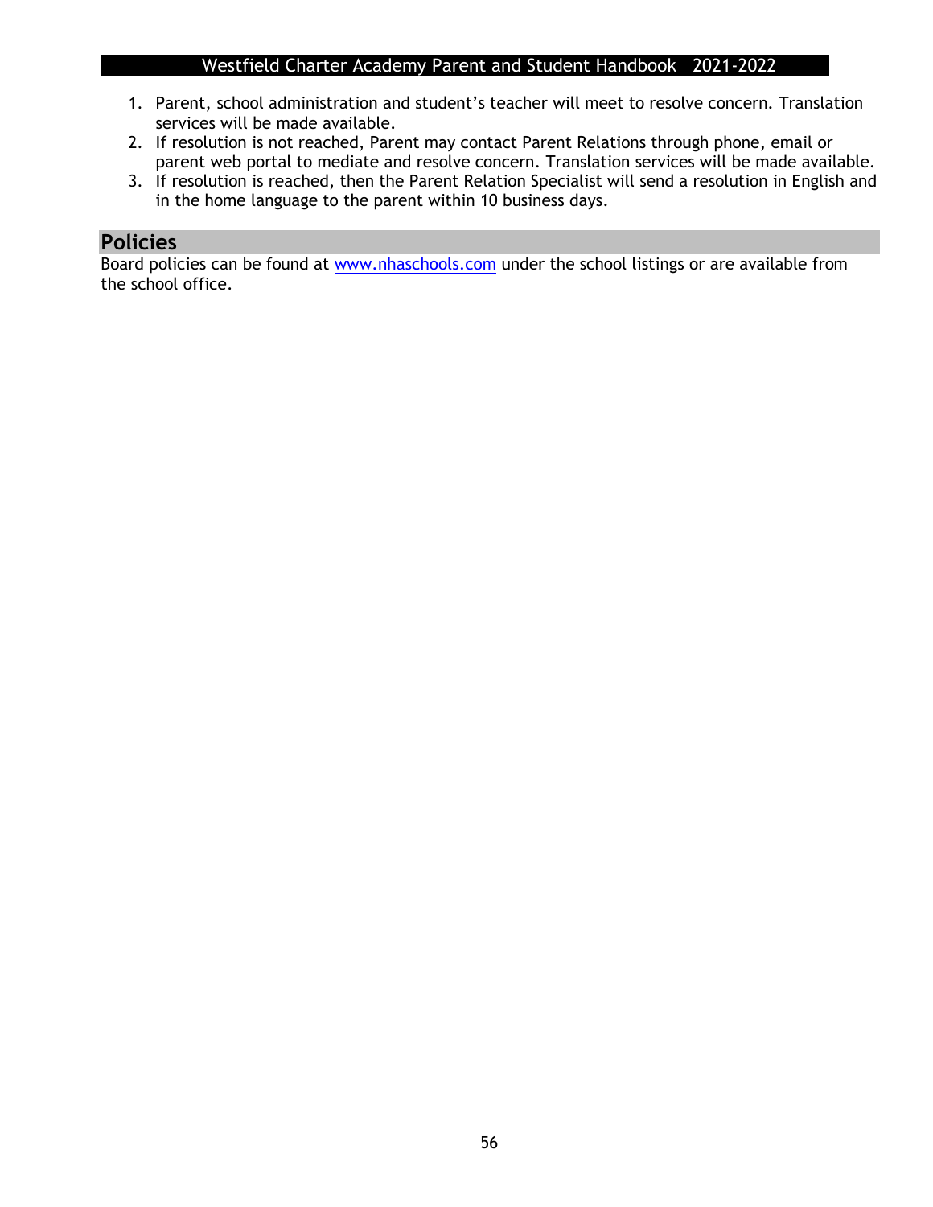1. Parent, school administration and student's teacher will meet to resolve concern. Translation services will be made available.
2. If resolution is not reached, Parent may contact Parent Relations through phone, email or parent web portal to mediate and resolve concern. Translation services will be made available.
3. If resolution is reached, then the Parent Relation Specialist will send a resolution in English and in the home language to the parent within 10 business days.

## Policies

Board policies can be found at www.nhaschools.com under the school listings or are available from the school office.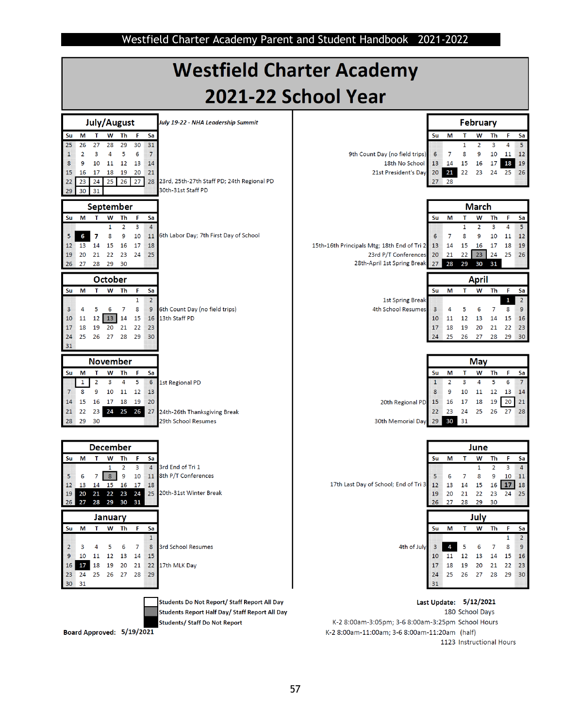# Westfield Charter Academy
# 2021-22 School Year

## July/August

| Su | M | T | W | Th | F | Sa |
|---|---|---|---|---|---|---|
| 25 | 26 | 27 | 28 | 29 | 30 | 31 |
| 1 | 2 | 3 | 4 | 5 | 6 | 7 |
| 8 | 9 | 10 | 11 | 12 | 13 | 14 |
| 15 | 16 | 17 | 18 | 19 | 20 | 21 |
| 22 | 23 | 24 | 25 | 26 | 27 | 28 |
| 29 | 30 | 31 | | | | |

*July 19-22 - NHA Leadership Summit*

23rd, 25th-27th Staff PD; 24th Regional PD

30th-31st Staff PD

## September

| Su | M | T | W | Th | F | Sa |
|---|---|---|---|---|---|---|
| | | | 1 | 2 | 3 | 4 |
| 5 | 6 | 7 | 8 | 9 | 10 | 11 |
| 12 | 13 | 14 | 15 | 16 | 17 | 18 |
| 19 | 20 | 21 | 22 | 23 | 24 | 25 |
| 26 | 27 | 28 | 29 | 30 | | |

6th Labor Day; 7th First Day of School

## October

| Su | M | T | W | Th | F | Sa |
|---|---|---|---|---|---|---|
| | | | | | 1 | 2 |
| 3 | 4 | 5 | 6 | 7 | 8 | 9 |
| 10 | 11 | 12 | 13 | 14 | 15 | 16 |
| 17 | 18 | 19 | 20 | 21 | 22 | 23 |
| 24 | 25 | 26 | 27 | 28 | 29 | 30 |
| 31 | | | | | | |

6th Count Day (no field trips)

13th Staff PD

## November

| Su | M | T | W | Th | F | Sa |
|---|---|---|---|---|---|---|
| | 1 | 2 | 3 | 4 | 5 | 6 |
| 7 | 8 | 9 | 10 | 11 | 12 | 13 |
| 14 | 15 | 16 | 17 | 18 | 19 | 20 |
| 21 | 22 | 23 | 24 | 25 | 26 | 27 |
| 28 | 29 | 30 | | | | |

1st Regional PD

24th-26th Thanksgiving Break

29th School Resumes

## December

| Su | M | T | W | Th | F | Sa |
|---|---|---|---|---|---|---|
| | | | 1 | 2 | 3 | 4 |
| 5 | 6 | 7 | 8 | 9 | 10 | 11 |
| 12 | 13 | 14 | 15 | 16 | 17 | 18 |
| 19 | 20 | 21 | 22 | 23 | 24 | 25 |
| 26 | 27 | 28 | 29 | 30 | 31 | |

3rd End of Tri 1

8th P/T Conferences

20th-31st Winter Break

## January

| Su | M | T | W | Th | F | Sa |
|---|---|---|---|---|---|---|
| | | | | | | 1 |
| 2 | 3 | 4 | 5 | 6 | 7 | 8 |
| 9 | 10 | 11 | 12 | 13 | 14 | 15 |
| 16 | 17 | 18 | 19 | 20 | 21 | 22 |
| 23 | 24 | 25 | 26 | 27 | 28 | 29 |
| 30 | 31 | | | | | |

3rd School Resumes

17th MLK Day

## February

| Su | M | T | W | Th | F | Sa |
|---|---|---|---|---|---|---|
| | | 1 | 2 | 3 | 4 | 5 |
| 6 | 7 | 8 | 9 | 10 | 11 | 12 |
| 13 | 14 | 15 | 16 | 17 | 18 | 19 |
| 20 | 21 | 22 | 23 | 24 | 25 | 26 |
| 27 | 28 | | | | | |

9th Count Day (no field trips)

18th No School

21st President's Day

## March

| Su | M | T | W | Th | F | Sa |
|---|---|---|---|---|---|---|
| | | 1 | 2 | 3 | 4 | 5 |
| 6 | 7 | 8 | 9 | 10 | 11 | 12 |
| 13 | 14 | 15 | 16 | 17 | 18 | 19 |
| 20 | 21 | 22 | 23 | 24 | 25 | 26 |
| 27 | 28 | 29 | 30 | 31 | | |

15th-16th Principals Mtg; 18th End of Tri 2

23rd P/T Conferences

28th-April 1st Spring Break

## April

| Su | M | T | W | Th | F | Sa |
|---|---|---|---|---|---|---|
| | | | | | 1 | 2 |
| 3 | 4 | 5 | 6 | 7 | 8 | 9 |
| 10 | 11 | 12 | 13 | 14 | 15 | 16 |
| 17 | 18 | 19 | 20 | 21 | 22 | 23 |
| 24 | 25 | 26 | 27 | 28 | 29 | 30 |

1st Spring Break

4th School Resumes

## May

| Su | M | T | W | Th | F | Sa |
|---|---|---|---|---|---|---|
| 1 | 2 | 3 | 4 | 5 | 6 | 7 |
| 8 | 9 | 10 | 11 | 12 | 13 | 14 |
| 15 | 16 | 17 | 18 | 19 | 20 | 21 |
| 22 | 23 | 24 | 25 | 26 | 27 | 28 |
| 29 | 30 | 31 | | | | |

20th Regional PD

30th Memorial Day

## June

| Su | M | T | W | Th | F | Sa |
|---|---|---|---|---|---|---|
| | | | 1 | 2 | 3 | 4 |
| 5 | 6 | 7 | 8 | 9 | 10 | 11 |
| 12 | 13 | 14 | 15 | 16 | 17 | 18 |
| 19 | 20 | 21 | 22 | 23 | 24 | 25 |
| 26 | 27 | 28 | 29 | 30 | | |

17th Last Day of School; End of Tri 3

## July

| Su | M | T | W | Th | F | Sa |
|---|---|---|---|---|---|---|
| | | | | | 1 | 2 |
| 3 | 4 | 5 | 6 | 7 | 8 | 9 |
| 10 | 11 | 12 | 13 | 14 | 15 | 16 |
| 17 | 18 | 19 | 20 | 21 | 22 | 23 |
| 24 | 25 | 26 | 27 | 28 | 29 | 30 |
| 31 | | | | | | |

4th of July

**Legend:**
- **Students Do Not Report/ Staff Report All Day** (white box)
- **Students Report Half Day/ Staff Report All Day** (gray box)
- **Students/ Staff Do Not Report** (black box)

**Board Approved: 5/19/2021**

**Last Update: 5/12/2021**

180 School Days

K-2 8:00am-3:05pm; 3-6 8:00am-3:25pm School Hours

K-2 8:00am-11:00am; 3-6 8:00am-11:20am (half)

1123 Instructional Hours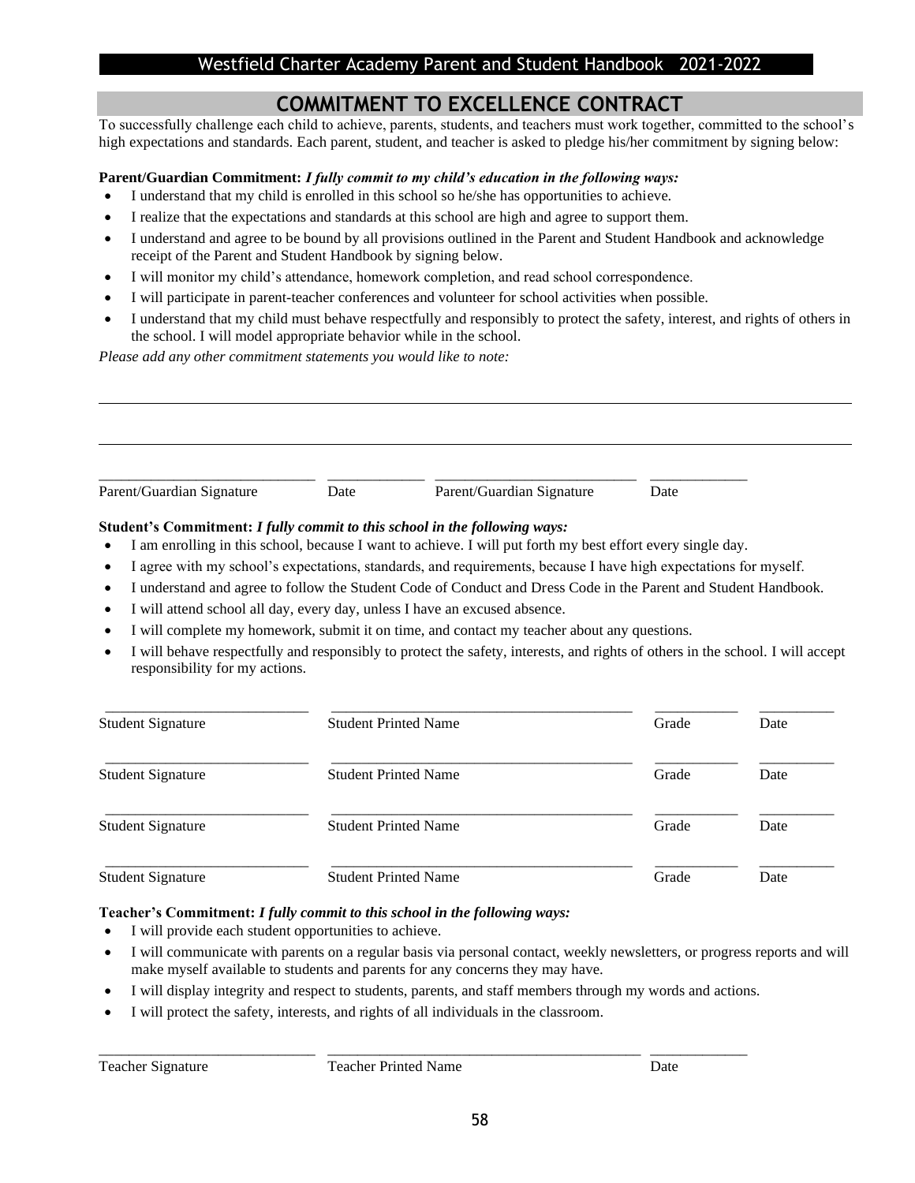# COMMITMENT TO EXCELLENCE CONTRACT

To successfully challenge each child to achieve, parents, students, and teachers must work together, committed to the school's high expectations and standards. Each parent, student, and teacher is asked to pledge his/her commitment by signing below:

**Parent/Guardian Commitment:** ***I fully commit to my child's education in the following ways:***

- I understand that my child is enrolled in this school so he/she has opportunities to achieve.
- I realize that the expectations and standards at this school are high and agree to support them.
- I understand and agree to be bound by all provisions outlined in the Parent and Student Handbook and acknowledge receipt of the Parent and Student Handbook by signing below.
- I will monitor my child's attendance, homework completion, and read school correspondence.
- I will participate in parent-teacher conferences and volunteer for school activities when possible.
- I understand that my child must behave respectfully and responsibly to protect the safety, interest, and rights of others in the school. I will model appropriate behavior while in the school.

*Please add any other commitment statements you would like to note:*

_______________________________________________________________________________

_______________________________________________________________________________

| Parent/Guardian Signature | Date | Parent/Guardian Signature | Date |
|---|---|---|---|

**Student's Commitment:** ***I fully commit to this school in the following ways:***

- I am enrolling in this school, because I want to achieve. I will put forth my best effort every single day.
- I agree with my school's expectations, standards, and requirements, because I have high expectations for myself.
- I understand and agree to follow the Student Code of Conduct and Dress Code in the Parent and Student Handbook.
- I will attend school all day, every day, unless I have an excused absence.
- I will complete my homework, submit it on time, and contact my teacher about any questions.
- I will behave respectfully and responsibly to protect the safety, interests, and rights of others in the school. I will accept responsibility for my actions.

| Student Signature | Student Printed Name | Grade | Date |
|---|---|---|---|
| Student Signature | Student Printed Name | Grade | Date |
| Student Signature | Student Printed Name | Grade | Date |
| Student Signature | Student Printed Name | Grade | Date |

**Teacher's Commitment:** ***I fully commit to this school in the following ways:***

- I will provide each student opportunities to achieve.
- I will communicate with parents on a regular basis via personal contact, weekly newsletters, or progress reports and will make myself available to students and parents for any concerns they may have.
- I will display integrity and respect to students, parents, and staff members through my words and actions.
- I will protect the safety, interests, and rights of all individuals in the classroom.

| Teacher Signature | Teacher Printed Name | Date |
|---|---|---|